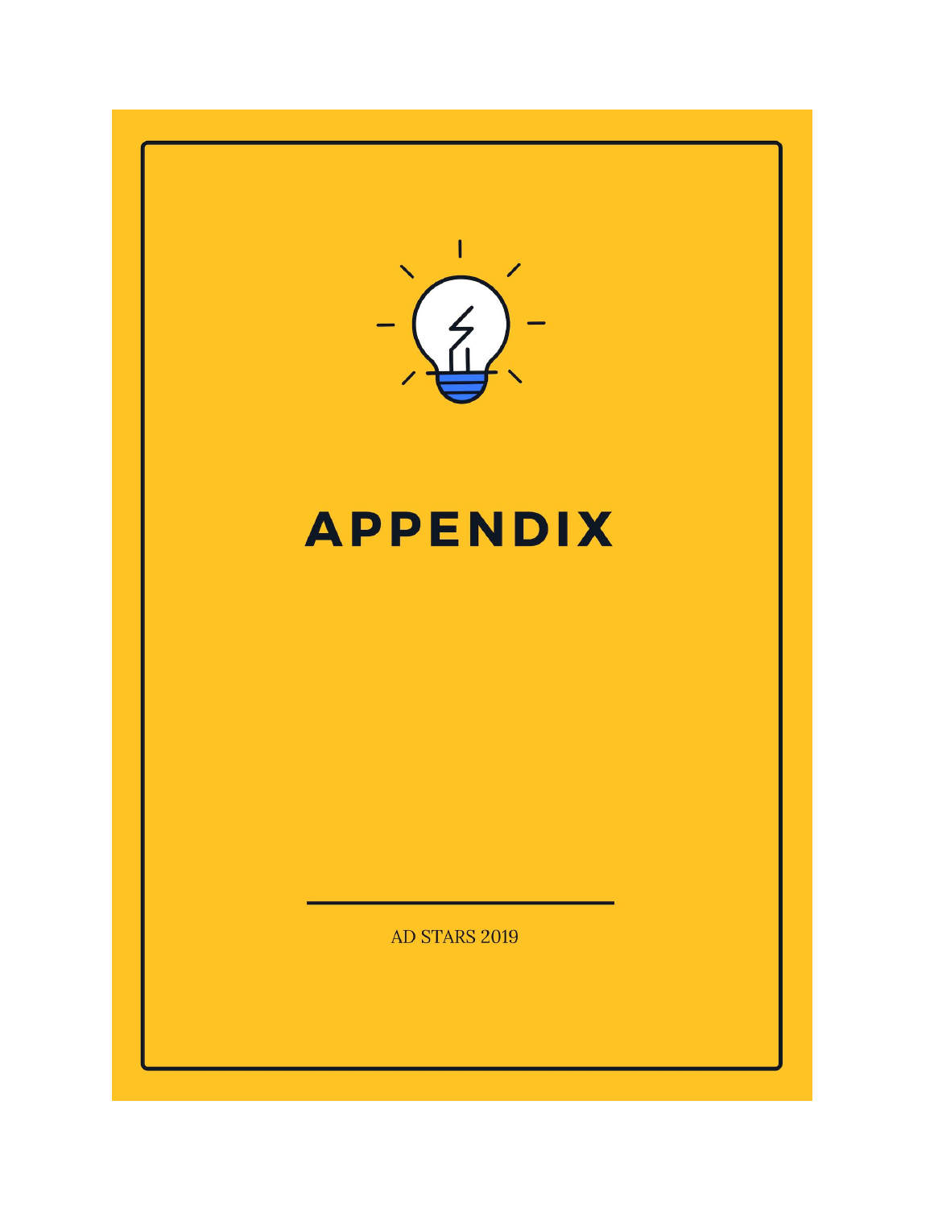# APPENDIX

AD STARS 2019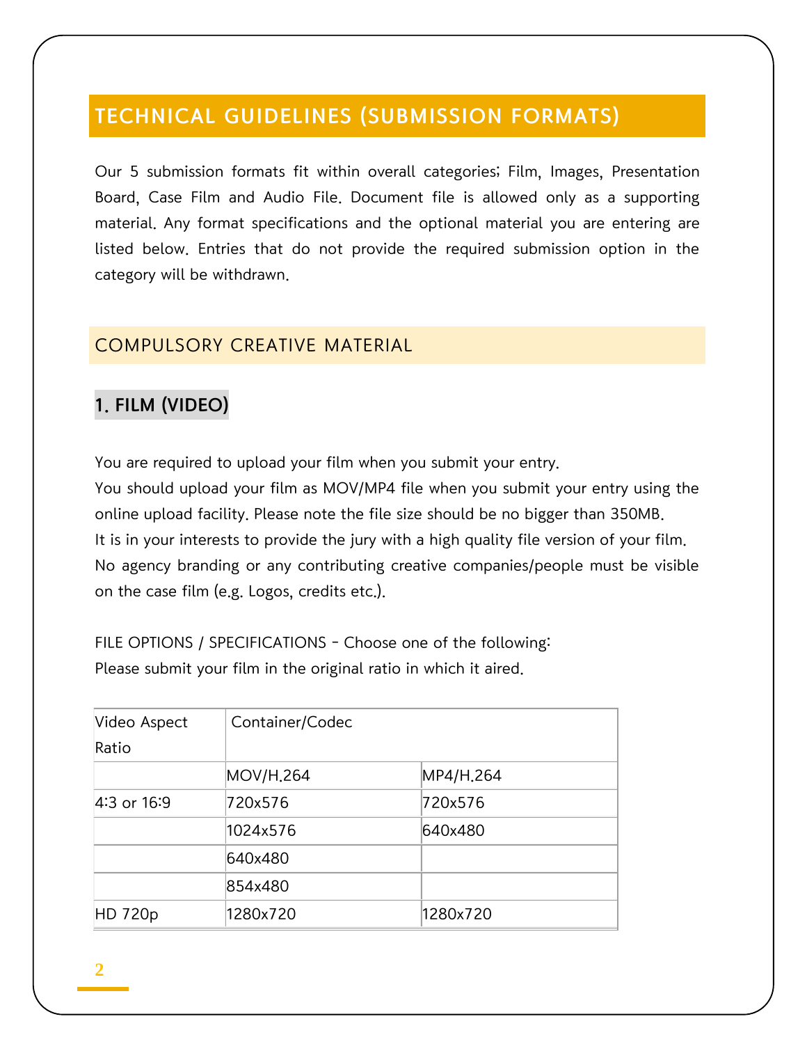# TECHNICAL GUIDELINES (SUBMISSION FORMATS)

Our 5 submission formats fit within overall categories; Film, Images, Presentation Board, Case Film and Audio File. Document file is allowed only as a supporting material. Any format specifications and the optional material you are entering are listed below. Entries that do not provide the required submission option in the category will be withdrawn.

## COMPULSORY CREATIVE MATERIAL

### 1. FILM (VIDEO)

You are required to upload your film when you submit your entry.
You should upload your film as MOV/MP4 file when you submit your entry using the online upload facility. Please note the file size should be no bigger than 350MB.
It is in your interests to provide the jury with a high quality file version of your film.
No agency branding or any contributing creative companies/people must be visible on the case film (e.g. Logos, credits etc.).

FILE OPTIONS / SPECIFICATIONS - Choose one of the following:
Please submit your film in the original ratio in which it aired.

| Video Aspect Ratio | Container/Codec | |
|---|---|---|
| | MOV/H.264 | MP4/H.264 |
| 4:3 or 16:9 | 720x576 | 720x576 |
| | 1024x576 | 640x480 |
| | 640x480 | |
| | 854x480 | |
| HD 720p | 1280x720 | 1280x720 |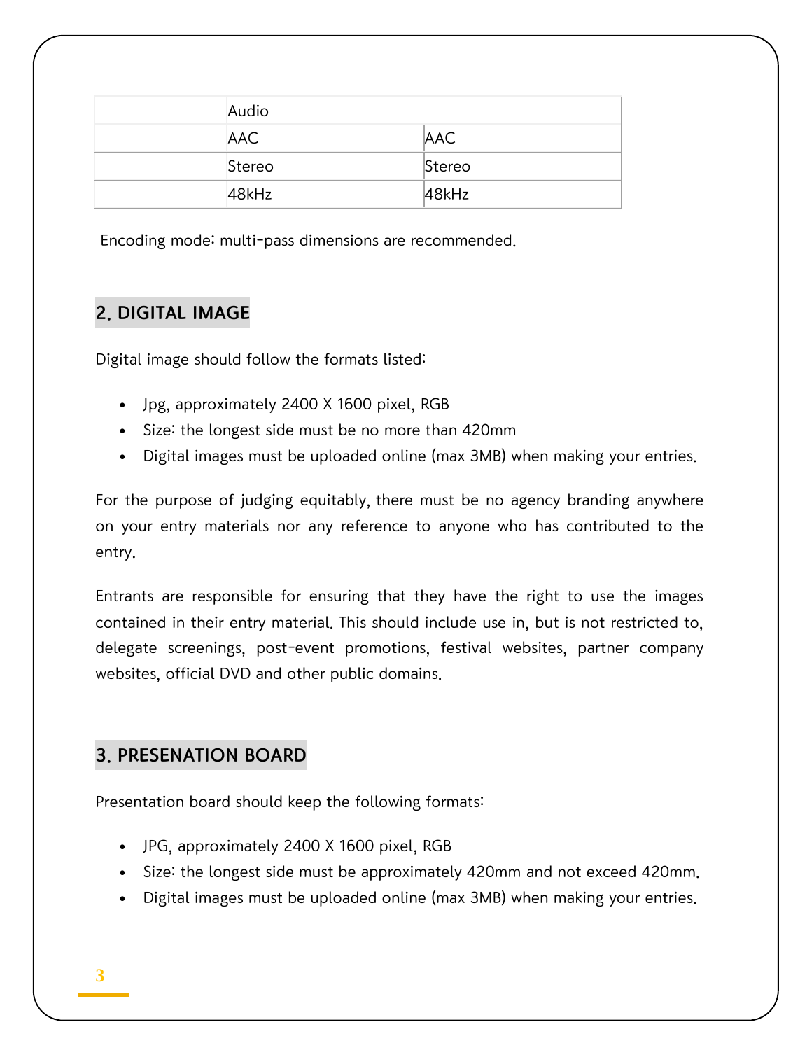| | Audio | |
|---|---|---|
| | AAC | AAC |
| | Stereo | Stereo |
| | 48kHz | 48kHz |

Encoding mode: multi-pass dimensions are recommended.

## 2. DIGITAL IMAGE

Digital image should follow the formats listed:

- Jpg, approximately 2400 X 1600 pixel, RGB
- Size: the longest side must be no more than 420mm
- Digital images must be uploaded online (max 3MB) when making your entries.

For the purpose of judging equitably, there must be no agency branding anywhere on your entry materials nor any reference to anyone who has contributed to the entry.

Entrants are responsible for ensuring that they have the right to use the images contained in their entry material. This should include use in, but is not restricted to, delegate screenings, post-event promotions, festival websites, partner company websites, official DVD and other public domains.

## 3. PRESENATION BOARD

Presentation board should keep the following formats:

- JPG, approximately 2400 X 1600 pixel, RGB
- Size: the longest side must be approximately 420mm and not exceed 420mm.
- Digital images must be uploaded online (max 3MB) when making your entries.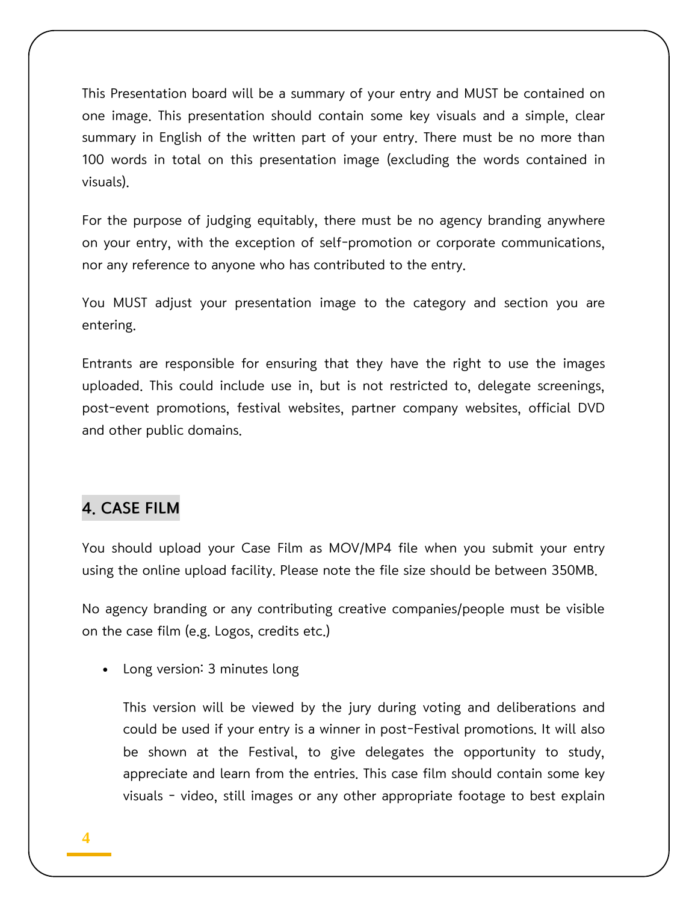This Presentation board will be a summary of your entry and MUST be contained on one image. This presentation should contain some key visuals and a simple, clear summary in English of the written part of your entry. There must be no more than 100 words in total on this presentation image (excluding the words contained in visuals).

For the purpose of judging equitably, there must be no agency branding anywhere on your entry, with the exception of self-promotion or corporate communications, nor any reference to anyone who has contributed to the entry.

You MUST adjust your presentation image to the category and section you are entering.

Entrants are responsible for ensuring that they have the right to use the images uploaded. This could include use in, but is not restricted to, delegate screenings, post-event promotions, festival websites, partner company websites, official DVD and other public domains.

## 4. CASE FILM

You should upload your Case Film as MOV/MP4 file when you submit your entry using the online upload facility. Please note the file size should be between 350MB.

No agency branding or any contributing creative companies/people must be visible on the case film (e.g. Logos, credits etc.)

- Long version: 3 minutes long

  This version will be viewed by the jury during voting and deliberations and could be used if your entry is a winner in post-Festival promotions. It will also be shown at the Festival, to give delegates the opportunity to study, appreciate and learn from the entries. This case film should contain some key visuals - video, still images or any other appropriate footage to best explain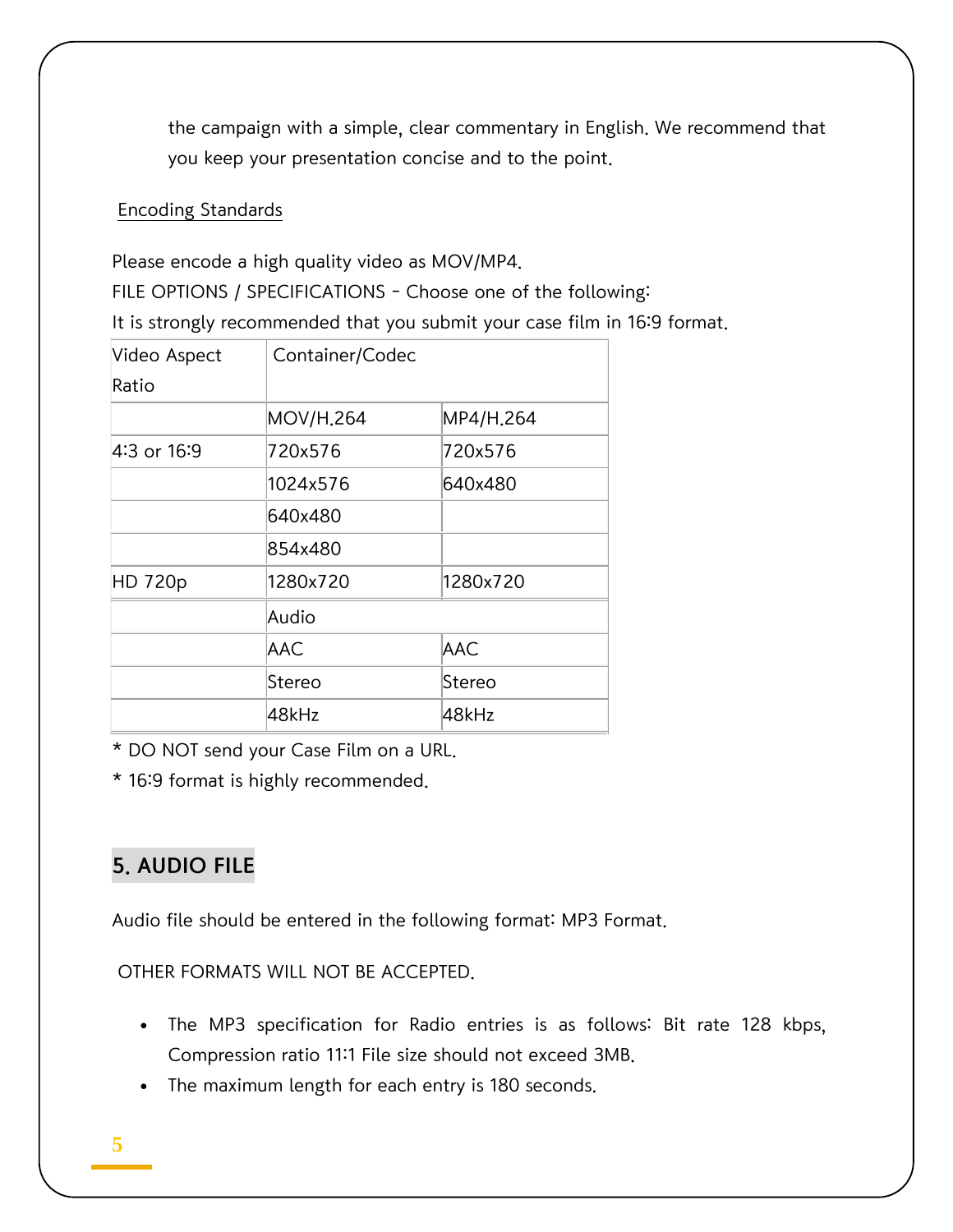the campaign with a simple, clear commentary in English. We recommend that you keep your presentation concise and to the point.

Encoding Standards

Please encode a high quality video as MOV/MP4.
FILE OPTIONS / SPECIFICATIONS - Choose one of the following:
It is strongly recommended that you submit your case film in 16:9 format.

| Video Aspect Ratio | Container/Codec | |
|---|---|---|
| | MOV/H.264 | MP4/H.264 |
| 4:3 or 16:9 | 720x576 | 720x576 |
| | 1024x576 | 640x480 |
| | 640x480 | |
| | 854x480 | |
| HD 720p | 1280x720 | 1280x720 |
| | Audio | |
| | AAC | AAC |
| | Stereo | Stereo |
| | 48kHz | 48kHz |

* DO NOT send your Case Film on a URL.
* 16:9 format is highly recommended.

## 5. AUDIO FILE

Audio file should be entered in the following format: MP3 Format.

OTHER FORMATS WILL NOT BE ACCEPTED.

- The MP3 specification for Radio entries is as follows: Bit rate 128 kbps, Compression ratio 11:1 File size should not exceed 3MB.
- The maximum length for each entry is 180 seconds.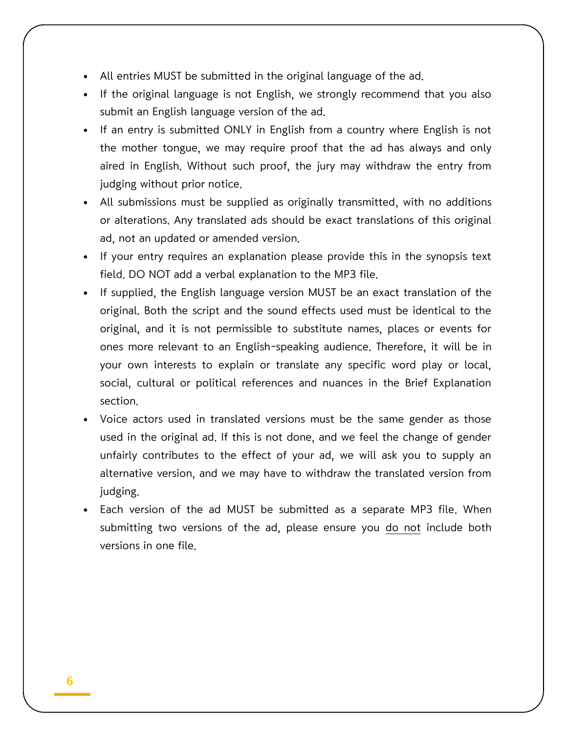- All entries MUST be submitted in the original language of the ad.
- If the original language is not English, we strongly recommend that you also submit an English language version of the ad.
- If an entry is submitted ONLY in English from a country where English is not the mother tongue, we may require proof that the ad has always and only aired in English. Without such proof, the jury may withdraw the entry from judging without prior notice.
- All submissions must be supplied as originally transmitted, with no additions or alterations. Any translated ads should be exact translations of this original ad, not an updated or amended version.
- If your entry requires an explanation please provide this in the synopsis text field. DO NOT add a verbal explanation to the MP3 file.
- If supplied, the English language version MUST be an exact translation of the original. Both the script and the sound effects used must be identical to the original, and it is not permissible to substitute names, places or events for ones more relevant to an English-speaking audience. Therefore, it will be in your own interests to explain or translate any specific word play or local, social, cultural or political references and nuances in the Brief Explanation section.
- Voice actors used in translated versions must be the same gender as those used in the original ad. If this is not done, and we feel the change of gender unfairly contributes to the effect of your ad, we will ask you to supply an alternative version, and we may have to withdraw the translated version from judging.
- Each version of the ad MUST be submitted as a separate MP3 file. When submitting two versions of the ad, please ensure you <u>do not</u> include both versions in one file.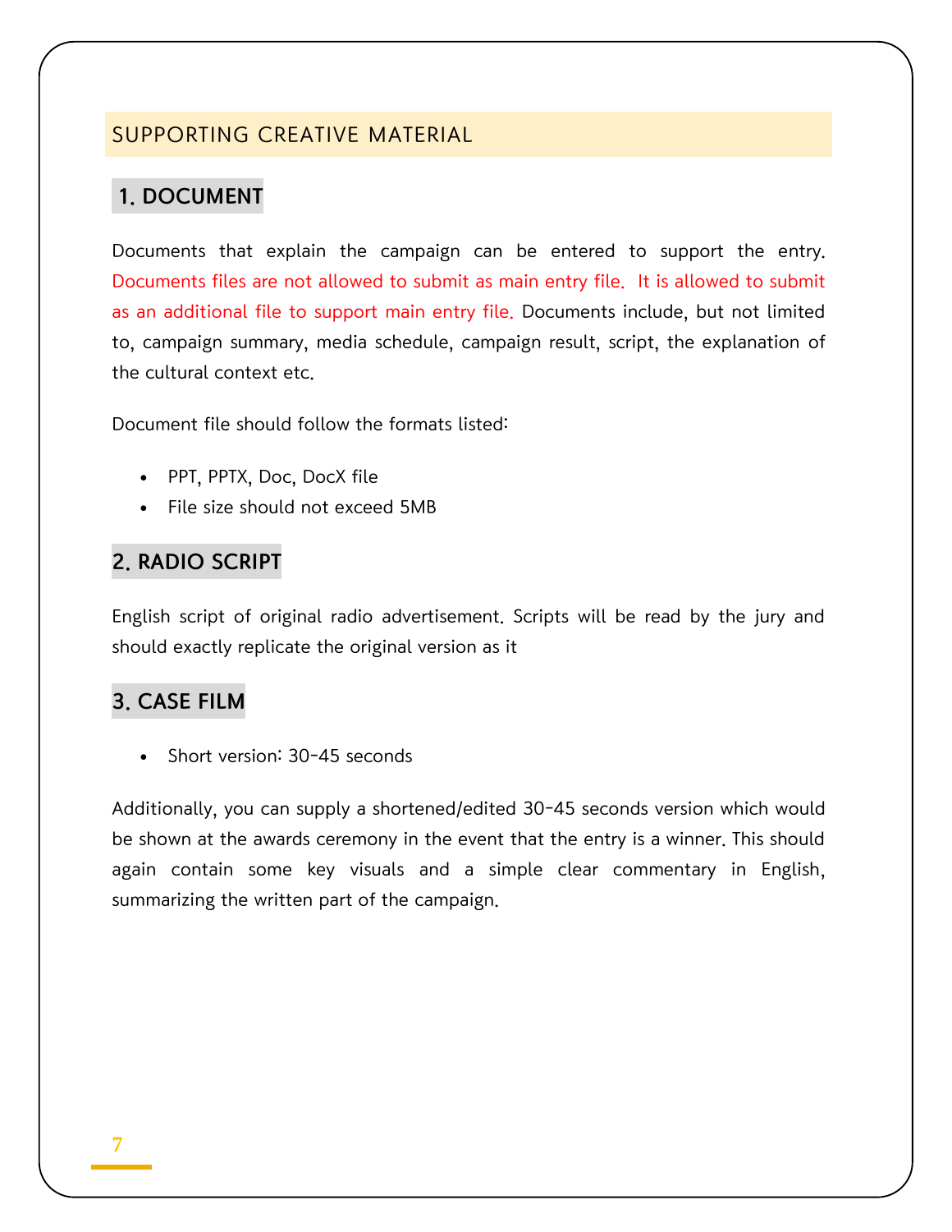## SUPPORTING CREATIVE MATERIAL

### 1. DOCUMENT

Documents that explain the campaign can be entered to support the entry. Documents files are not allowed to submit as main entry file. It is allowed to submit as an additional file to support main entry file. Documents include, but not limited to, campaign summary, media schedule, campaign result, script, the explanation of the cultural context etc.

Document file should follow the formats listed:

- PPT, PPTX, Doc, DocX file
- File size should not exceed 5MB

### 2. RADIO SCRIPT

English script of original radio advertisement. Scripts will be read by the jury and should exactly replicate the original version as it

### 3. CASE FILM

- Short version: 30-45 seconds

Additionally, you can supply a shortened/edited 30-45 seconds version which would be shown at the awards ceremony in the event that the entry is a winner. This should again contain some key visuals and a simple clear commentary in English, summarizing the written part of the campaign.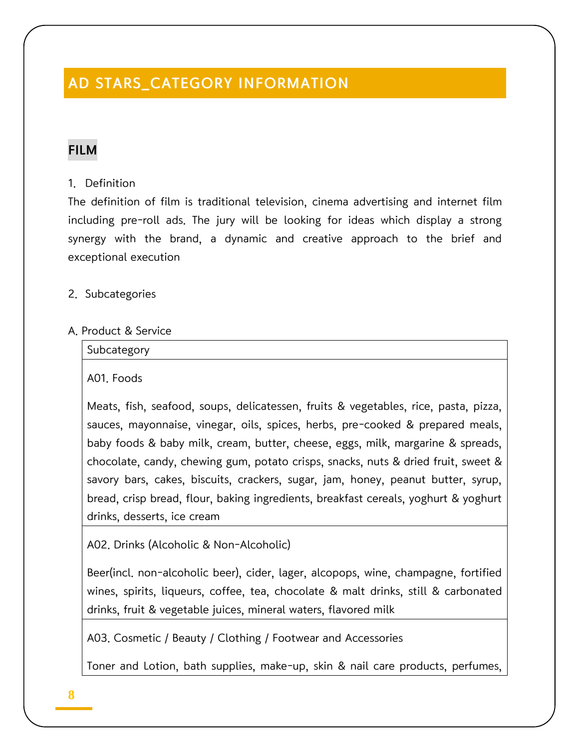# AD STARS_CATEGORY INFORMATION

## FILM

1. Definition

The definition of film is traditional television, cinema advertising and internet film including pre-roll ads. The jury will be looking for ideas which display a strong synergy with the brand, a dynamic and creative approach to the brief and exceptional execution

2. Subcategories

A. Product & Service

| Subcategory |
| --- |
| A01. Foods<br><br>Meats, fish, seafood, soups, delicatessen, fruits & vegetables, rice, pasta, pizza, sauces, mayonnaise, vinegar, oils, spices, herbs, pre-cooked & prepared meals, baby foods & baby milk, cream, butter, cheese, eggs, milk, margarine & spreads, chocolate, candy, chewing gum, potato crisps, snacks, nuts & dried fruit, sweet & savory bars, cakes, biscuits, crackers, sugar, jam, honey, peanut butter, syrup, bread, crisp bread, flour, baking ingredients, breakfast cereals, yoghurt & yoghurt drinks, desserts, ice cream |
| A02. Drinks (Alcoholic & Non-Alcoholic)<br><br>Beer(incl. non-alcoholic beer), cider, lager, alcopops, wine, champagne, fortified wines, spirits, liqueurs, coffee, tea, chocolate & malt drinks, still & carbonated drinks, fruit & vegetable juices, mineral waters, flavored milk |
| A03. Cosmetic / Beauty / Clothing / Footwear and Accessories<br><br>Toner and Lotion, bath supplies, make-up, skin & nail care products, perfumes, |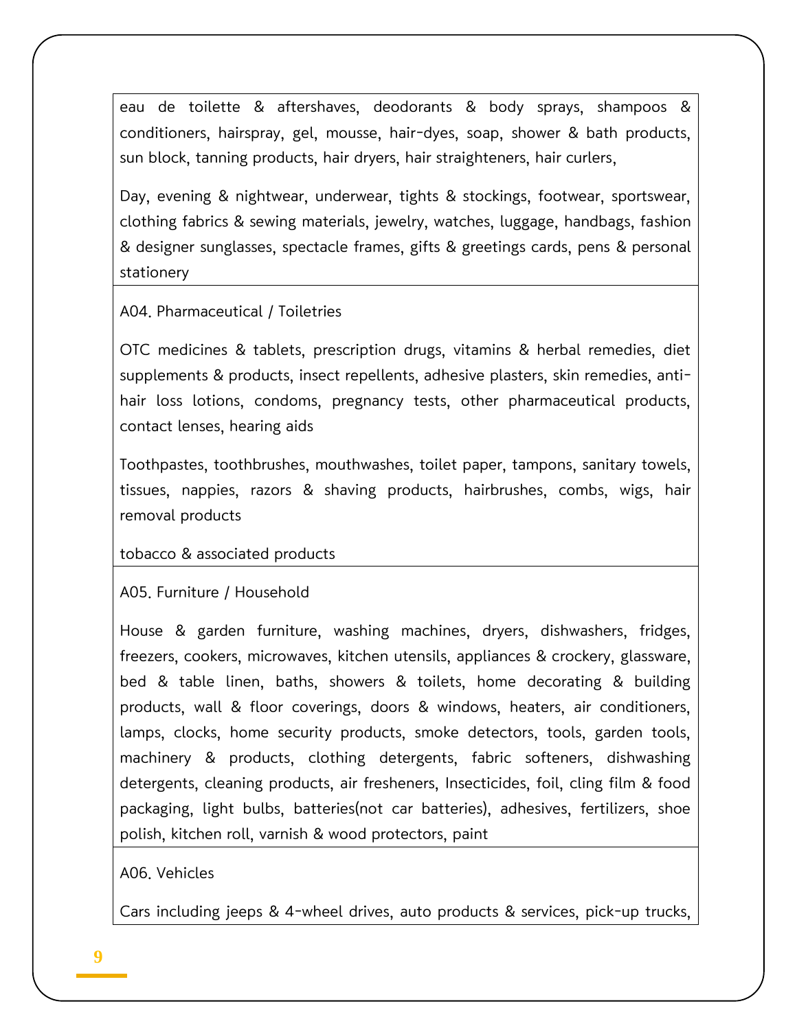eau de toilette & aftershaves, deodorants & body sprays, shampoos & conditioners, hairspray, gel, mousse, hair-dyes, soap, shower & bath products, sun block, tanning products, hair dryers, hair straighteners, hair curlers,

Day, evening & nightwear, underwear, tights & stockings, footwear, sportswear, clothing fabrics & sewing materials, jewelry, watches, luggage, handbags, fashion & designer sunglasses, spectacle frames, gifts & greetings cards, pens & personal stationery

A04. Pharmaceutical / Toiletries

OTC medicines & tablets, prescription drugs, vitamins & herbal remedies, diet supplements & products, insect repellents, adhesive plasters, skin remedies, anti-hair loss lotions, condoms, pregnancy tests, other pharmaceutical products, contact lenses, hearing aids

Toothpastes, toothbrushes, mouthwashes, toilet paper, tampons, sanitary towels, tissues, nappies, razors & shaving products, hairbrushes, combs, wigs, hair removal products

tobacco & associated products

A05. Furniture / Household

House & garden furniture, washing machines, dryers, dishwashers, fridges, freezers, cookers, microwaves, kitchen utensils, appliances & crockery, glassware, bed & table linen, baths, showers & toilets, home decorating & building products, wall & floor coverings, doors & windows, heaters, air conditioners, lamps, clocks, home security products, smoke detectors, tools, garden tools, machinery & products, clothing detergents, fabric softeners, dishwashing detergents, cleaning products, air fresheners, Insecticides, foil, cling film & food packaging, light bulbs, batteries(not car batteries), adhesives, fertilizers, shoe polish, kitchen roll, varnish & wood protectors, paint

A06. Vehicles

Cars including jeeps & 4-wheel drives, auto products & services, pick-up trucks,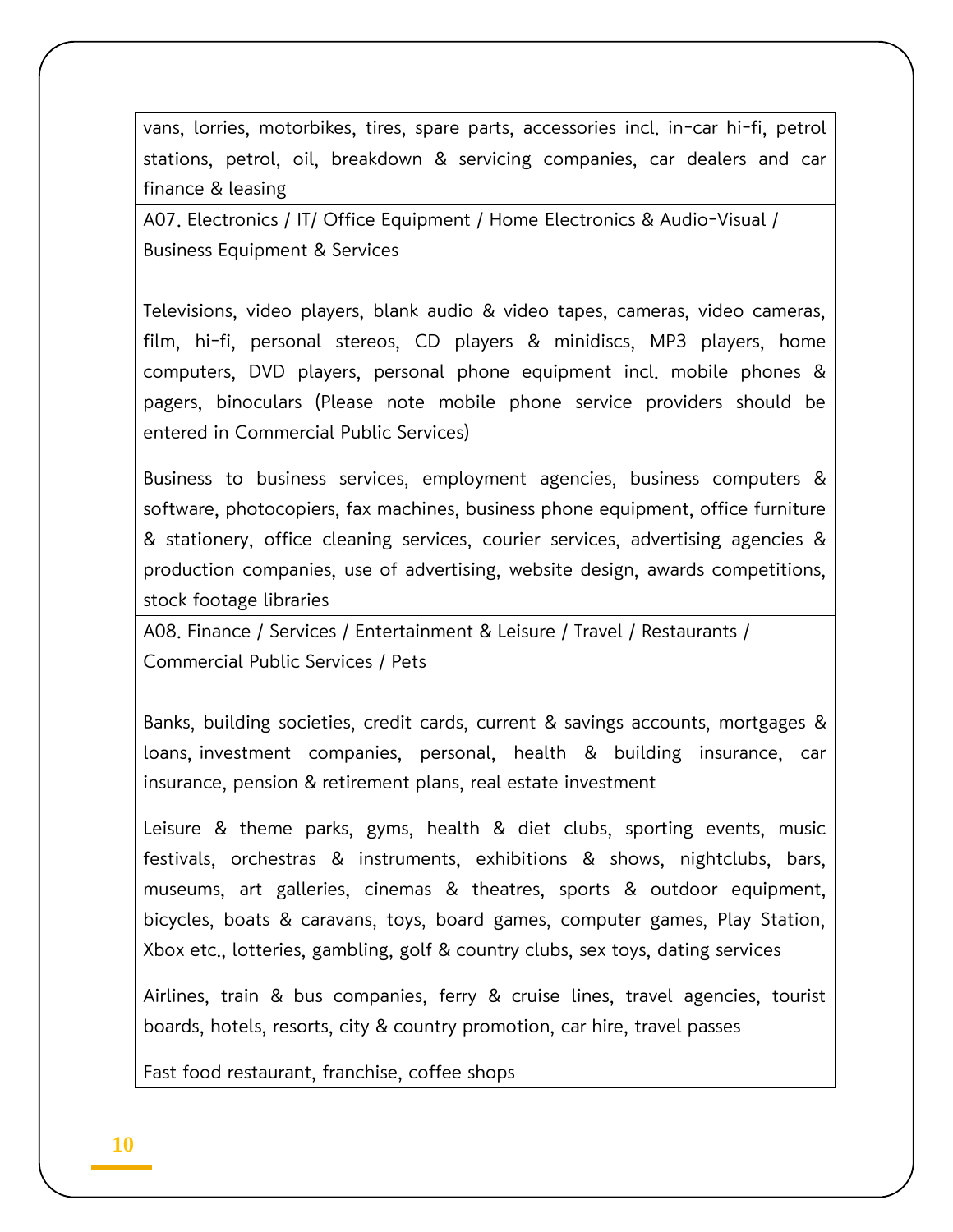| |
|---|
| vans, lorries, motorbikes, tires, spare parts, accessories incl. in-car hi-fi, petrol stations, petrol, oil, breakdown & servicing companies, car dealers and car finance & leasing |
| A07. Electronics / IT/ Office Equipment / Home Electronics & Audio-Visual / Business Equipment & Services<br><br>Televisions, video players, blank audio & video tapes, cameras, video cameras, film, hi-fi, personal stereos, CD players & minidiscs, MP3 players, home computers, DVD players, personal phone equipment incl. mobile phones & pagers, binoculars (Please note mobile phone service providers should be entered in Commercial Public Services)<br><br>Business to business services, employment agencies, business computers & software, photocopiers, fax machines, business phone equipment, office furniture & stationery, office cleaning services, courier services, advertising agencies & production companies, use of advertising, website design, awards competitions, stock footage libraries |
| A08. Finance / Services / Entertainment & Leisure / Travel / Restaurants / Commercial Public Services / Pets<br><br>Banks, building societies, credit cards, current & savings accounts, mortgages & loans, investment companies, personal, health & building insurance, car insurance, pension & retirement plans, real estate investment<br><br>Leisure & theme parks, gyms, health & diet clubs, sporting events, music festivals, orchestras & instruments, exhibitions & shows, nightclubs, bars, museums, art galleries, cinemas & theatres, sports & outdoor equipment, bicycles, boats & caravans, toys, board games, computer games, Play Station, Xbox etc., lotteries, gambling, golf & country clubs, sex toys, dating services<br><br>Airlines, train & bus companies, ferry & cruise lines, travel agencies, tourist boards, hotels, resorts, city & country promotion, car hire, travel passes<br><br>Fast food restaurant, franchise, coffee shops |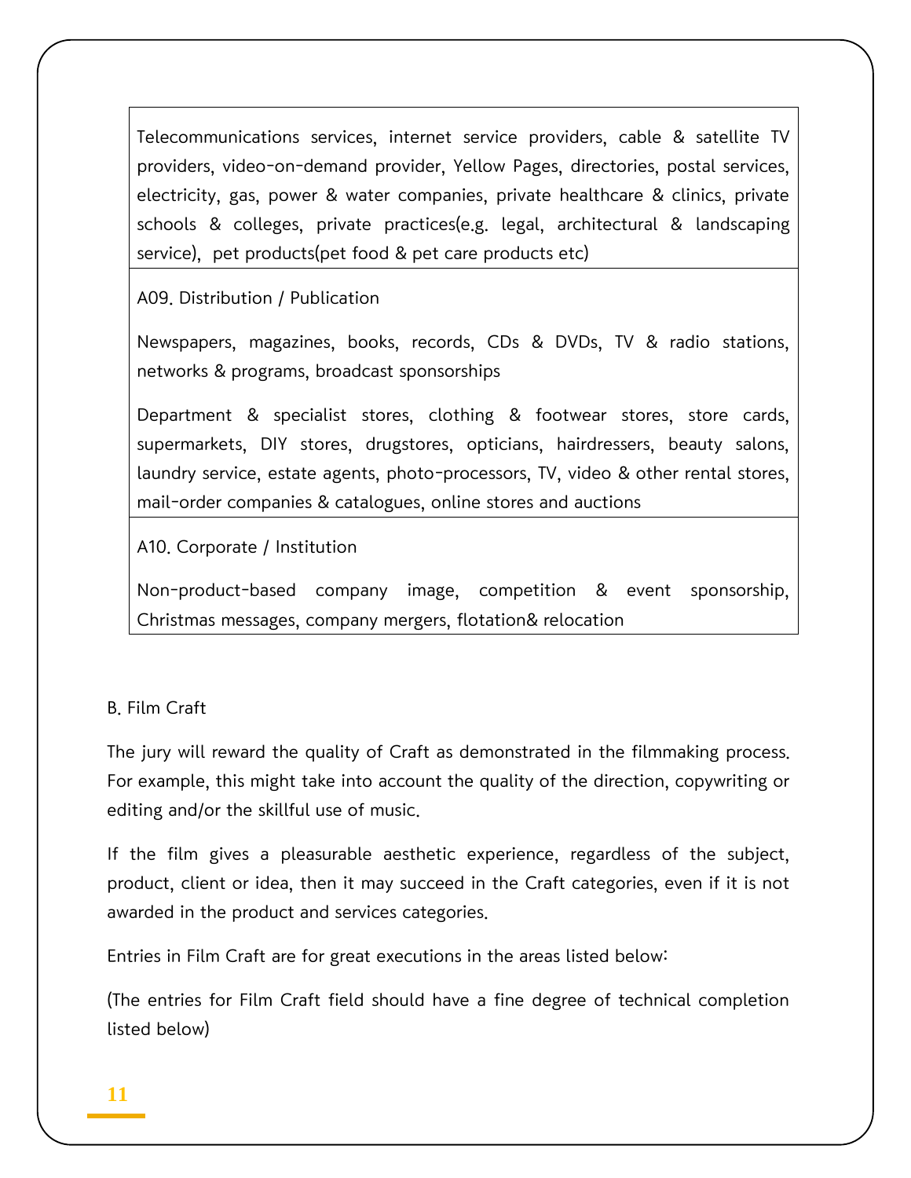| |
|---|
| Telecommunications services, internet service providers, cable & satellite TV providers, video-on-demand provider, Yellow Pages, directories, postal services, electricity, gas, power & water companies, private healthcare & clinics, private schools & colleges, private practices(e.g. legal, architectural & landscaping service), pet products(pet food & pet care products etc) |
| A09. Distribution / Publication<br><br>Newspapers, magazines, books, records, CDs & DVDs, TV & radio stations, networks & programs, broadcast sponsorships<br><br>Department & specialist stores, clothing & footwear stores, store cards, supermarkets, DIY stores, drugstores, opticians, hairdressers, beauty salons, laundry service, estate agents, photo-processors, TV, video & other rental stores, mail-order companies & catalogues, online stores and auctions |
| A10. Corporate / Institution<br><br>Non-product-based company image, competition & event sponsorship, Christmas messages, company mergers, flotation& relocation |

B. Film Craft

The jury will reward the quality of Craft as demonstrated in the filmmaking process. For example, this might take into account the quality of the direction, copywriting or editing and/or the skillful use of music.

If the film gives a pleasurable aesthetic experience, regardless of the subject, product, client or idea, then it may succeed in the Craft categories, even if it is not awarded in the product and services categories.

Entries in Film Craft are for great executions in the areas listed below:

(The entries for Film Craft field should have a fine degree of technical completion listed below)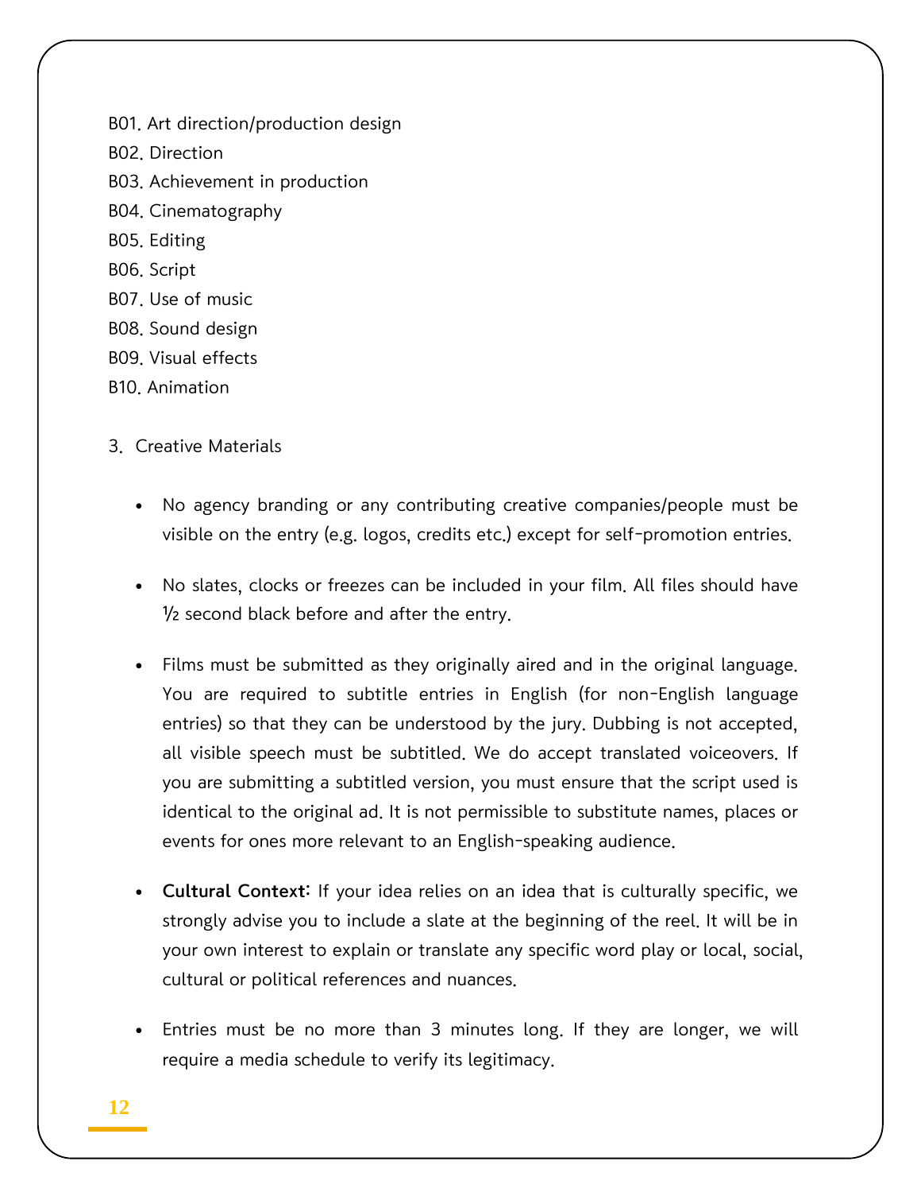B01. Art direction/production design
B02. Direction
B03. Achievement in production
B04. Cinematography
B05. Editing
B06. Script
B07. Use of music
B08. Sound design
B09. Visual effects
B10. Animation

3. Creative Materials

- No agency branding or any contributing creative companies/people must be visible on the entry (e.g. logos, credits etc.) except for self-promotion entries.

- No slates, clocks or freezes can be included in your film. All files should have ½ second black before and after the entry.

- Films must be submitted as they originally aired and in the original language. You are required to subtitle entries in English (for non-English language entries) so that they can be understood by the jury. Dubbing is not accepted, all visible speech must be subtitled. We do accept translated voiceovers. If you are submitting a subtitled version, you must ensure that the script used is identical to the original ad. It is not permissible to substitute names, places or events for ones more relevant to an English-speaking audience.

- **Cultural Context:** If your idea relies on an idea that is culturally specific, we strongly advise you to include a slate at the beginning of the reel. It will be in your own interest to explain or translate any specific word play or local, social, cultural or political references and nuances.

- Entries must be no more than 3 minutes long. If they are longer, we will require a media schedule to verify its legitimacy.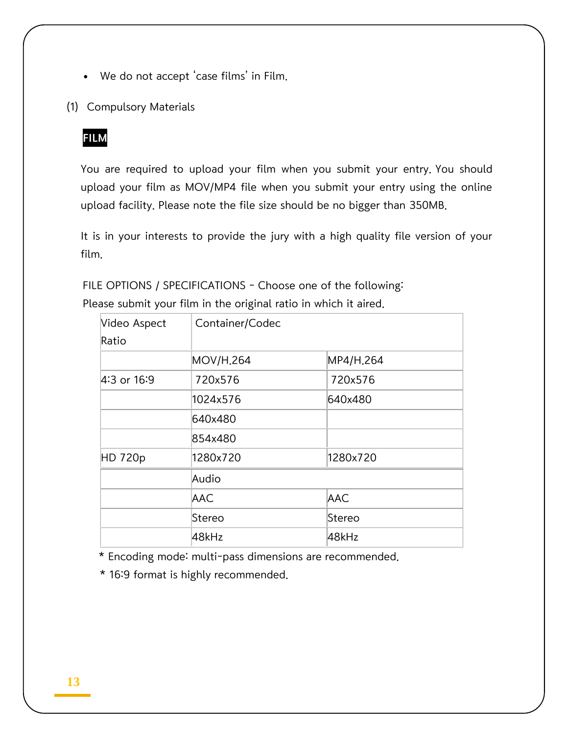- We do not accept 'case films' in Film.

(1) Compulsory Materials

**FILM**

You are required to upload your film when you submit your entry. You should upload your film as MOV/MP4 file when you submit your entry using the online upload facility. Please note the file size should be no bigger than 350MB.

It is in your interests to provide the jury with a high quality file version of your film.

FILE OPTIONS / SPECIFICATIONS - Choose one of the following:
Please submit your film in the original ratio in which it aired.

| Video Aspect Ratio | Container/Codec | |
|---|---|---|
| | MOV/H.264 | MP4/H.264 |
| 4:3 or 16:9 | 720x576 | 720x576 |
| | 1024x576 | 640x480 |
| | 640x480 | |
| | 854x480 | |
| HD 720p | 1280x720 | 1280x720 |
| | Audio | |
| | AAC | AAC |
| | Stereo | Stereo |
| | 48kHz | 48kHz |

* Encoding mode: multi-pass dimensions are recommended.

* 16:9 format is highly recommended.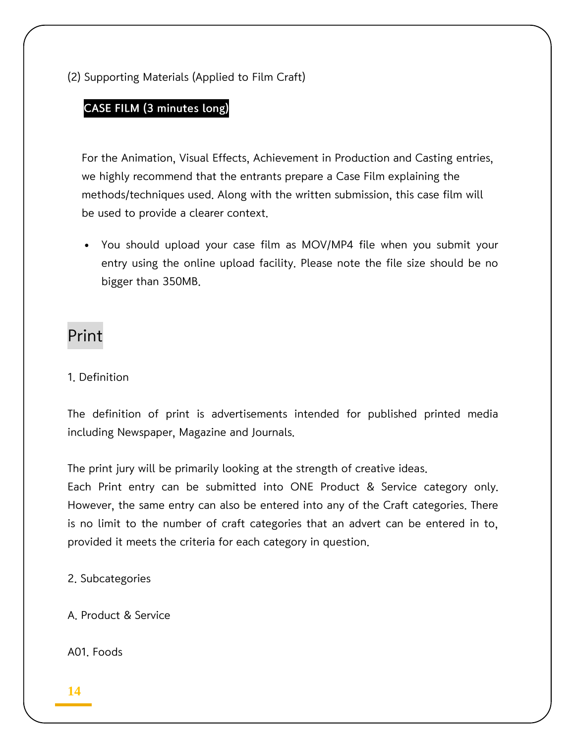(2) Supporting Materials (Applied to Film Craft)

**CASE FILM (3 minutes long)**

For the Animation, Visual Effects, Achievement in Production and Casting entries, we highly recommend that the entrants prepare a Case Film explaining the methods/techniques used. Along with the written submission, this case film will be used to provide a clearer context.

- You should upload your case film as MOV/MP4 file when you submit your entry using the online upload facility. Please note the file size should be no bigger than 350MB.

## Print

1. Definition

The definition of print is advertisements intended for published printed media including Newspaper, Magazine and Journals.

The print jury will be primarily looking at the strength of creative ideas.
Each Print entry can be submitted into ONE Product & Service category only. However, the same entry can also be entered into any of the Craft categories. There is no limit to the number of craft categories that an advert can be entered in to, provided it meets the criteria for each category in question.

2. Subcategories

A. Product & Service

A01. Foods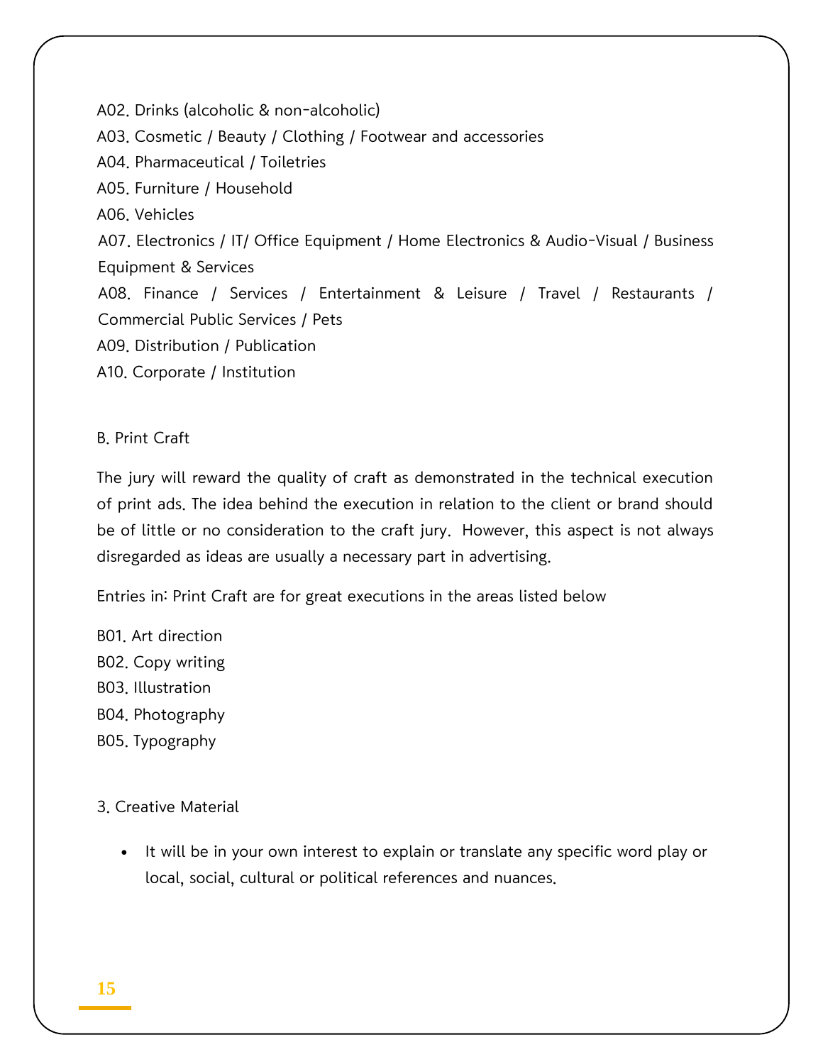A02. Drinks (alcoholic & non-alcoholic)
A03. Cosmetic / Beauty / Clothing / Footwear and accessories
A04. Pharmaceutical / Toiletries
A05. Furniture / Household
A06. Vehicles
A07. Electronics / IT/ Office Equipment / Home Electronics & Audio-Visual / Business Equipment & Services
A08. Finance / Services / Entertainment & Leisure / Travel / Restaurants / Commercial Public Services / Pets
A09. Distribution / Publication
A10. Corporate / Institution

B. Print Craft

The jury will reward the quality of craft as demonstrated in the technical execution of print ads. The idea behind the execution in relation to the client or brand should be of little or no consideration to the craft jury. However, this aspect is not always disregarded as ideas are usually a necessary part in advertising.

Entries in: Print Craft are for great executions in the areas listed below

B01. Art direction
B02. Copy writing
B03. Illustration
B04. Photography
B05. Typography

3. Creative Material

- It will be in your own interest to explain or translate any specific word play or local, social, cultural or political references and nuances.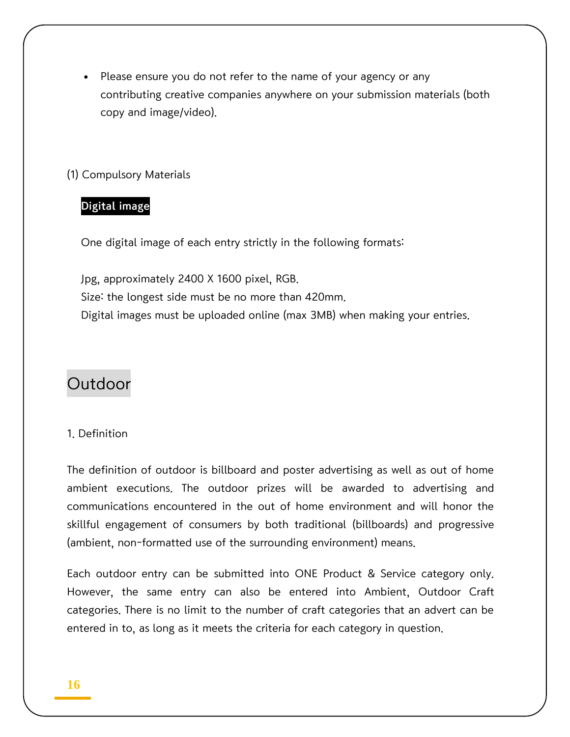- Please ensure you do not refer to the name of your agency or any contributing creative companies anywhere on your submission materials (both copy and image/video).

(1) Compulsory Materials

**Digital image**

One digital image of each entry strictly in the following formats:

Jpg, approximately 2400 X 1600 pixel, RGB.
Size: the longest side must be no more than 420mm.
Digital images must be uploaded online (max 3MB) when making your entries.

## Outdoor

1. Definition

The definition of outdoor is billboard and poster advertising as well as out of home ambient executions. The outdoor prizes will be awarded to advertising and communications encountered in the out of home environment and will honor the skillful engagement of consumers by both traditional (billboards) and progressive (ambient, non-formatted use of the surrounding environment) means.

Each outdoor entry can be submitted into ONE Product & Service category only. However, the same entry can also be entered into Ambient, Outdoor Craft categories. There is no limit to the number of craft categories that an advert can be entered in to, as long as it meets the criteria for each category in question.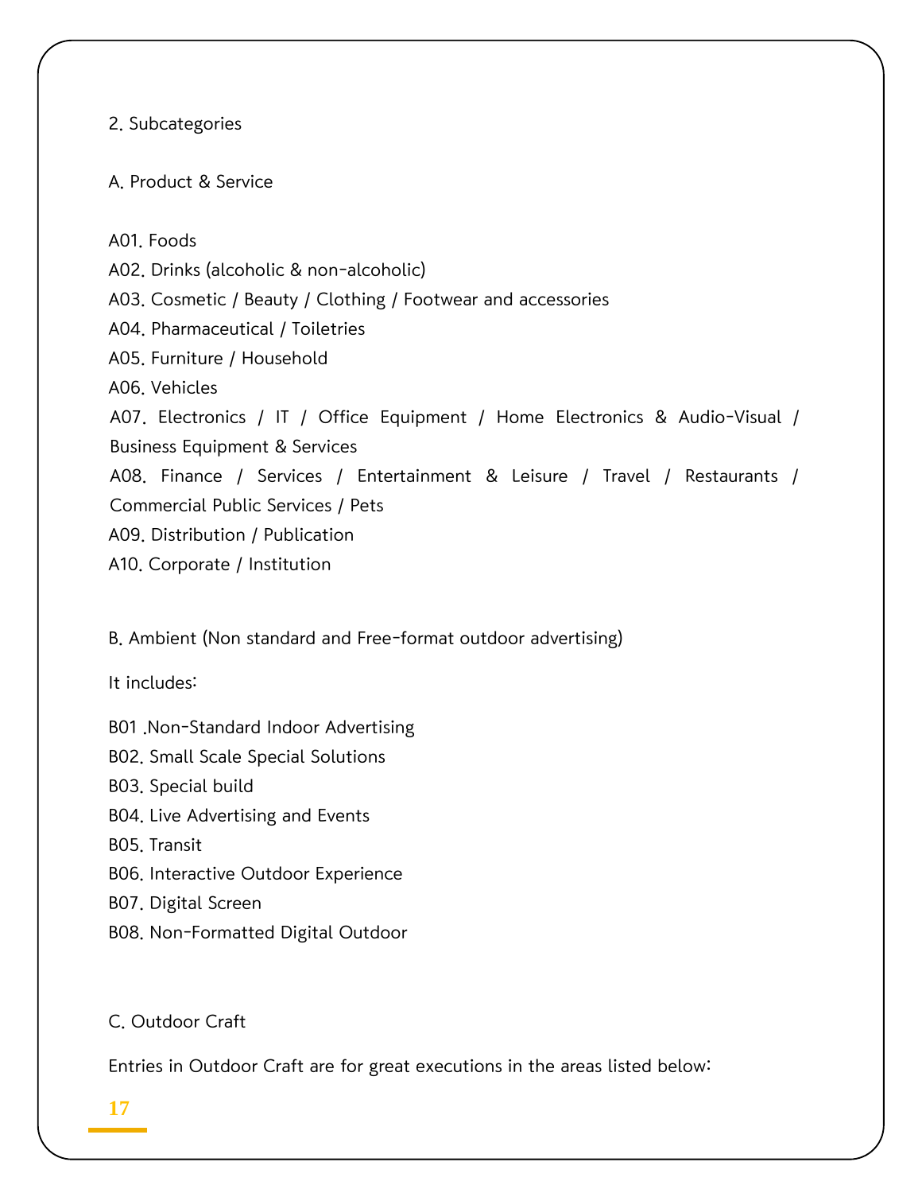2. Subcategories

A. Product & Service

A01. Foods
A02. Drinks (alcoholic & non-alcoholic)
A03. Cosmetic / Beauty / Clothing / Footwear and accessories
A04. Pharmaceutical / Toiletries
A05. Furniture / Household
A06. Vehicles
A07. Electronics / IT / Office Equipment / Home Electronics & Audio-Visual / Business Equipment & Services
A08. Finance / Services / Entertainment & Leisure / Travel / Restaurants / Commercial Public Services / Pets
A09. Distribution / Publication
A10. Corporate / Institution

B. Ambient (Non standard and Free-format outdoor advertising)

It includes:

B01 .Non-Standard Indoor Advertising
B02. Small Scale Special Solutions
B03. Special build
B04. Live Advertising and Events
B05. Transit
B06. Interactive Outdoor Experience
B07. Digital Screen
B08. Non-Formatted Digital Outdoor

C. Outdoor Craft

Entries in Outdoor Craft are for great executions in the areas listed below: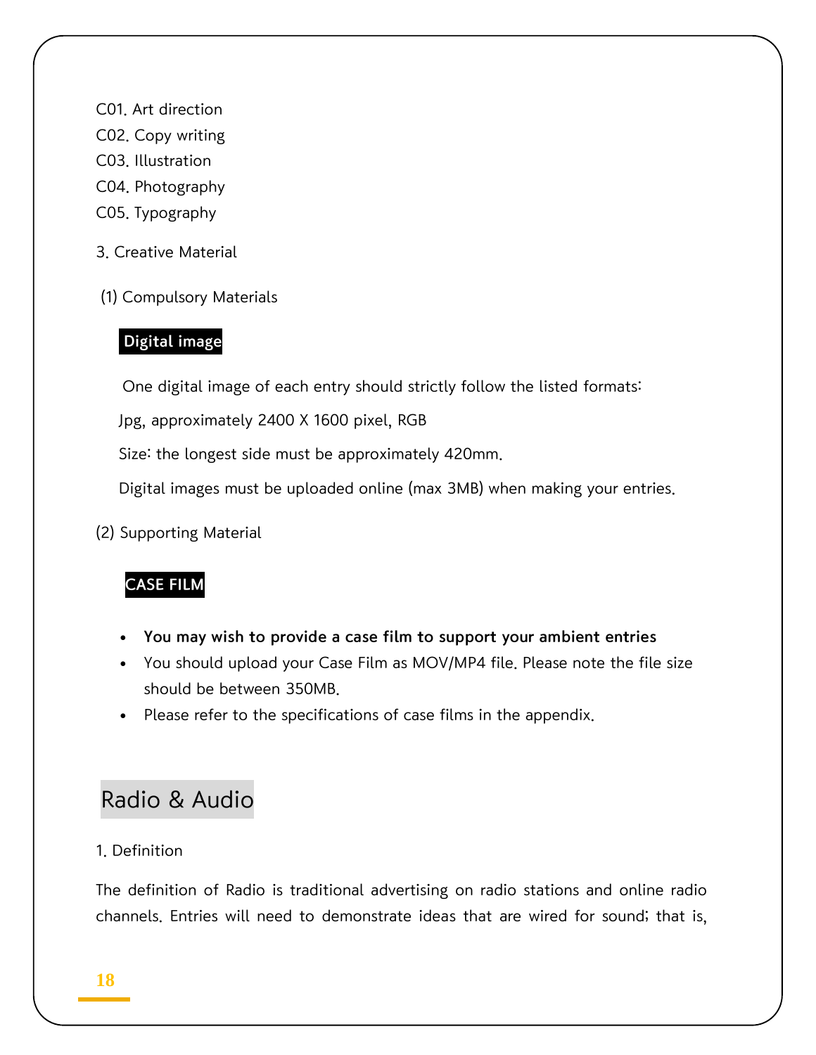C01. Art direction
C02. Copy writing
C03. Illustration
C04. Photography
C05. Typography

3. Creative Material

(1) Compulsory Materials

**Digital image**

One digital image of each entry should strictly follow the listed formats:

Jpg, approximately 2400 X 1600 pixel, RGB

Size: the longest side must be approximately 420mm.

Digital images must be uploaded online (max 3MB) when making your entries.

(2) Supporting Material

**CASE FILM**

- **You may wish to provide a case film to support your ambient entries**
- You should upload your Case Film as MOV/MP4 file. Please note the file size should be between 350MB.
- Please refer to the specifications of case films in the appendix.

## Radio & Audio

1. Definition

The definition of Radio is traditional advertising on radio stations and online radio channels. Entries will need to demonstrate ideas that are wired for sound; that is,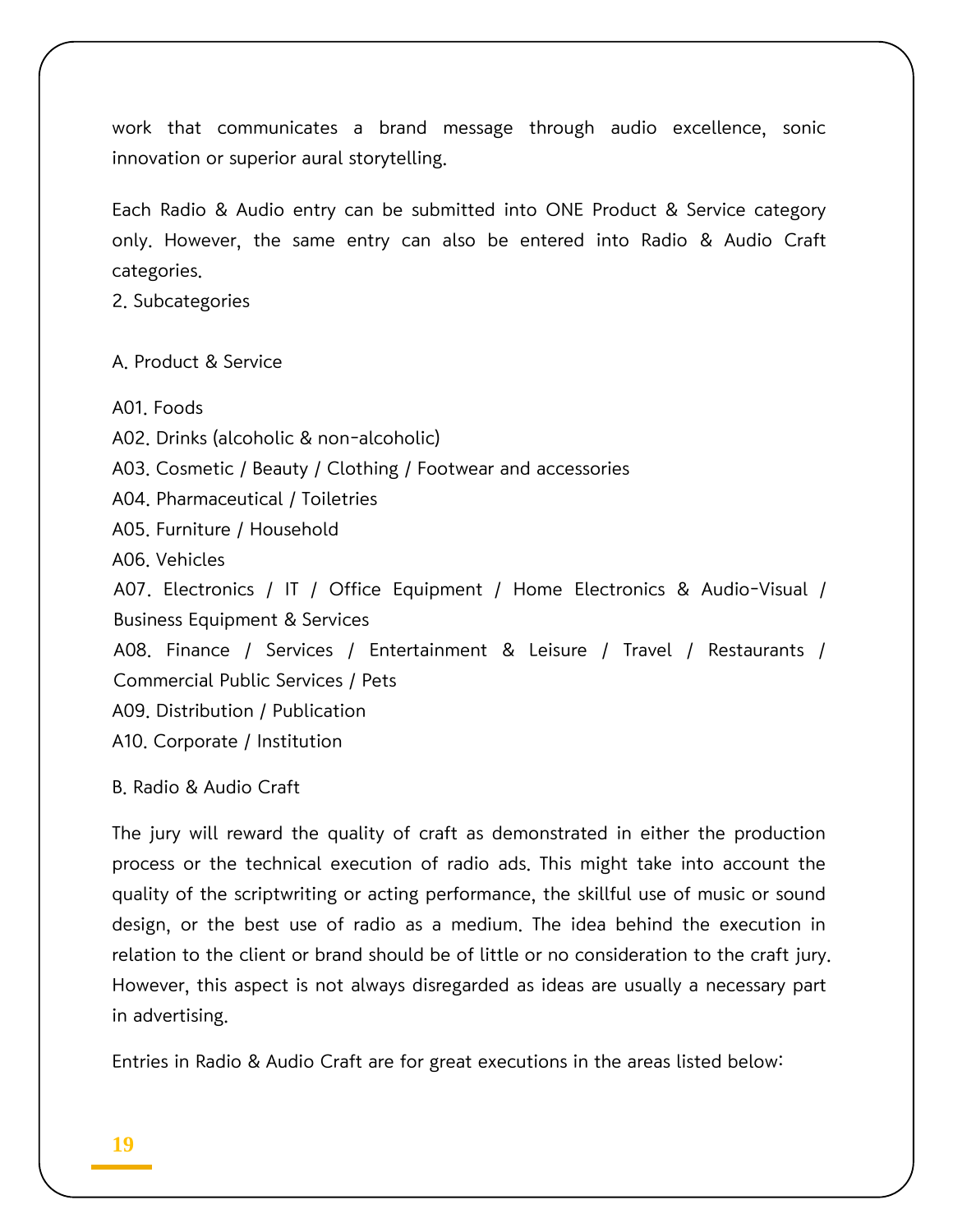work that communicates a brand message through audio excellence, sonic innovation or superior aural storytelling.

Each Radio & Audio entry can be submitted into ONE Product & Service category only. However, the same entry can also be entered into Radio & Audio Craft categories.

2. Subcategories

A. Product & Service

A01. Foods
A02. Drinks (alcoholic & non-alcoholic)
A03. Cosmetic / Beauty / Clothing / Footwear and accessories
A04. Pharmaceutical / Toiletries
A05. Furniture / Household
A06. Vehicles
A07. Electronics / IT / Office Equipment / Home Electronics & Audio-Visual / Business Equipment & Services
A08. Finance / Services / Entertainment & Leisure / Travel / Restaurants / Commercial Public Services / Pets
A09. Distribution / Publication
A10. Corporate / Institution

B. Radio & Audio Craft

The jury will reward the quality of craft as demonstrated in either the production process or the technical execution of radio ads. This might take into account the quality of the scriptwriting or acting performance, the skillful use of music or sound design, or the best use of radio as a medium. The idea behind the execution in relation to the client or brand should be of little or no consideration to the craft jury. However, this aspect is not always disregarded as ideas are usually a necessary part in advertising.

Entries in Radio & Audio Craft are for great executions in the areas listed below: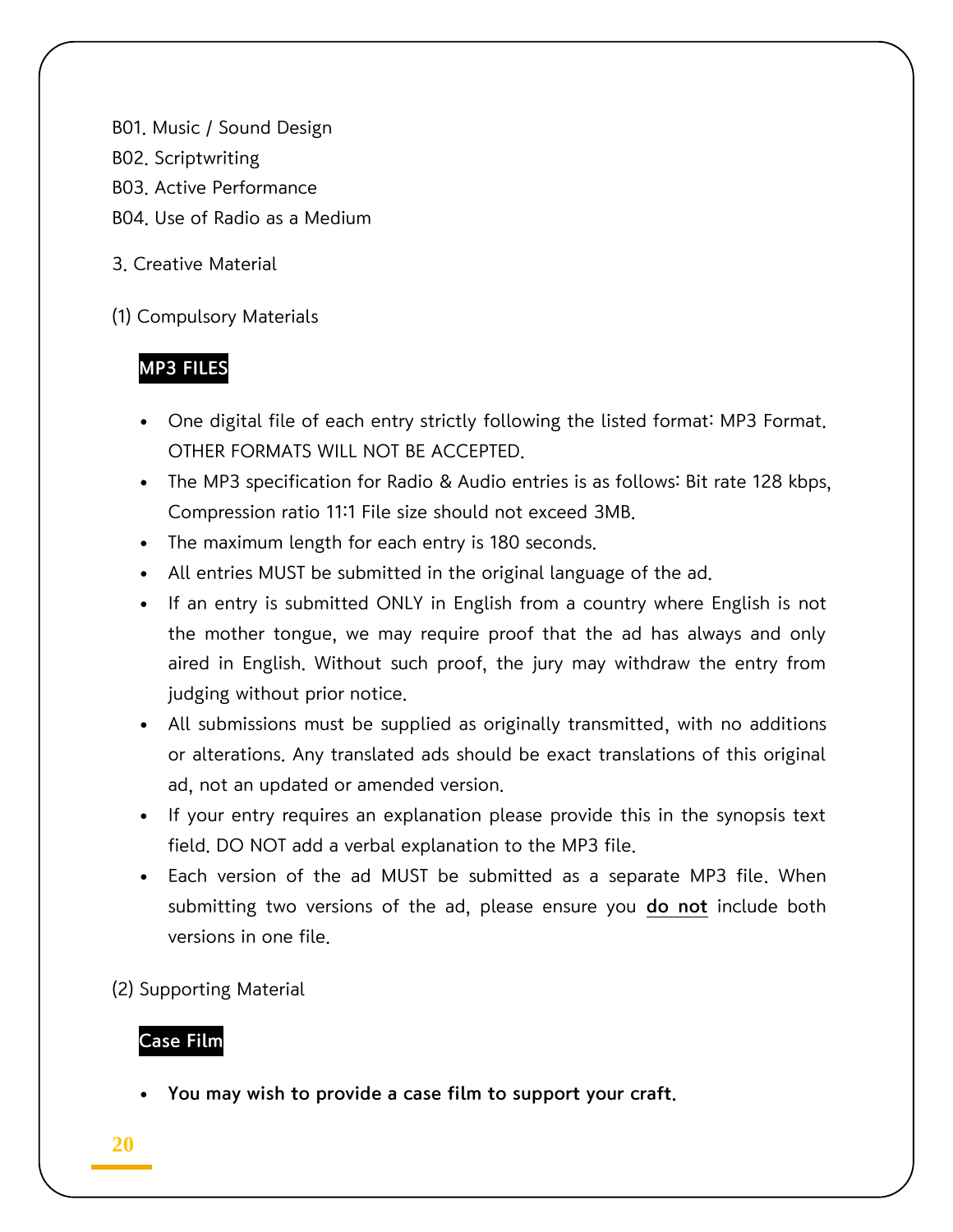B01. Music / Sound Design

B02. Scriptwriting

B03. Active Performance

B04. Use of Radio as a Medium

3. Creative Material

(1) Compulsory Materials

**MP3 FILES**

- One digital file of each entry strictly following the listed format: MP3 Format. OTHER FORMATS WILL NOT BE ACCEPTED.
- The MP3 specification for Radio & Audio entries is as follows: Bit rate 128 kbps, Compression ratio 11:1 File size should not exceed 3MB.
- The maximum length for each entry is 180 seconds.
- All entries MUST be submitted in the original language of the ad.
- If an entry is submitted ONLY in English from a country where English is not the mother tongue, we may require proof that the ad has always and only aired in English. Without such proof, the jury may withdraw the entry from judging without prior notice.
- All submissions must be supplied as originally transmitted, with no additions or alterations. Any translated ads should be exact translations of this original ad, not an updated or amended version.
- If your entry requires an explanation please provide this in the synopsis text field. DO NOT add a verbal explanation to the MP3 file.
- Each version of the ad MUST be submitted as a separate MP3 file. When submitting two versions of the ad, please ensure you **do not** include both versions in one file.

(2) Supporting Material

**Case Film**

- **You may wish to provide a case film to support your craft.**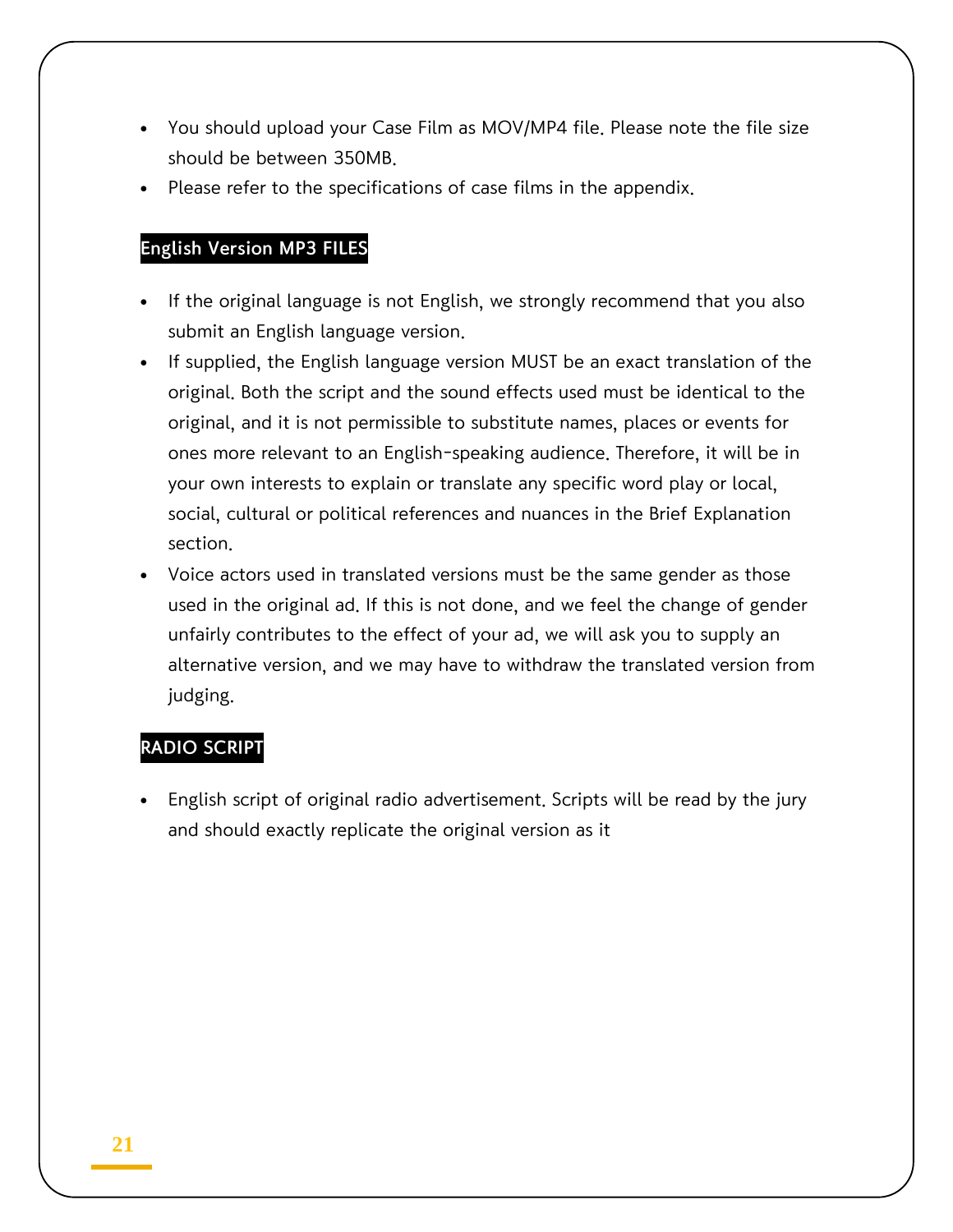- You should upload your Case Film as MOV/MP4 file. Please note the file size should be between 350MB.
- Please refer to the specifications of case films in the appendix.

## English Version MP3 FILES

- If the original language is not English, we strongly recommend that you also submit an English language version.
- If supplied, the English language version MUST be an exact translation of the original. Both the script and the sound effects used must be identical to the original, and it is not permissible to substitute names, places or events for ones more relevant to an English-speaking audience. Therefore, it will be in your own interests to explain or translate any specific word play or local, social, cultural or political references and nuances in the Brief Explanation section.
- Voice actors used in translated versions must be the same gender as those used in the original ad. If this is not done, and we feel the change of gender unfairly contributes to the effect of your ad, we will ask you to supply an alternative version, and we may have to withdraw the translated version from judging.

## RADIO SCRIPT

- English script of original radio advertisement. Scripts will be read by the jury and should exactly replicate the original version as it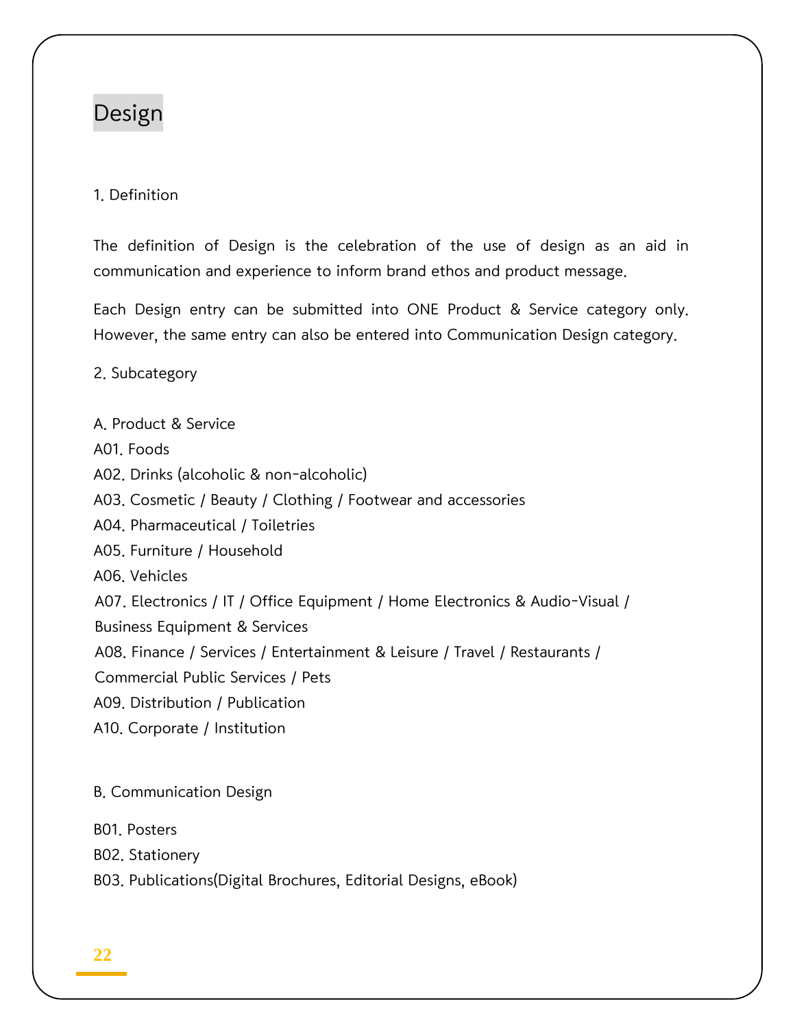# Design

1. Definition

The definition of Design is the celebration of the use of design as an aid in communication and experience to inform brand ethos and product message.

Each Design entry can be submitted into ONE Product & Service category only. However, the same entry can also be entered into Communication Design category.

2. Subcategory

A. Product & Service
A01. Foods
A02. Drinks (alcoholic & non-alcoholic)
A03. Cosmetic / Beauty / Clothing / Footwear and accessories
A04. Pharmaceutical / Toiletries
A05. Furniture / Household
A06. Vehicles
A07. Electronics / IT / Office Equipment / Home Electronics & Audio-Visual / Business Equipment & Services
A08. Finance / Services / Entertainment & Leisure / Travel / Restaurants / Commercial Public Services / Pets
A09. Distribution / Publication
A10. Corporate / Institution

B. Communication Design

B01. Posters
B02. Stationery
B03. Publications(Digital Brochures, Editorial Designs, eBook)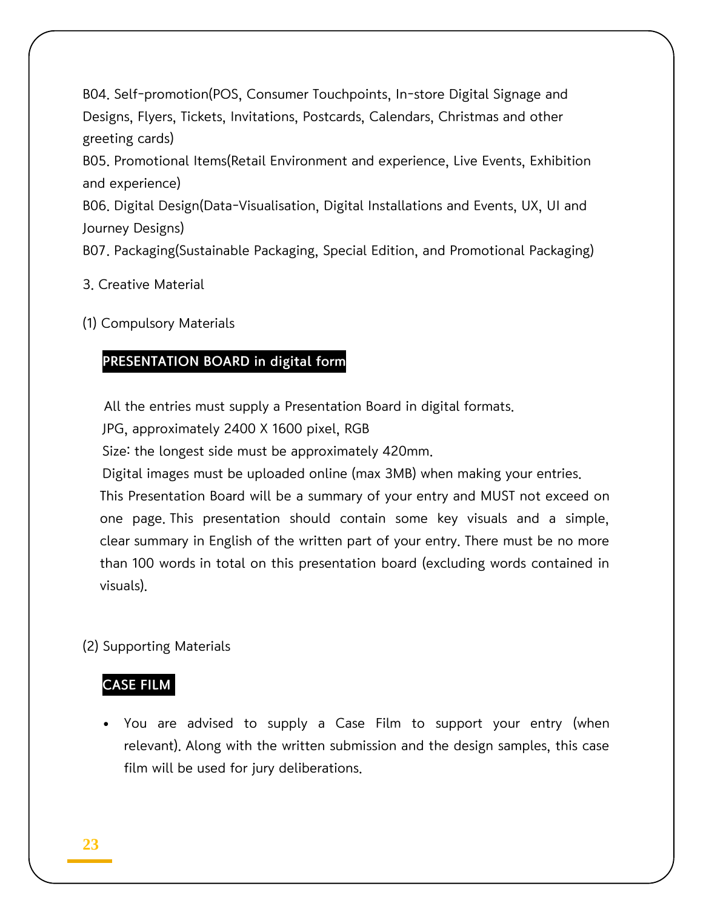B04. Self-promotion(POS, Consumer Touchpoints, In-store Digital Signage and Designs, Flyers, Tickets, Invitations, Postcards, Calendars, Christmas and other greeting cards)
B05. Promotional Items(Retail Environment and experience, Live Events, Exhibition and experience)
B06. Digital Design(Data-Visualisation, Digital Installations and Events, UX, UI and Journey Designs)
B07. Packaging(Sustainable Packaging, Special Edition, and Promotional Packaging)

3. Creative Material

(1) Compulsory Materials

**PRESENTATION BOARD in digital form**

All the entries must supply a Presentation Board in digital formats.
JPG, approximately 2400 X 1600 pixel, RGB
Size: the longest side must be approximately 420mm.
Digital images must be uploaded online (max 3MB) when making your entries.
This Presentation Board will be a summary of your entry and MUST not exceed on one page. This presentation should contain some key visuals and a simple, clear summary in English of the written part of your entry. There must be no more than 100 words in total on this presentation board (excluding words contained in visuals).

(2) Supporting Materials

**CASE FILM**

- You are advised to supply a Case Film to support your entry (when relevant). Along with the written submission and the design samples, this case film will be used for jury deliberations.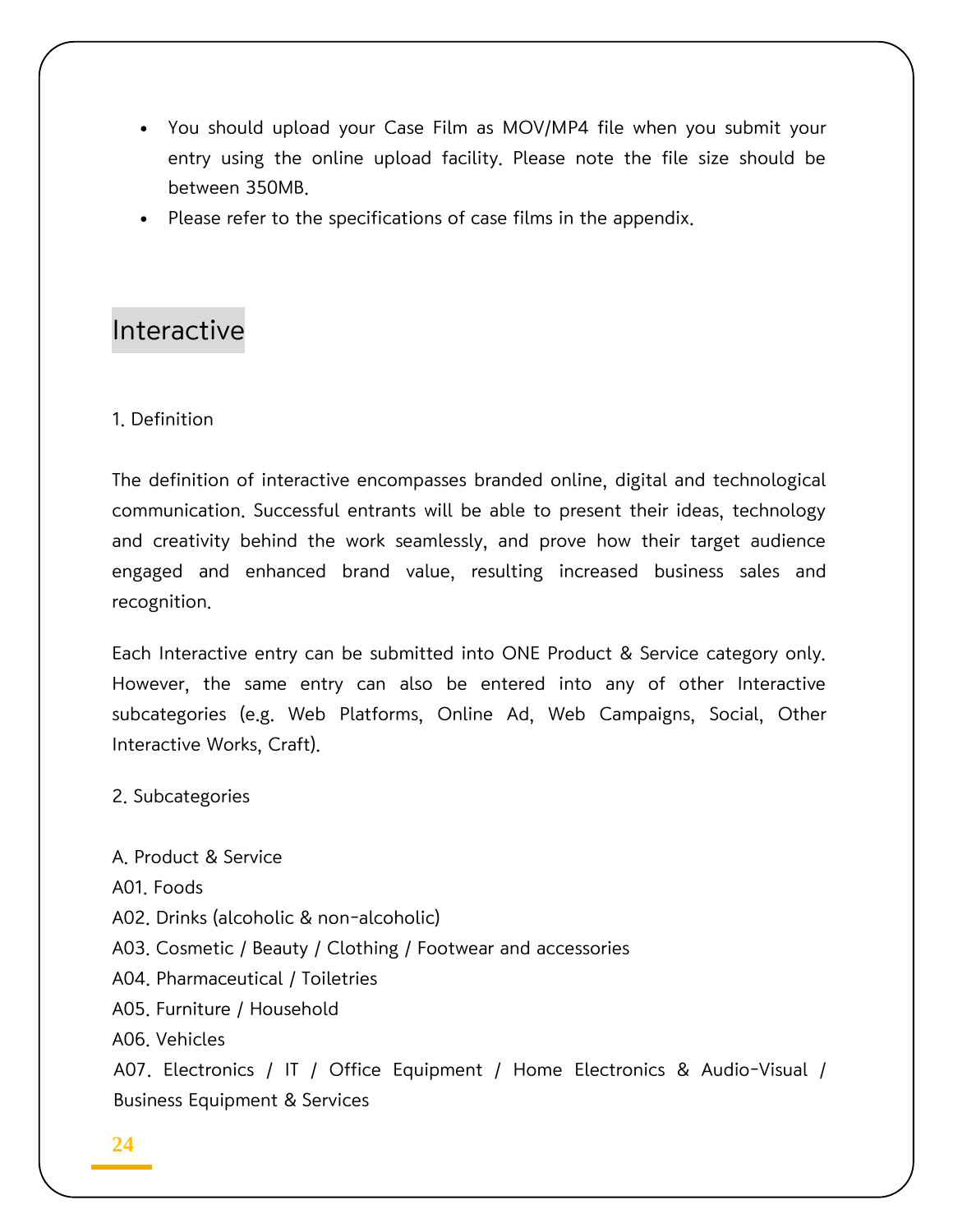- You should upload your Case Film as MOV/MP4 file when you submit your entry using the online upload facility. Please note the file size should be between 350MB.
- Please refer to the specifications of case films in the appendix.

## Interactive

1. Definition

The definition of interactive encompasses branded online, digital and technological communication. Successful entrants will be able to present their ideas, technology and creativity behind the work seamlessly, and prove how their target audience engaged and enhanced brand value, resulting increased business sales and recognition.

Each Interactive entry can be submitted into ONE Product & Service category only. However, the same entry can also be entered into any of other Interactive subcategories (e.g. Web Platforms, Online Ad, Web Campaigns, Social, Other Interactive Works, Craft).

2. Subcategories

A. Product & Service
A01. Foods
A02. Drinks (alcoholic & non-alcoholic)
A03. Cosmetic / Beauty / Clothing / Footwear and accessories
A04. Pharmaceutical / Toiletries
A05. Furniture / Household
A06. Vehicles
A07. Electronics / IT / Office Equipment / Home Electronics & Audio-Visual / Business Equipment & Services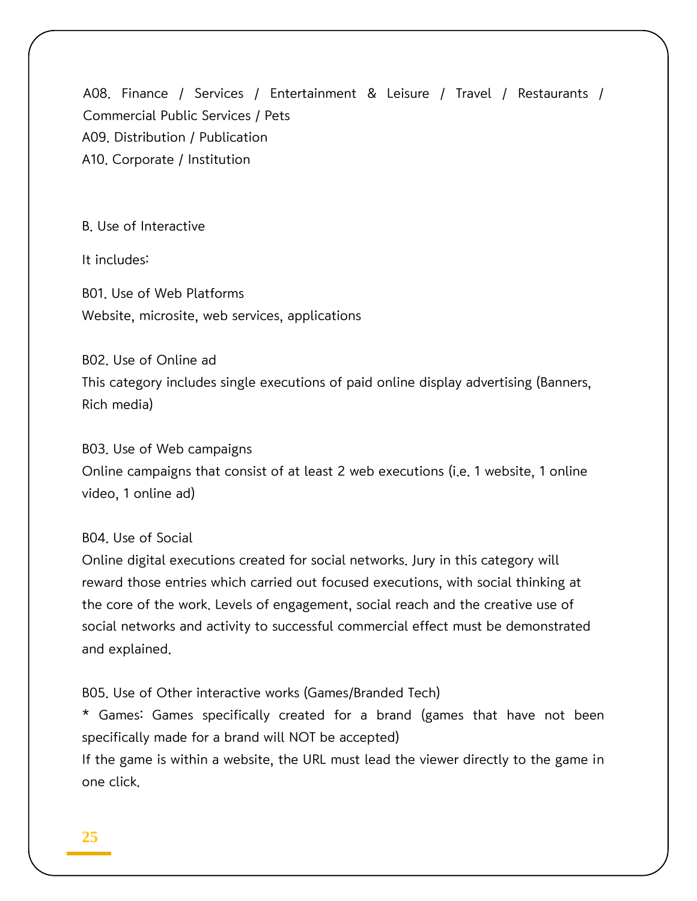A08. Finance / Services / Entertainment & Leisure / Travel / Restaurants / Commercial Public Services / Pets
A09. Distribution / Publication
A10. Corporate / Institution

B. Use of Interactive

It includes:

B01. Use of Web Platforms
Website, microsite, web services, applications

B02. Use of Online ad
This category includes single executions of paid online display advertising (Banners, Rich media)

B03. Use of Web campaigns
Online campaigns that consist of at least 2 web executions (i.e. 1 website, 1 online video, 1 online ad)

B04. Use of Social
Online digital executions created for social networks. Jury in this category will reward those entries which carried out focused executions, with social thinking at the core of the work. Levels of engagement, social reach and the creative use of social networks and activity to successful commercial effect must be demonstrated and explained.

B05. Use of Other interactive works (Games/Branded Tech)
* Games: Games specifically created for a brand (games that have not been specifically made for a brand will NOT be accepted)
If the game is within a website, the URL must lead the viewer directly to the game in one click.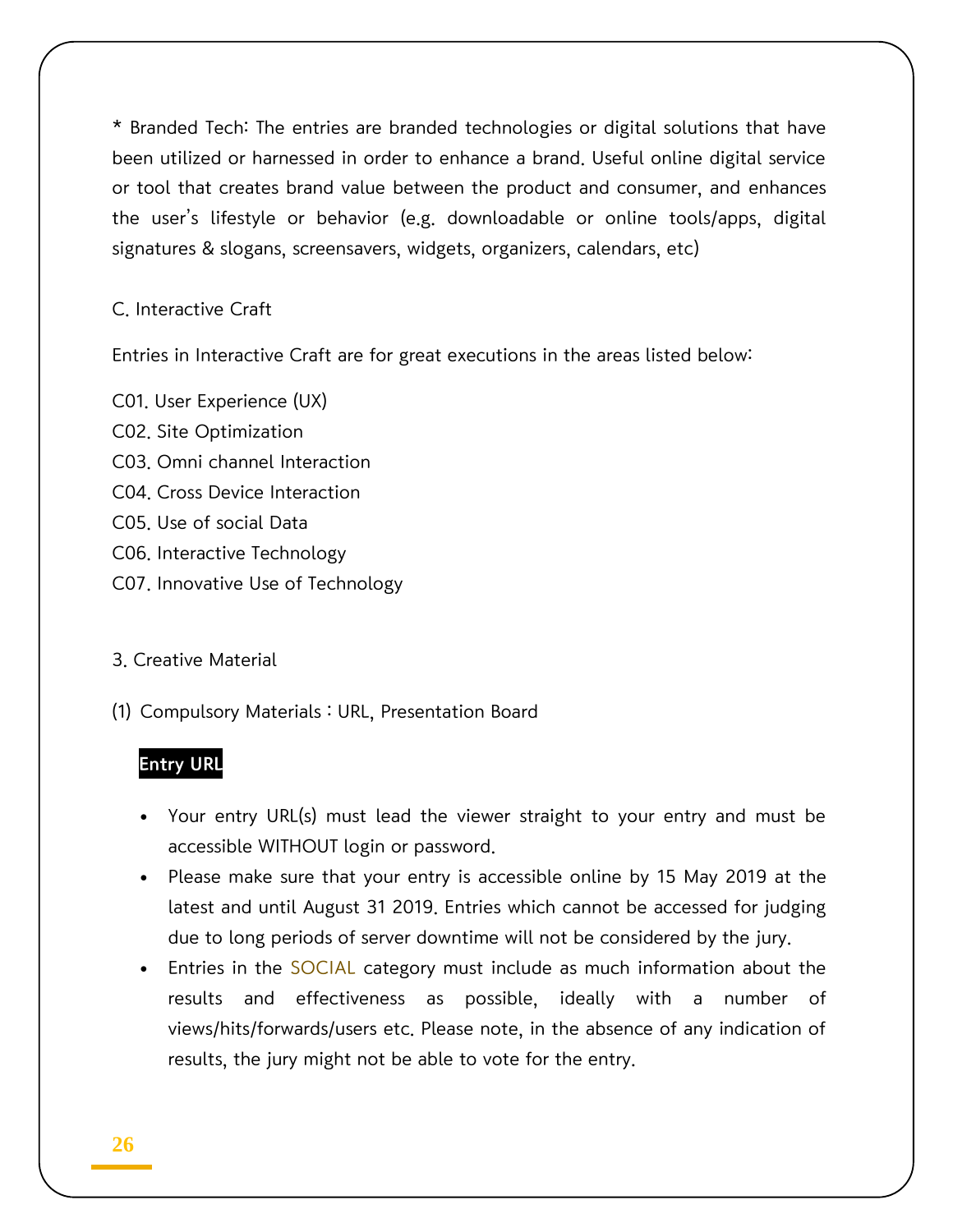* Branded Tech: The entries are branded technologies or digital solutions that have been utilized or harnessed in order to enhance a brand. Useful online digital service or tool that creates brand value between the product and consumer, and enhances the user's lifestyle or behavior (e.g. downloadable or online tools/apps, digital signatures & slogans, screensavers, widgets, organizers, calendars, etc)

C. Interactive Craft

Entries in Interactive Craft are for great executions in the areas listed below:

C01. User Experience (UX)
C02. Site Optimization
C03. Omni channel Interaction
C04. Cross Device Interaction
C05. Use of social Data
C06. Interactive Technology
C07. Innovative Use of Technology

3. Creative Material

(1) Compulsory Materials : URL, Presentation Board

**Entry URL**

- Your entry URL(s) must lead the viewer straight to your entry and must be accessible WITHOUT login or password.
- Please make sure that your entry is accessible online by 15 May 2019 at the latest and until August 31 2019. Entries which cannot be accessed for judging due to long periods of server downtime will not be considered by the jury.
- Entries in the SOCIAL category must include as much information about the results and effectiveness as possible, ideally with a number of views/hits/forwards/users etc. Please note, in the absence of any indication of results, the jury might not be able to vote for the entry.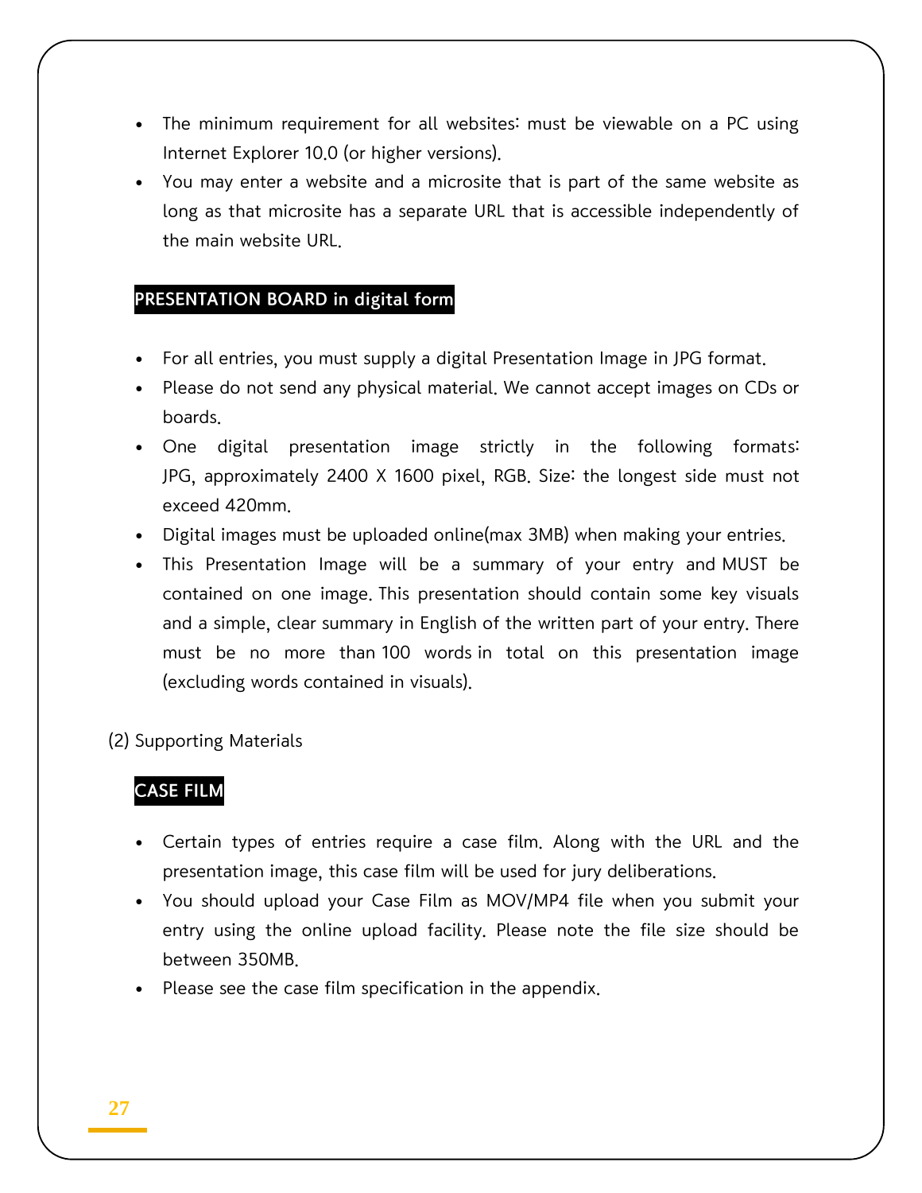- The minimum requirement for all websites: must be viewable on a PC using Internet Explorer 10.0 (or higher versions).
- You may enter a website and a microsite that is part of the same website as long as that microsite has a separate URL that is accessible independently of the main website URL.

**PRESENTATION BOARD in digital form**

- For all entries, you must supply a digital Presentation Image in JPG format.
- Please do not send any physical material. We cannot accept images on CDs or boards.
- One digital presentation image strictly in the following formats: JPG, approximately 2400 X 1600 pixel, RGB. Size: the longest side must not exceed 420mm.
- Digital images must be uploaded online(max 3MB) when making your entries.
- This Presentation Image will be a summary of your entry and MUST be contained on one image. This presentation should contain some key visuals and a simple, clear summary in English of the written part of your entry. There must be no more than 100 words in total on this presentation image (excluding words contained in visuals).

(2) Supporting Materials

**CASE FILM**

- Certain types of entries require a case film. Along with the URL and the presentation image, this case film will be used for jury deliberations.
- You should upload your Case Film as MOV/MP4 file when you submit your entry using the online upload facility. Please note the file size should be between 350MB.
- Please see the case film specification in the appendix.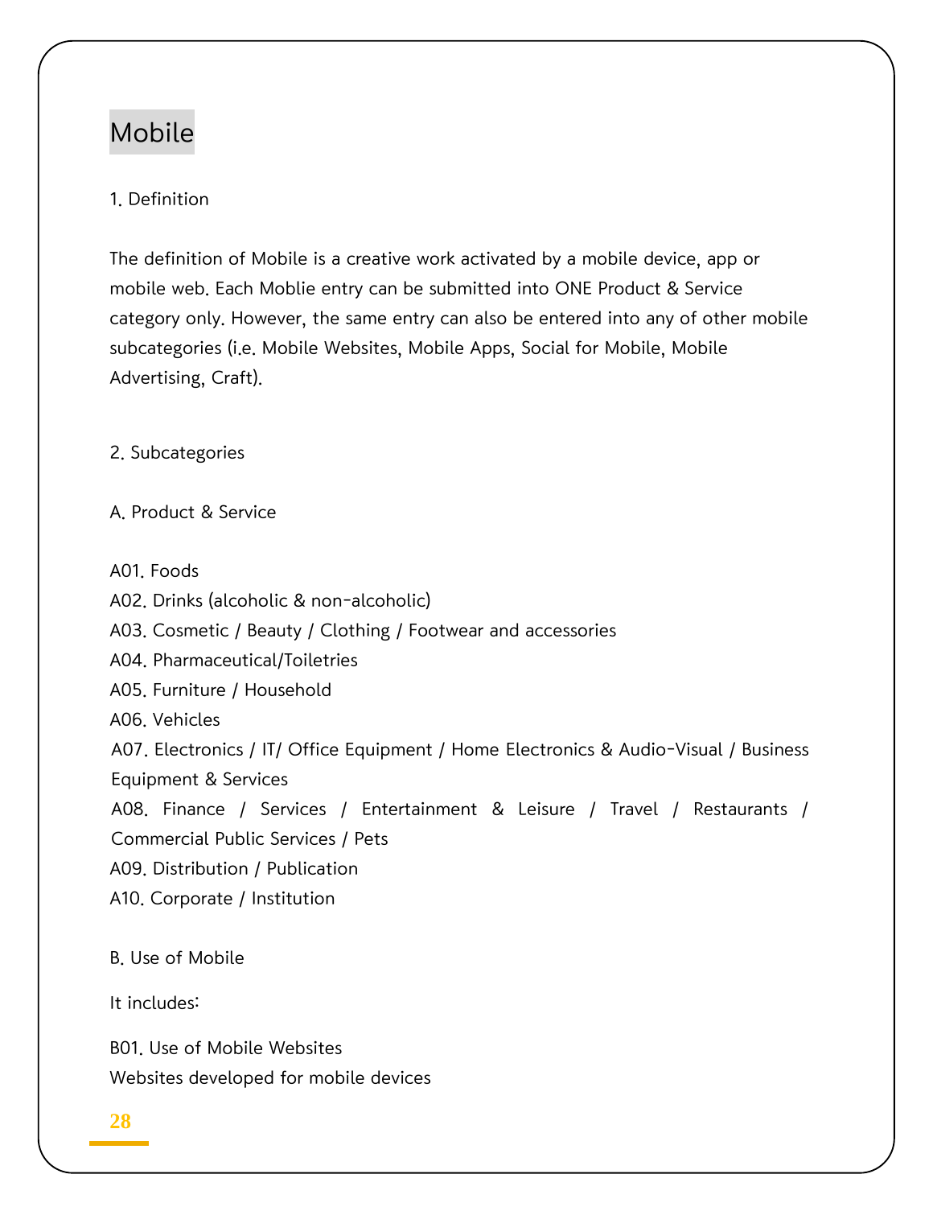# Mobile

1. Definition

The definition of Mobile is a creative work activated by a mobile device, app or mobile web. Each Moblie entry can be submitted into ONE Product & Service category only. However, the same entry can also be entered into any of other mobile subcategories (i.e. Mobile Websites, Mobile Apps, Social for Mobile, Mobile Advertising, Craft).

2. Subcategories

A. Product & Service

A01. Foods
A02. Drinks (alcoholic & non-alcoholic)
A03. Cosmetic / Beauty / Clothing / Footwear and accessories
A04. Pharmaceutical/Toiletries
A05. Furniture / Household
A06. Vehicles
A07. Electronics / IT/ Office Equipment / Home Electronics & Audio-Visual / Business Equipment & Services
A08. Finance / Services / Entertainment & Leisure / Travel / Restaurants / Commercial Public Services / Pets
A09. Distribution / Publication
A10. Corporate / Institution

B. Use of Mobile

It includes:

B01. Use of Mobile Websites
Websites developed for mobile devices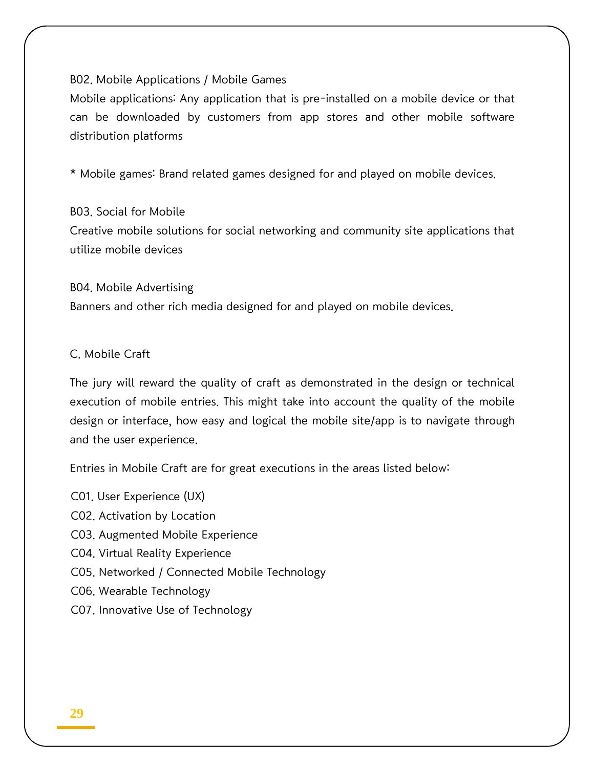B02. Mobile Applications / Mobile Games

Mobile applications: Any application that is pre-installed on a mobile device or that can be downloaded by customers from app stores and other mobile software distribution platforms

* Mobile games: Brand related games designed for and played on mobile devices.

B03. Social for Mobile

Creative mobile solutions for social networking and community site applications that utilize mobile devices

B04. Mobile Advertising

Banners and other rich media designed for and played on mobile devices.

C. Mobile Craft

The jury will reward the quality of craft as demonstrated in the design or technical execution of mobile entries. This might take into account the quality of the mobile design or interface, how easy and logical the mobile site/app is to navigate through and the user experience.

Entries in Mobile Craft are for great executions in the areas listed below:

C01. User Experience (UX)
C02. Activation by Location
C03. Augmented Mobile Experience
C04. Virtual Reality Experience
C05. Networked / Connected Mobile Technology
C06. Wearable Technology
C07. Innovative Use of Technology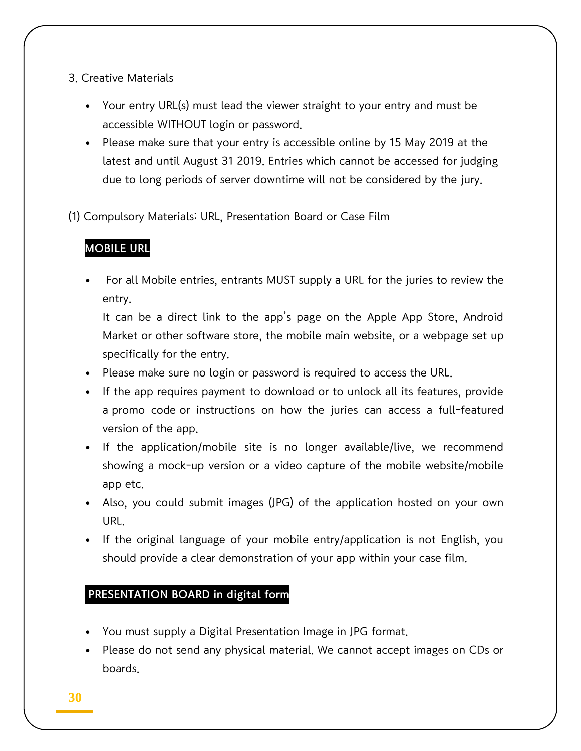3. Creative Materials

- Your entry URL(s) must lead the viewer straight to your entry and must be accessible WITHOUT login or password.
- Please make sure that your entry is accessible online by 15 May 2019 at the latest and until August 31 2019. Entries which cannot be accessed for judging due to long periods of server downtime will not be considered by the jury.

(1) Compulsory Materials: URL, Presentation Board or Case Film

**MOBILE URL**

- For all Mobile entries, entrants MUST supply a URL for the juries to review the entry.

  It can be a direct link to the app's page on the Apple App Store, Android Market or other software store, the mobile main website, or a webpage set up specifically for the entry.
- Please make sure no login or password is required to access the URL.
- If the app requires payment to download or to unlock all its features, provide a promo code or instructions on how the juries can access a full-featured version of the app.
- If the application/mobile site is no longer available/live, we recommend showing a mock-up version or a video capture of the mobile website/mobile app etc.
- Also, you could submit images (JPG) of the application hosted on your own URL.
- If the original language of your mobile entry/application is not English, you should provide a clear demonstration of your app within your case film.

**PRESENTATION BOARD in digital form**

- You must supply a Digital Presentation Image in JPG format.
- Please do not send any physical material. We cannot accept images on CDs or boards.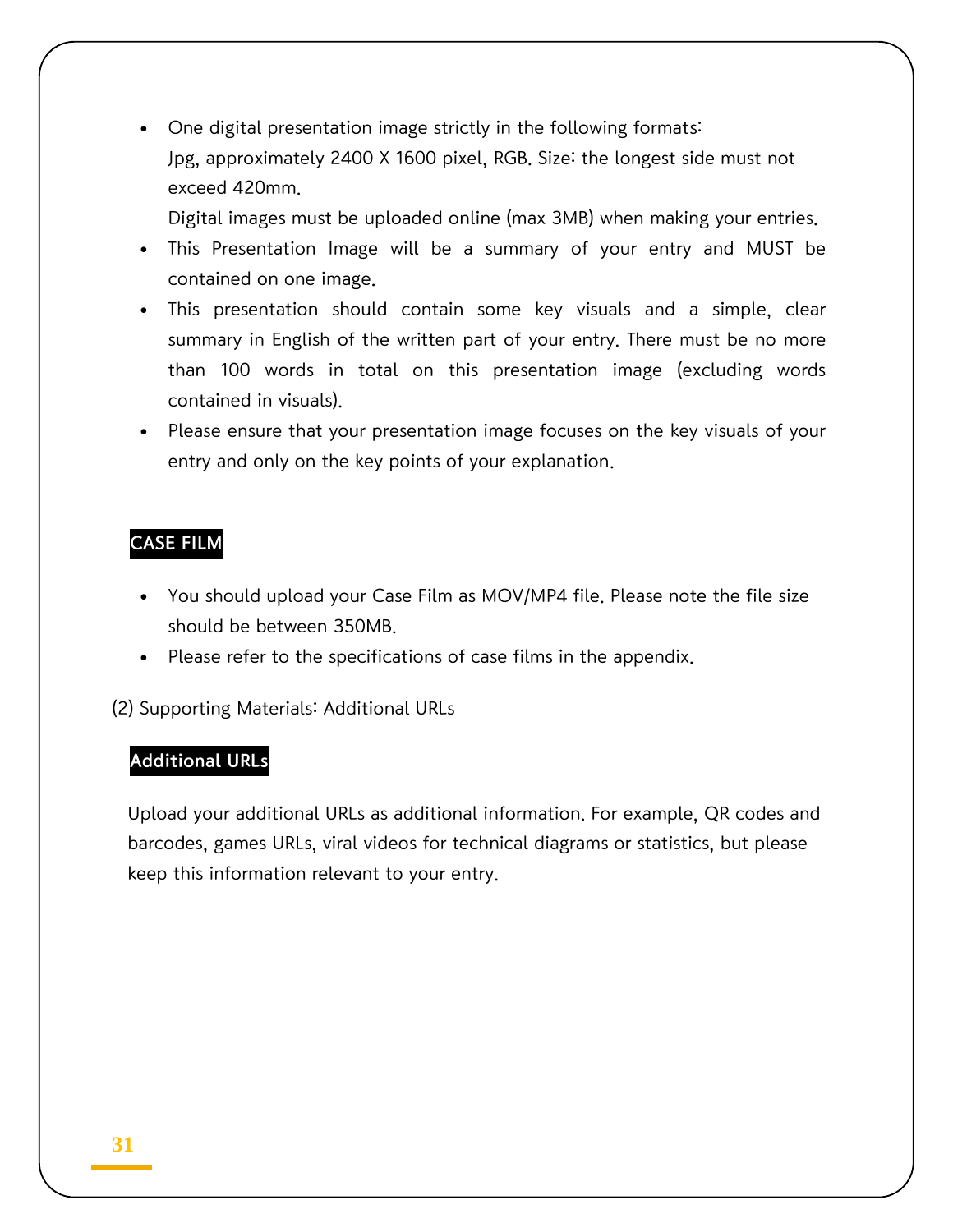- One digital presentation image strictly in the following formats:
  Jpg, approximately 2400 X 1600 pixel, RGB. Size: the longest side must not exceed 420mm.
  Digital images must be uploaded online (max 3MB) when making your entries.
- This Presentation Image will be a summary of your entry and MUST be contained on one image.
- This presentation should contain some key visuals and a simple, clear summary in English of the written part of your entry. There must be no more than 100 words in total on this presentation image (excluding words contained in visuals).
- Please ensure that your presentation image focuses on the key visuals of your entry and only on the key points of your explanation.

**CASE FILM**

- You should upload your Case Film as MOV/MP4 file. Please note the file size should be between 350MB.
- Please refer to the specifications of case films in the appendix.

(2) Supporting Materials: Additional URLs

**Additional URLs**

Upload your additional URLs as additional information. For example, QR codes and barcodes, games URLs, viral videos for technical diagrams or statistics, but please keep this information relevant to your entry.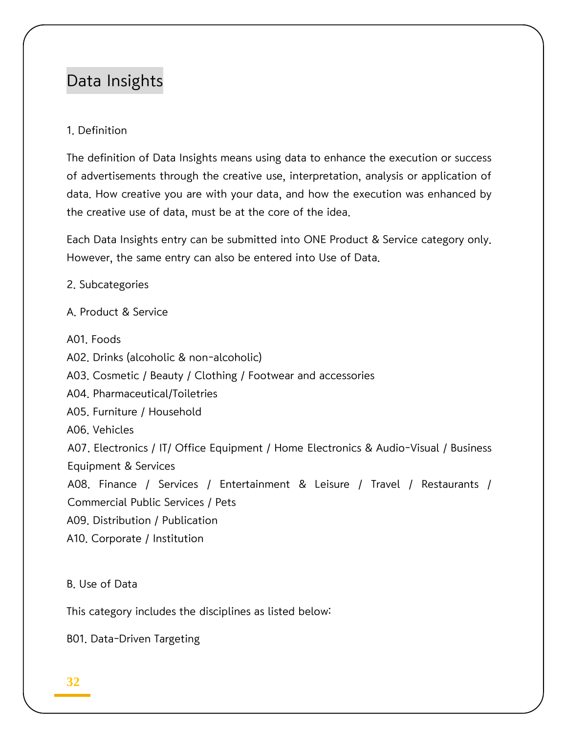# Data Insights

1. Definition

The definition of Data Insights means using data to enhance the execution or success of advertisements through the creative use, interpretation, analysis or application of data. How creative you are with your data, and how the execution was enhanced by the creative use of data, must be at the core of the idea.

Each Data Insights entry can be submitted into ONE Product & Service category only. However, the same entry can also be entered into Use of Data.

2. Subcategories

A. Product & Service

A01. Foods
A02. Drinks (alcoholic & non-alcoholic)
A03. Cosmetic / Beauty / Clothing / Footwear and accessories
A04. Pharmaceutical/Toiletries
A05. Furniture / Household
A06. Vehicles
A07. Electronics / IT/ Office Equipment / Home Electronics & Audio-Visual / Business Equipment & Services
A08. Finance / Services / Entertainment & Leisure / Travel / Restaurants / Commercial Public Services / Pets
A09. Distribution / Publication
A10. Corporate / Institution

B. Use of Data

This category includes the disciplines as listed below:

B01. Data-Driven Targeting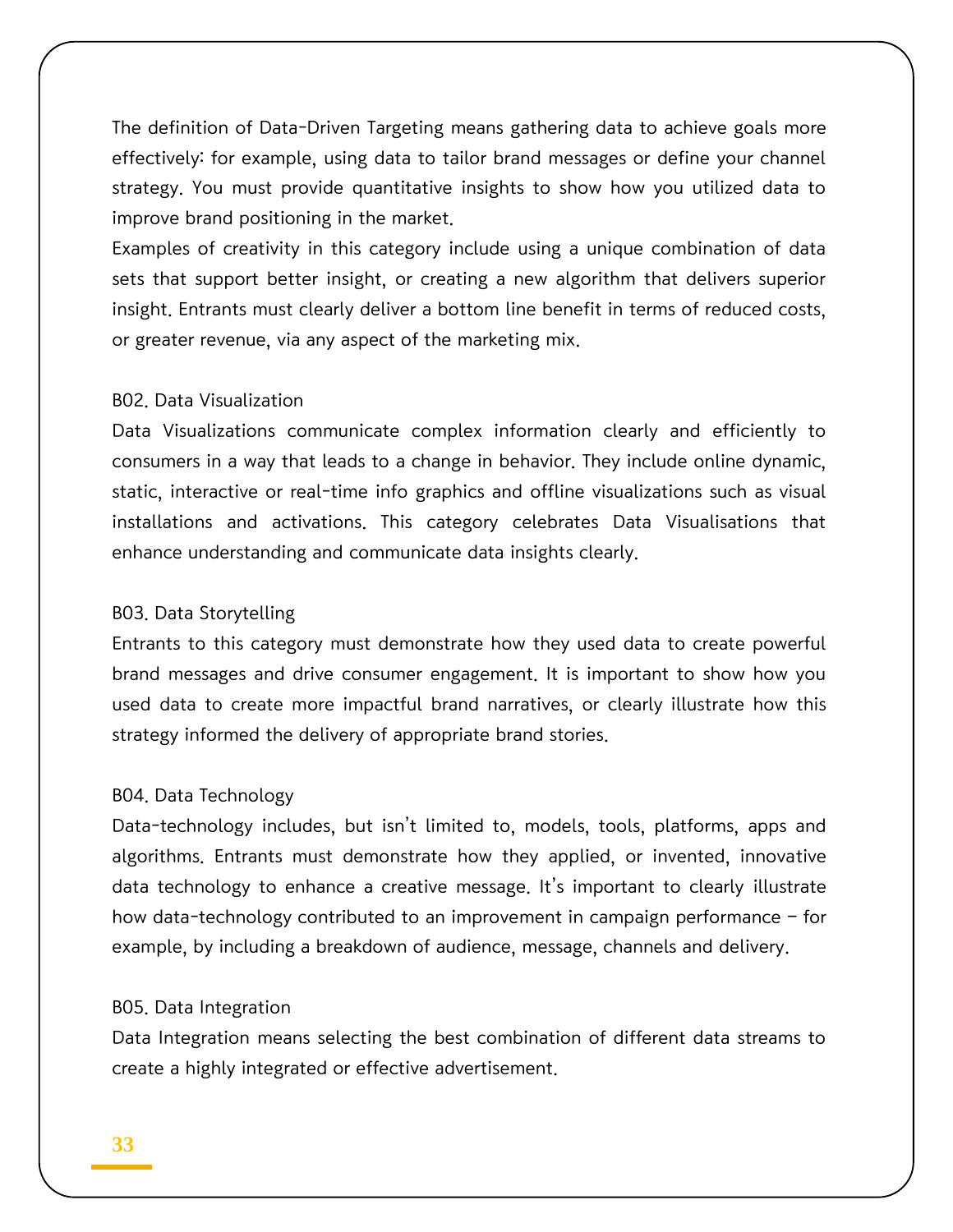The definition of Data-Driven Targeting means gathering data to achieve goals more effectively: for example, using data to tailor brand messages or define your channel strategy. You must provide quantitative insights to show how you utilized data to improve brand positioning in the market.

Examples of creativity in this category include using a unique combination of data sets that support better insight, or creating a new algorithm that delivers superior insight. Entrants must clearly deliver a bottom line benefit in terms of reduced costs, or greater revenue, via any aspect of the marketing mix.

B02. Data Visualization

Data Visualizations communicate complex information clearly and efficiently to consumers in a way that leads to a change in behavior. They include online dynamic, static, interactive or real-time info graphics and offline visualizations such as visual installations and activations. This category celebrates Data Visualisations that enhance understanding and communicate data insights clearly.

B03. Data Storytelling

Entrants to this category must demonstrate how they used data to create powerful brand messages and drive consumer engagement. It is important to show how you used data to create more impactful brand narratives, or clearly illustrate how this strategy informed the delivery of appropriate brand stories.

B04. Data Technology

Data-technology includes, but isn't limited to, models, tools, platforms, apps and algorithms. Entrants must demonstrate how they applied, or invented, innovative data technology to enhance a creative message. It's important to clearly illustrate how data-technology contributed to an improvement in campaign performance – for example, by including a breakdown of audience, message, channels and delivery.

B05. Data Integration

Data Integration means selecting the best combination of different data streams to create a highly integrated or effective advertisement.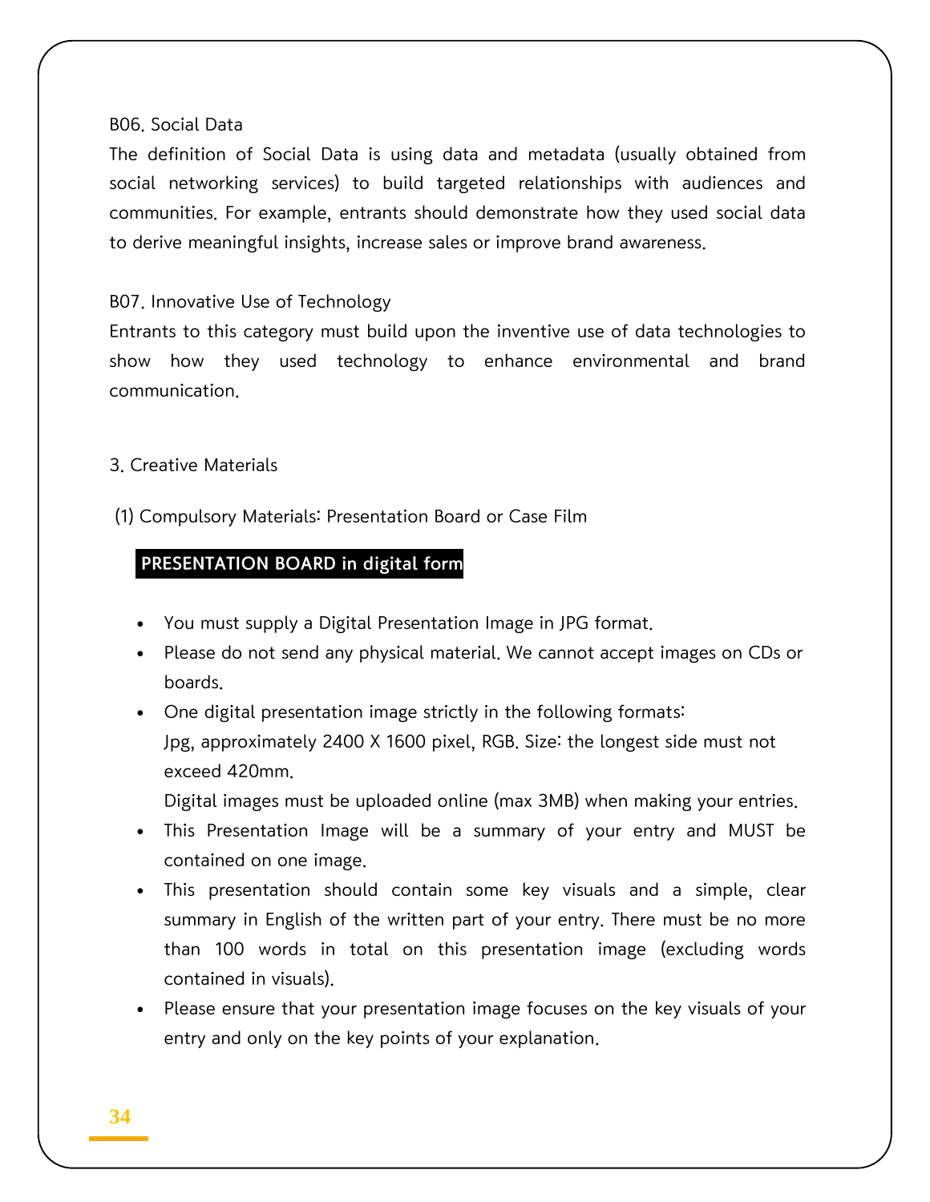B06. Social Data

The definition of Social Data is using data and metadata (usually obtained from social networking services) to build targeted relationships with audiences and communities. For example, entrants should demonstrate how they used social data to derive meaningful insights, increase sales or improve brand awareness.

B07. Innovative Use of Technology

Entrants to this category must build upon the inventive use of data technologies to show how they used technology to enhance environmental and brand communication.

3. Creative Materials

(1) Compulsory Materials: Presentation Board or Case Film

**PRESENTATION BOARD in digital form**

- You must supply a Digital Presentation Image in JPG format.
- Please do not send any physical material. We cannot accept images on CDs or boards.
- One digital presentation image strictly in the following formats:
  Jpg, approximately 2400 X 1600 pixel, RGB. Size: the longest side must not exceed 420mm.
  Digital images must be uploaded online (max 3MB) when making your entries.
- This Presentation Image will be a summary of your entry and MUST be contained on one image.
- This presentation should contain some key visuals and a simple, clear summary in English of the written part of your entry. There must be no more than 100 words in total on this presentation image (excluding words contained in visuals).
- Please ensure that your presentation image focuses on the key visuals of your entry and only on the key points of your explanation.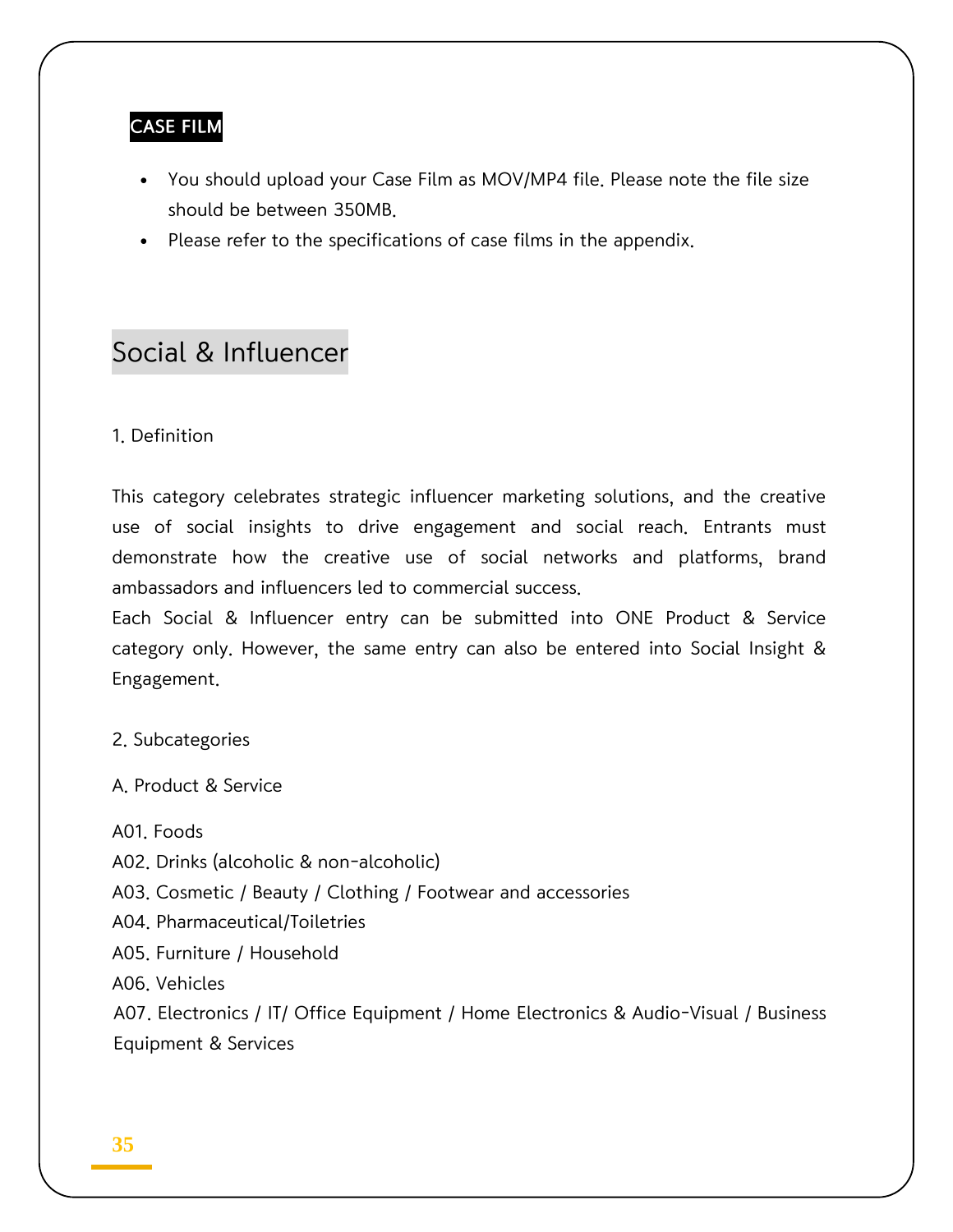**CASE FILM**

- You should upload your Case Film as MOV/MP4 file. Please note the file size should be between 350MB.
- Please refer to the specifications of case films in the appendix.

## Social & Influencer

1. Definition

This category celebrates strategic influencer marketing solutions, and the creative use of social insights to drive engagement and social reach. Entrants must demonstrate how the creative use of social networks and platforms, brand ambassadors and influencers led to commercial success.
Each Social & Influencer entry can be submitted into ONE Product & Service category only. However, the same entry can also be entered into Social Insight & Engagement.

2. Subcategories

A. Product & Service

A01. Foods
A02. Drinks (alcoholic & non-alcoholic)
A03. Cosmetic / Beauty / Clothing / Footwear and accessories
A04. Pharmaceutical/Toiletries
A05. Furniture / Household
A06. Vehicles
A07. Electronics / IT/ Office Equipment / Home Electronics & Audio-Visual / Business Equipment & Services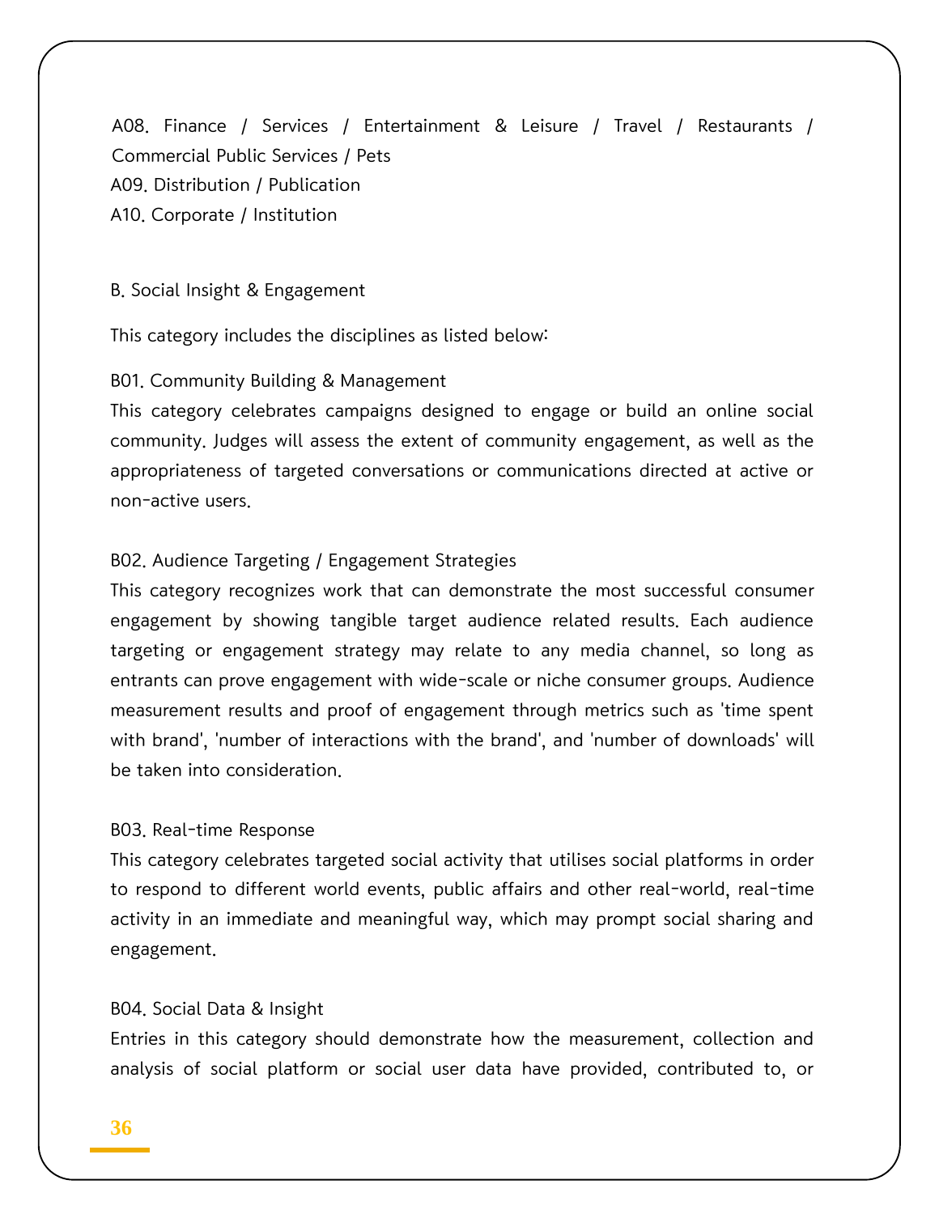A08. Finance / Services / Entertainment & Leisure / Travel / Restaurants / Commercial Public Services / Pets
A09. Distribution / Publication
A10. Corporate / Institution

B. Social Insight & Engagement

This category includes the disciplines as listed below:

B01. Community Building & Management
This category celebrates campaigns designed to engage or build an online social community. Judges will assess the extent of community engagement, as well as the appropriateness of targeted conversations or communications directed at active or non-active users.

B02. Audience Targeting / Engagement Strategies
This category recognizes work that can demonstrate the most successful consumer engagement by showing tangible target audience related results. Each audience targeting or engagement strategy may relate to any media channel, so long as entrants can prove engagement with wide-scale or niche consumer groups. Audience measurement results and proof of engagement through metrics such as 'time spent with brand', 'number of interactions with the brand', and 'number of downloads' will be taken into consideration.

B03. Real-time Response
This category celebrates targeted social activity that utilises social platforms in order to respond to different world events, public affairs and other real-world, real-time activity in an immediate and meaningful way, which may prompt social sharing and engagement.

B04. Social Data & Insight
Entries in this category should demonstrate how the measurement, collection and analysis of social platform or social user data have provided, contributed to, or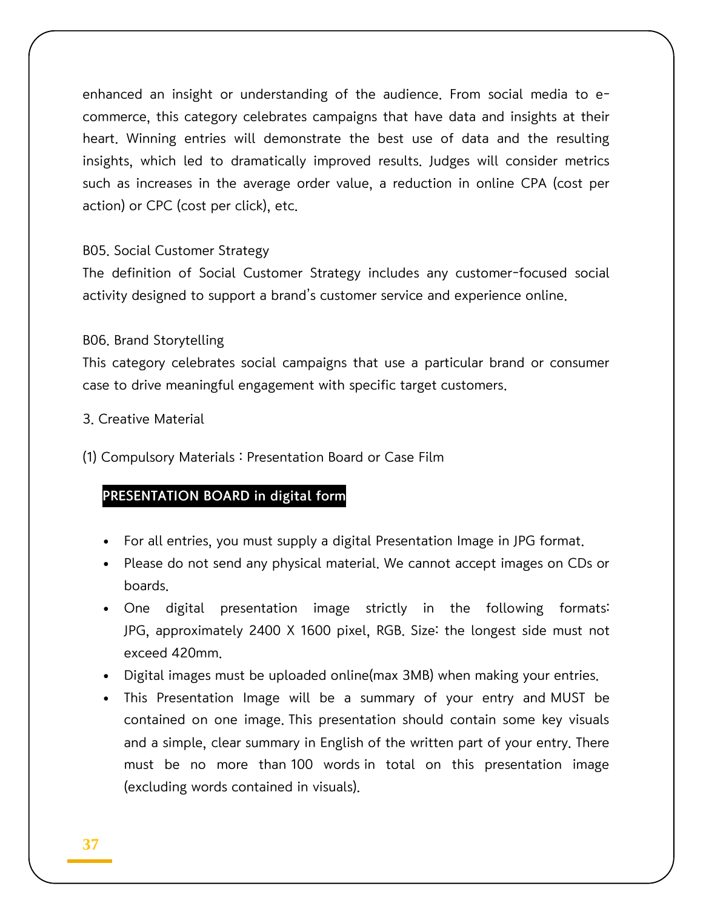enhanced an insight or understanding of the audience. From social media to e-commerce, this category celebrates campaigns that have data and insights at their heart. Winning entries will demonstrate the best use of data and the resulting insights, which led to dramatically improved results. Judges will consider metrics such as increases in the average order value, a reduction in online CPA (cost per action) or CPC (cost per click), etc.

B05. Social Customer Strategy

The definition of Social Customer Strategy includes any customer-focused social activity designed to support a brand's customer service and experience online.

B06. Brand Storytelling

This category celebrates social campaigns that use a particular brand or consumer case to drive meaningful engagement with specific target customers.

3. Creative Material

(1) Compulsory Materials : Presentation Board or Case Film

**PRESENTATION BOARD in digital form**

- For all entries, you must supply a digital Presentation Image in JPG format.
- Please do not send any physical material. We cannot accept images on CDs or boards.
- One digital presentation image strictly in the following formats: JPG, approximately 2400 X 1600 pixel, RGB. Size: the longest side must not exceed 420mm.
- Digital images must be uploaded online(max 3MB) when making your entries.
- This Presentation Image will be a summary of your entry and MUST be contained on one image. This presentation should contain some key visuals and a simple, clear summary in English of the written part of your entry. There must be no more than 100 words in total on this presentation image (excluding words contained in visuals).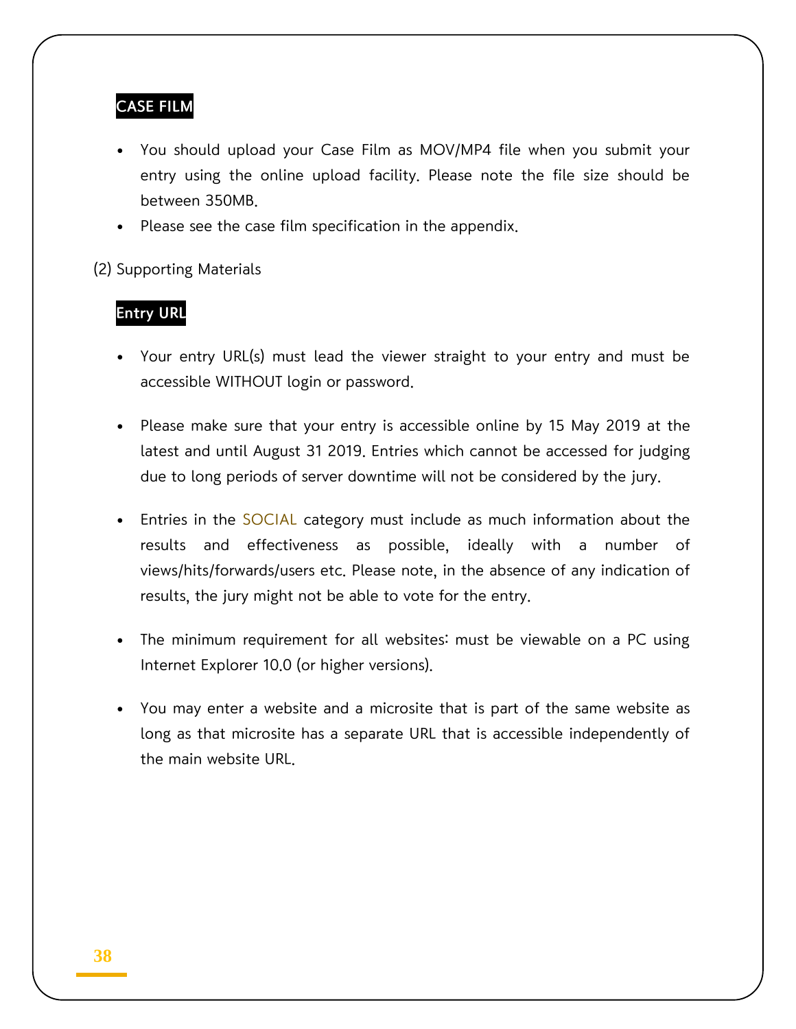**CASE FILM**

- You should upload your Case Film as MOV/MP4 file when you submit your entry using the online upload facility. Please note the file size should be between 350MB.
- Please see the case film specification in the appendix.

(2) Supporting Materials

**Entry URL**

- Your entry URL(s) must lead the viewer straight to your entry and must be accessible WITHOUT login or password.

- Please make sure that your entry is accessible online by 15 May 2019 at the latest and until August 31 2019. Entries which cannot be accessed for judging due to long periods of server downtime will not be considered by the jury.

- Entries in the SOCIAL category must include as much information about the results and effectiveness as possible, ideally with a number of views/hits/forwards/users etc. Please note, in the absence of any indication of results, the jury might not be able to vote for the entry.

- The minimum requirement for all websites: must be viewable on a PC using Internet Explorer 10.0 (or higher versions).

- You may enter a website and a microsite that is part of the same website as long as that microsite has a separate URL that is accessible independently of the main website URL.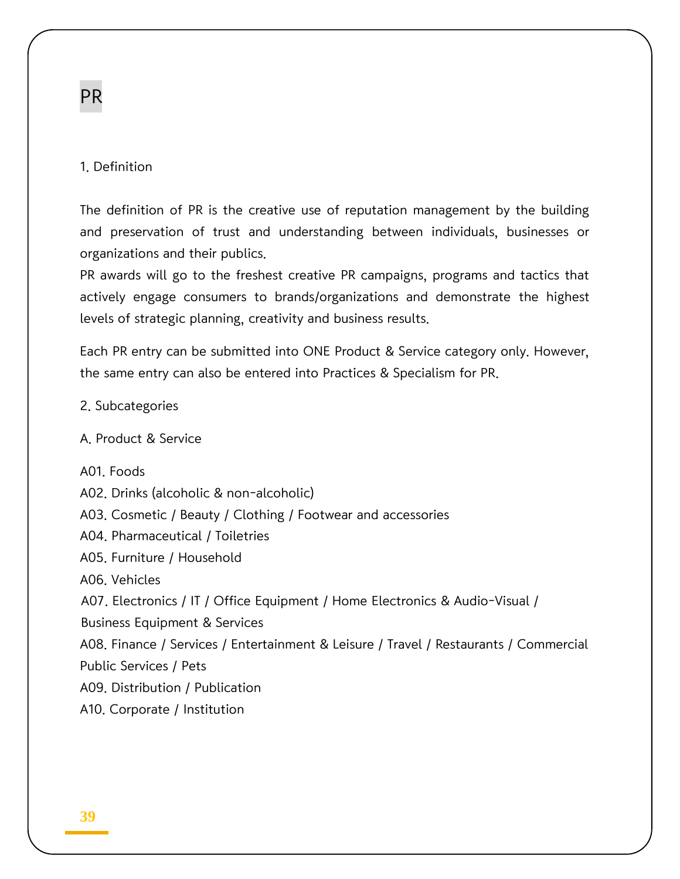# PR

## 1. Definition

The definition of PR is the creative use of reputation management by the building and preservation of trust and understanding between individuals, businesses or organizations and their publics.
PR awards will go to the freshest creative PR campaigns, programs and tactics that actively engage consumers to brands/organizations and demonstrate the highest levels of strategic planning, creativity and business results.

Each PR entry can be submitted into ONE Product & Service category only. However, the same entry can also be entered into Practices & Specialism for PR.

## 2. Subcategories

### A. Product & Service

A01. Foods
A02. Drinks (alcoholic & non-alcoholic)
A03. Cosmetic / Beauty / Clothing / Footwear and accessories
A04. Pharmaceutical / Toiletries
A05. Furniture / Household
A06. Vehicles
A07. Electronics / IT / Office Equipment / Home Electronics & Audio-Visual / Business Equipment & Services
A08. Finance / Services / Entertainment & Leisure / Travel / Restaurants / Commercial Public Services / Pets
A09. Distribution / Publication
A10. Corporate / Institution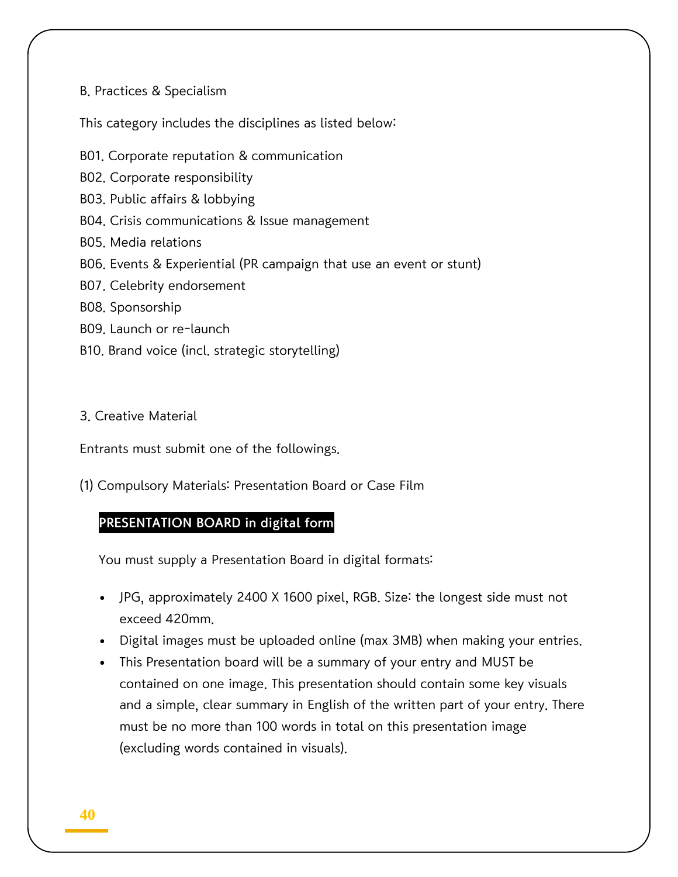B. Practices & Specialism

This category includes the disciplines as listed below:

B01. Corporate reputation & communication
B02. Corporate responsibility
B03. Public affairs & lobbying
B04. Crisis communications & Issue management
B05. Media relations
B06. Events & Experiential (PR campaign that use an event or stunt)
B07. Celebrity endorsement
B08. Sponsorship
B09. Launch or re-launch
B10. Brand voice (incl. strategic storytelling)

3. Creative Material

Entrants must submit one of the followings.

(1) Compulsory Materials: Presentation Board or Case Film

**PRESENTATION BOARD in digital form**

You must supply a Presentation Board in digital formats:

- JPG, approximately 2400 X 1600 pixel, RGB. Size: the longest side must not exceed 420mm.
- Digital images must be uploaded online (max 3MB) when making your entries.
- This Presentation board will be a summary of your entry and MUST be contained on one image. This presentation should contain some key visuals and a simple, clear summary in English of the written part of your entry. There must be no more than 100 words in total on this presentation image (excluding words contained in visuals).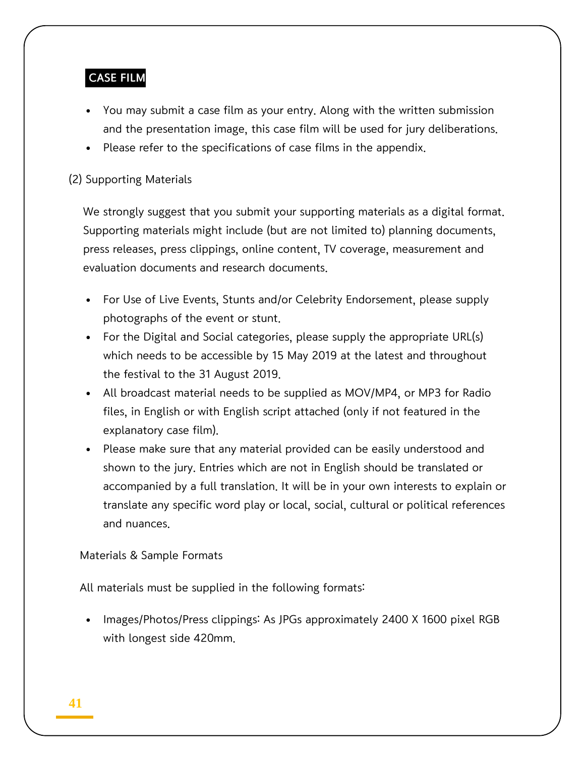### CASE FILM

- You may submit a case film as your entry. Along with the written submission and the presentation image, this case film will be used for jury deliberations.
- Please refer to the specifications of case films in the appendix.

(2) Supporting Materials

We strongly suggest that you submit your supporting materials as a digital format. Supporting materials might include (but are not limited to) planning documents, press releases, press clippings, online content, TV coverage, measurement and evaluation documents and research documents.

- For Use of Live Events, Stunts and/or Celebrity Endorsement, please supply photographs of the event or stunt.
- For the Digital and Social categories, please supply the appropriate URL(s) which needs to be accessible by 15 May 2019 at the latest and throughout the festival to the 31 August 2019.
- All broadcast material needs to be supplied as MOV/MP4, or MP3 for Radio files, in English or with English script attached (only if not featured in the explanatory case film).
- Please make sure that any material provided can be easily understood and shown to the jury. Entries which are not in English should be translated or accompanied by a full translation. It will be in your own interests to explain or translate any specific word play or local, social, cultural or political references and nuances.

Materials & Sample Formats

All materials must be supplied in the following formats:

- Images/Photos/Press clippings: As JPGs approximately 2400 X 1600 pixel RGB with longest side 420mm.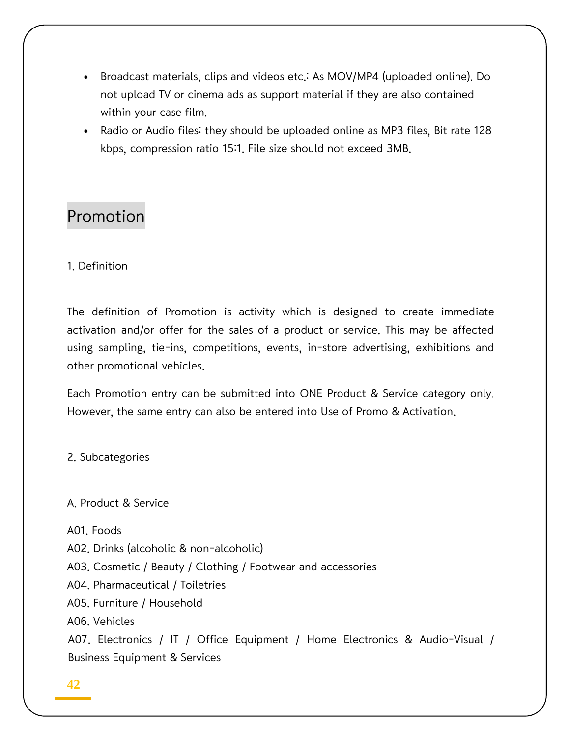- Broadcast materials, clips and videos etc.: As MOV/MP4 (uploaded online). Do not upload TV or cinema ads as support material if they are also contained within your case film.
- Radio or Audio files: they should be uploaded online as MP3 files, Bit rate 128 kbps, compression ratio 15:1. File size should not exceed 3MB.

## Promotion

1. Definition

The definition of Promotion is activity which is designed to create immediate activation and/or offer for the sales of a product or service. This may be affected using sampling, tie-ins, competitions, events, in-store advertising, exhibitions and other promotional vehicles.

Each Promotion entry can be submitted into ONE Product & Service category only. However, the same entry can also be entered into Use of Promo & Activation.

2. Subcategories

A. Product & Service

A01. Foods
A02. Drinks (alcoholic & non-alcoholic)
A03. Cosmetic / Beauty / Clothing / Footwear and accessories
A04. Pharmaceutical / Toiletries
A05. Furniture / Household
A06. Vehicles
A07. Electronics / IT / Office Equipment / Home Electronics & Audio-Visual / Business Equipment & Services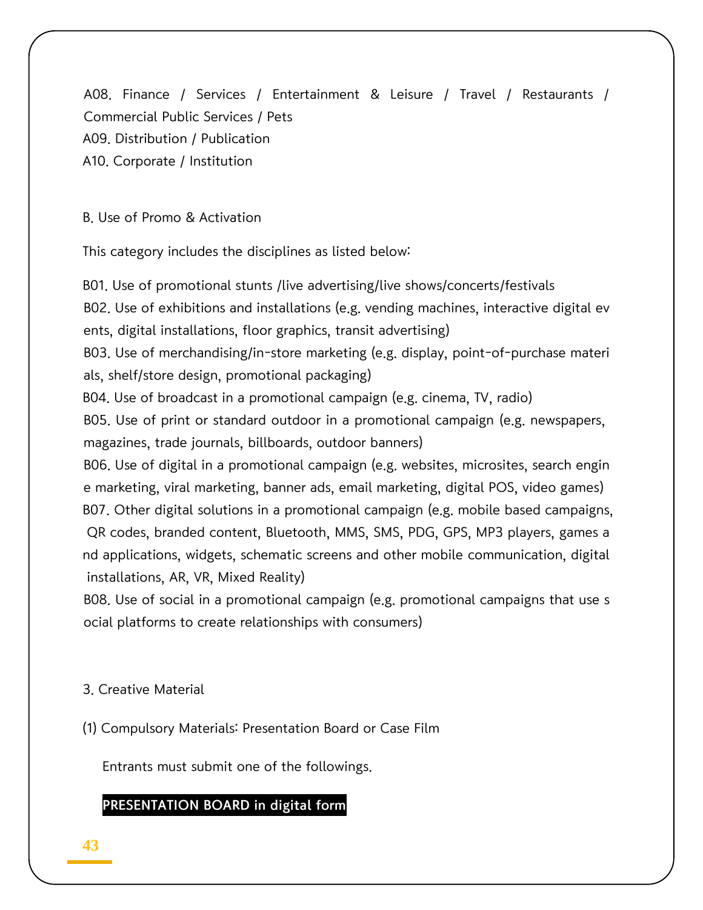A08. Finance / Services / Entertainment & Leisure / Travel / Restaurants / Commercial Public Services / Pets
A09. Distribution / Publication
A10. Corporate / Institution

B. Use of Promo & Activation

This category includes the disciplines as listed below:

B01. Use of promotional stunts /live advertising/live shows/concerts/festivals
B02. Use of exhibitions and installations (e.g. vending machines, interactive digital events, digital installations, floor graphics, transit advertising)
B03. Use of merchandising/in-store marketing (e.g. display, point-of-purchase materials, shelf/store design, promotional packaging)
B04. Use of broadcast in a promotional campaign (e.g. cinema, TV, radio)
B05. Use of print or standard outdoor in a promotional campaign (e.g. newspapers, magazines, trade journals, billboards, outdoor banners)
B06. Use of digital in a promotional campaign (e.g. websites, microsites, search engine marketing, viral marketing, banner ads, email marketing, digital POS, video games)
B07. Other digital solutions in a promotional campaign (e.g. mobile based campaigns, QR codes, branded content, Bluetooth, MMS, SMS, PDG, GPS, MP3 players, games and applications, widgets, schematic screens and other mobile communication, digital installations, AR, VR, Mixed Reality)
B08. Use of social in a promotional campaign (e.g. promotional campaigns that use social platforms to create relationships with consumers)

3. Creative Material

(1) Compulsory Materials: Presentation Board or Case Film

Entrants must submit one of the followings.

**PRESENTATION BOARD in digital form**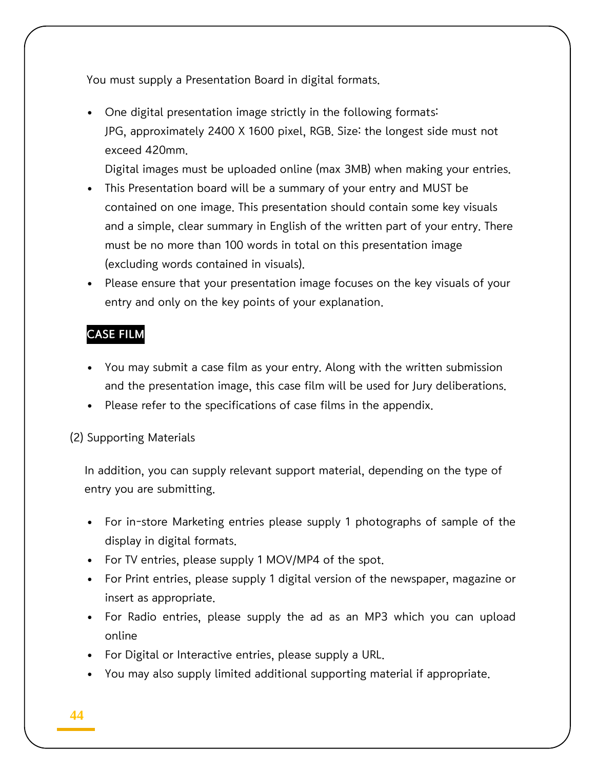You must supply a Presentation Board in digital formats.

- One digital presentation image strictly in the following formats: JPG, approximately 2400 X 1600 pixel, RGB. Size: the longest side must not exceed 420mm.
  Digital images must be uploaded online (max 3MB) when making your entries.
- This Presentation board will be a summary of your entry and MUST be contained on one image. This presentation should contain some key visuals and a simple, clear summary in English of the written part of your entry. There must be no more than 100 words in total on this presentation image (excluding words contained in visuals).
- Please ensure that your presentation image focuses on the key visuals of your entry and only on the key points of your explanation.

**CASE FILM**

- You may submit a case film as your entry. Along with the written submission and the presentation image, this case film will be used for Jury deliberations.
- Please refer to the specifications of case films in the appendix.

(2) Supporting Materials

In addition, you can supply relevant support material, depending on the type of entry you are submitting.

- For in-store Marketing entries please supply 1 photographs of sample of the display in digital formats.
- For TV entries, please supply 1 MOV/MP4 of the spot.
- For Print entries, please supply 1 digital version of the newspaper, magazine or insert as appropriate.
- For Radio entries, please supply the ad as an MP3 which you can upload online
- For Digital or Interactive entries, please supply a URL.
- You may also supply limited additional supporting material if appropriate.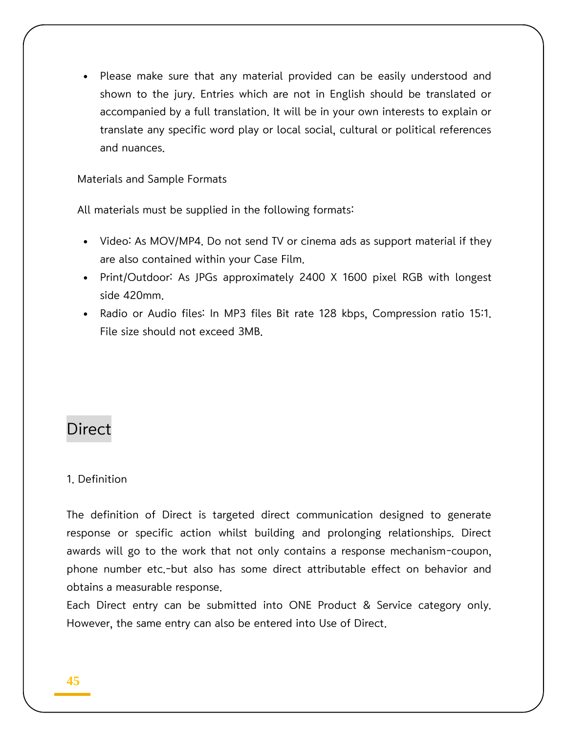- Please make sure that any material provided can be easily understood and shown to the jury. Entries which are not in English should be translated or accompanied by a full translation. It will be in your own interests to explain or translate any specific word play or local social, cultural or political references and nuances.

Materials and Sample Formats

All materials must be supplied in the following formats:

- Video: As MOV/MP4. Do not send TV or cinema ads as support material if they are also contained within your Case Film.
- Print/Outdoor: As JPGs approximately 2400 X 1600 pixel RGB with longest side 420mm.
- Radio or Audio files: In MP3 files Bit rate 128 kbps, Compression ratio 15:1. File size should not exceed 3MB.

## Direct

1. Definition

The definition of Direct is targeted direct communication designed to generate response or specific action whilst building and prolonging relationships. Direct awards will go to the work that not only contains a response mechanism-coupon, phone number etc.-but also has some direct attributable effect on behavior and obtains a measurable response.
Each Direct entry can be submitted into ONE Product & Service category only. However, the same entry can also be entered into Use of Direct.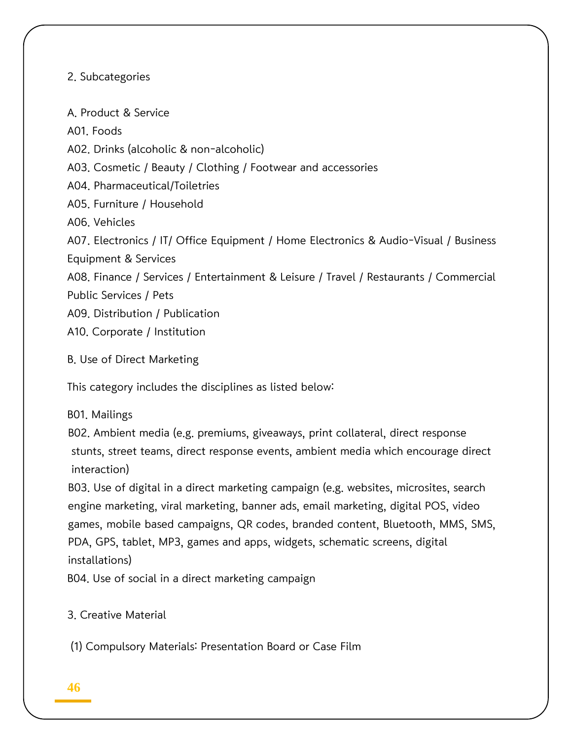2. Subcategories

A. Product & Service

A01. Foods

A02. Drinks (alcoholic & non-alcoholic)

A03. Cosmetic / Beauty / Clothing / Footwear and accessories

A04. Pharmaceutical/Toiletries

A05. Furniture / Household

A06. Vehicles

A07. Electronics / IT/ Office Equipment / Home Electronics & Audio-Visual / Business Equipment & Services

A08. Finance / Services / Entertainment & Leisure / Travel / Restaurants / Commercial Public Services / Pets

A09. Distribution / Publication

A10. Corporate / Institution

B. Use of Direct Marketing

This category includes the disciplines as listed below:

B01. Mailings

B02. Ambient media (e.g. premiums, giveaways, print collateral, direct response stunts, street teams, direct response events, ambient media which encourage direct interaction)

B03. Use of digital in a direct marketing campaign (e.g. websites, microsites, search engine marketing, viral marketing, banner ads, email marketing, digital POS, video games, mobile based campaigns, QR codes, branded content, Bluetooth, MMS, SMS, PDA, GPS, tablet, MP3, games and apps, widgets, schematic screens, digital installations)

B04. Use of social in a direct marketing campaign

3. Creative Material

(1) Compulsory Materials: Presentation Board or Case Film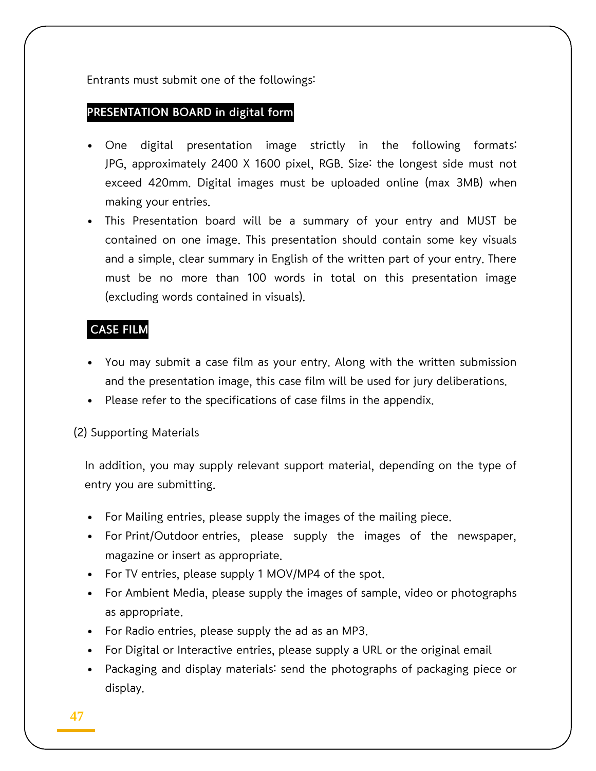Entrants must submit one of the followings:

**PRESENTATION BOARD in digital form**

- One digital presentation image strictly in the following formats: JPG, approximately 2400 X 1600 pixel, RGB. Size: the longest side must not exceed 420mm. Digital images must be uploaded online (max 3MB) when making your entries.
- This Presentation board will be a summary of your entry and MUST be contained on one image. This presentation should contain some key visuals and a simple, clear summary in English of the written part of your entry. There must be no more than 100 words in total on this presentation image (excluding words contained in visuals).

**CASE FILM**

- You may submit a case film as your entry. Along with the written submission and the presentation image, this case film will be used for jury deliberations.
- Please refer to the specifications of case films in the appendix.

(2) Supporting Materials

In addition, you may supply relevant support material, depending on the type of entry you are submitting.

- For Mailing entries, please supply the images of the mailing piece.
- For Print/Outdoor entries, please supply the images of the newspaper, magazine or insert as appropriate.
- For TV entries, please supply 1 MOV/MP4 of the spot.
- For Ambient Media, please supply the images of sample, video or photographs as appropriate.
- For Radio entries, please supply the ad as an MP3.
- For Digital or Interactive entries, please supply a URL or the original email
- Packaging and display materials: send the photographs of packaging piece or display.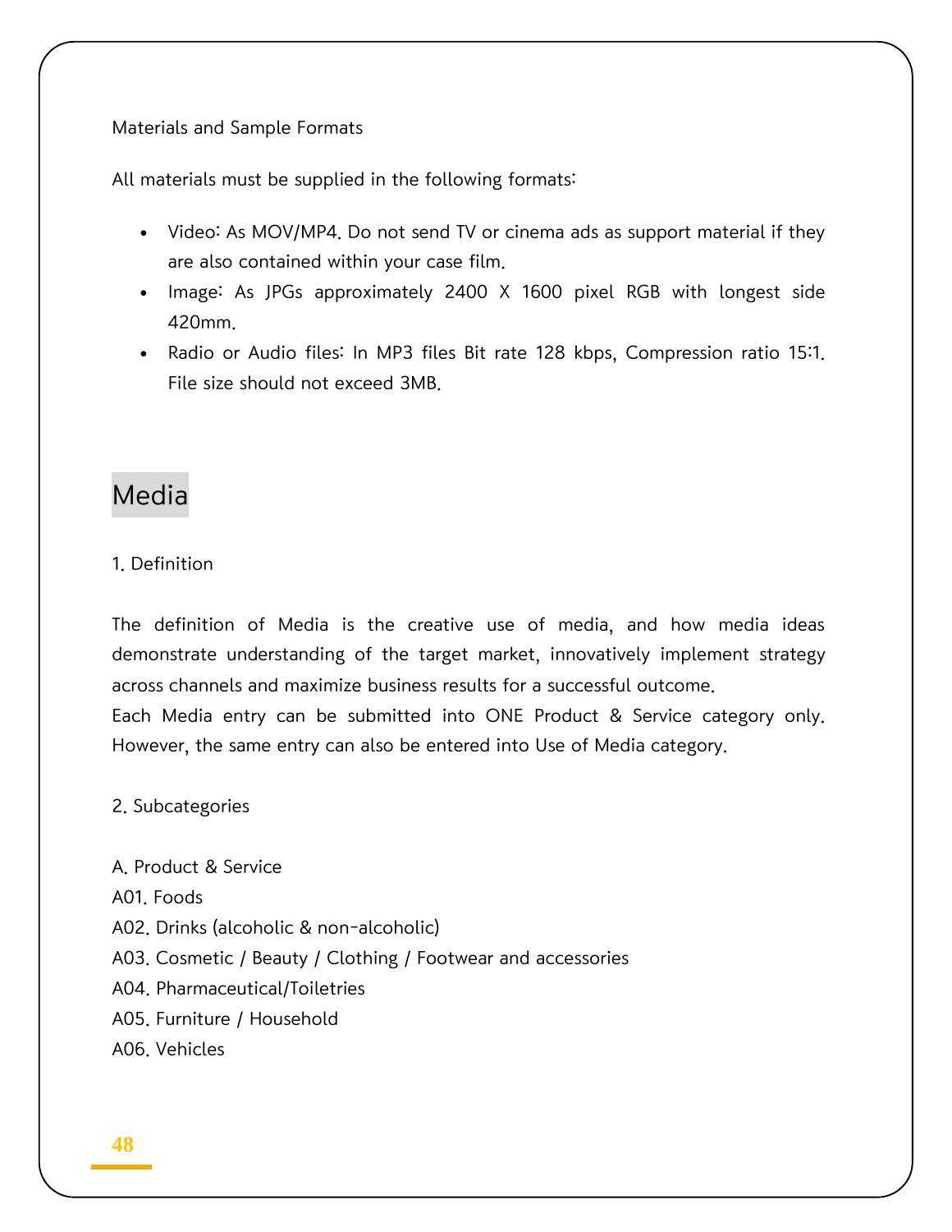Materials and Sample Formats

All materials must be supplied in the following formats:

- Video: As MOV/MP4. Do not send TV or cinema ads as support material if they are also contained within your case film.
- Image: As JPGs approximately 2400 X 1600 pixel RGB with longest side 420mm.
- Radio or Audio files: In MP3 files Bit rate 128 kbps, Compression ratio 15:1. File size should not exceed 3MB.

## Media

1. Definition

The definition of Media is the creative use of media, and how media ideas demonstrate understanding of the target market, innovatively implement strategy across channels and maximize business results for a successful outcome.
Each Media entry can be submitted into ONE Product & Service category only. However, the same entry can also be entered into Use of Media category.

2. Subcategories

A. Product & Service
A01. Foods
A02. Drinks (alcoholic & non-alcoholic)
A03. Cosmetic / Beauty / Clothing / Footwear and accessories
A04. Pharmaceutical/Toiletries
A05. Furniture / Household
A06. Vehicles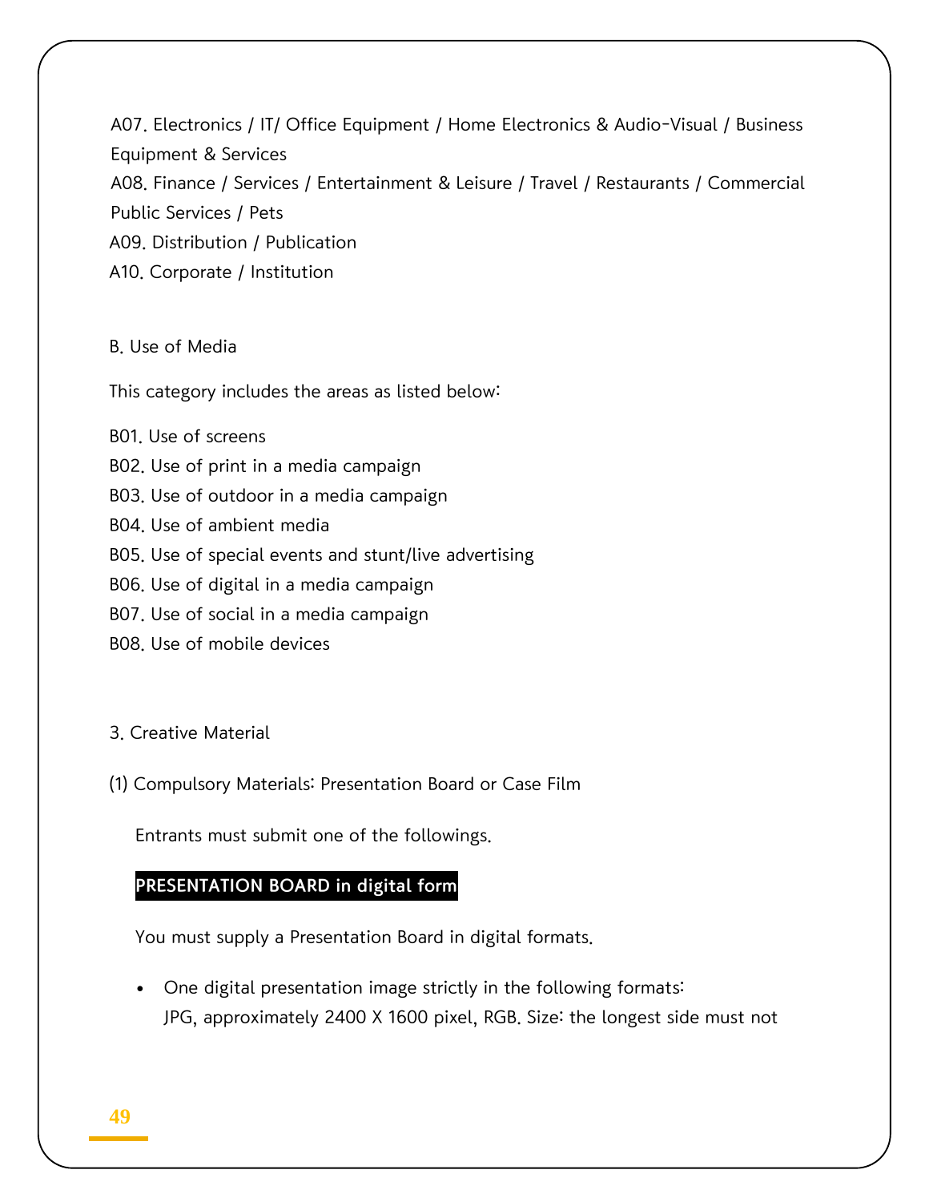A07. Electronics / IT/ Office Equipment / Home Electronics & Audio-Visual / Business Equipment & Services

A08. Finance / Services / Entertainment & Leisure / Travel / Restaurants / Commercial Public Services / Pets

A09. Distribution / Publication

A10. Corporate / Institution

B. Use of Media

This category includes the areas as listed below:

B01. Use of screens

B02. Use of print in a media campaign

B03. Use of outdoor in a media campaign

B04. Use of ambient media

B05. Use of special events and stunt/live advertising

B06. Use of digital in a media campaign

B07. Use of social in a media campaign

B08. Use of mobile devices

3. Creative Material

(1) Compulsory Materials: Presentation Board or Case Film

Entrants must submit one of the followings.

**PRESENTATION BOARD in digital form**

You must supply a Presentation Board in digital formats.

- One digital presentation image strictly in the following formats: JPG, approximately 2400 X 1600 pixel, RGB. Size: the longest side must not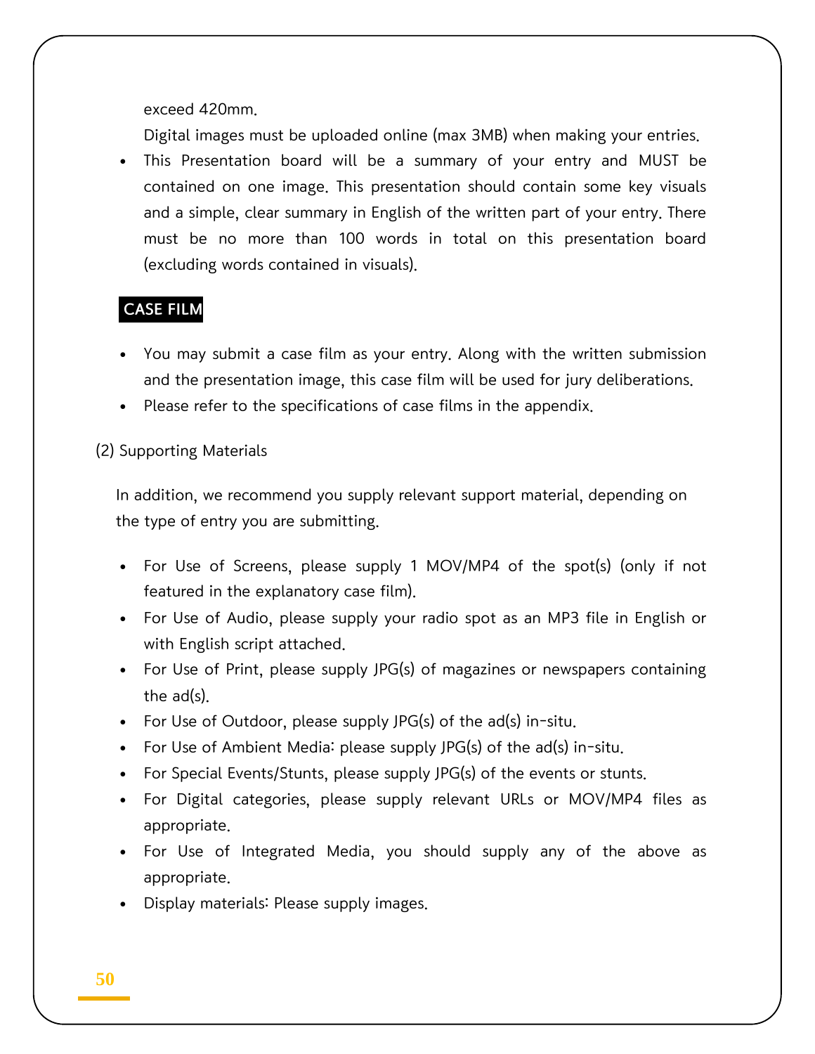exceed 420mm.

Digital images must be uploaded online (max 3MB) when making your entries.

- This Presentation board will be a summary of your entry and MUST be contained on one image. This presentation should contain some key visuals and a simple, clear summary in English of the written part of your entry. There must be no more than 100 words in total on this presentation board (excluding words contained in visuals).

**CASE FILM**

- You may submit a case film as your entry. Along with the written submission and the presentation image, this case film will be used for jury deliberations.
- Please refer to the specifications of case films in the appendix.

(2) Supporting Materials

In addition, we recommend you supply relevant support material, depending on the type of entry you are submitting.

- For Use of Screens, please supply 1 MOV/MP4 of the spot(s) (only if not featured in the explanatory case film).
- For Use of Audio, please supply your radio spot as an MP3 file in English or with English script attached.
- For Use of Print, please supply JPG(s) of magazines or newspapers containing the ad(s).
- For Use of Outdoor, please supply JPG(s) of the ad(s) in-situ.
- For Use of Ambient Media: please supply JPG(s) of the ad(s) in-situ.
- For Special Events/Stunts, please supply JPG(s) of the events or stunts.
- For Digital categories, please supply relevant URLs or MOV/MP4 files as appropriate.
- For Use of Integrated Media, you should supply any of the above as appropriate.
- Display materials: Please supply images.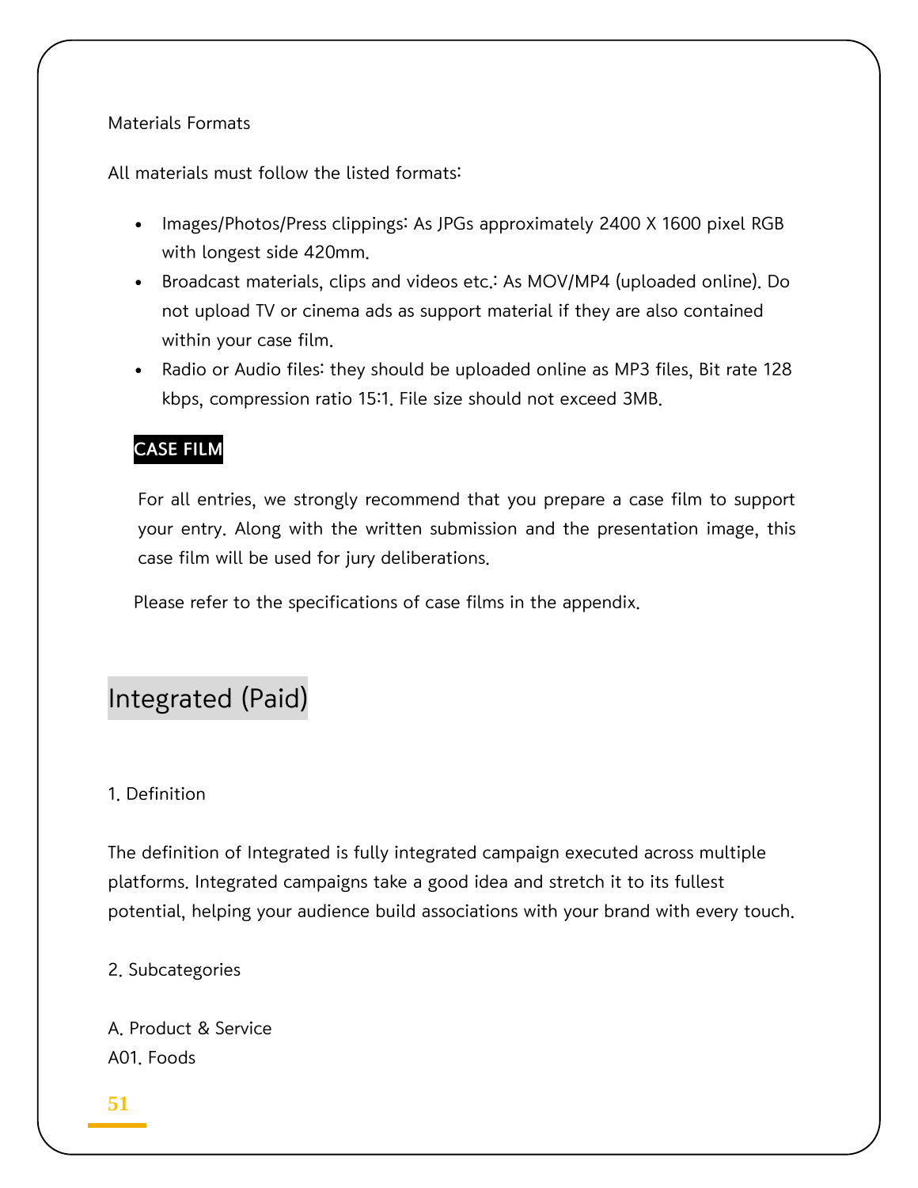Materials Formats

All materials must follow the listed formats:

- Images/Photos/Press clippings: As JPGs approximately 2400 X 1600 pixel RGB with longest side 420mm.
- Broadcast materials, clips and videos etc.: As MOV/MP4 (uploaded online). Do not upload TV or cinema ads as support material if they are also contained within your case film.
- Radio or Audio files: they should be uploaded online as MP3 files, Bit rate 128 kbps, compression ratio 15:1. File size should not exceed 3MB.

**CASE FILM**

For all entries, we strongly recommend that you prepare a case film to support your entry. Along with the written submission and the presentation image, this case film will be used for jury deliberations.

Please refer to the specifications of case films in the appendix.

## Integrated (Paid)

1. Definition

The definition of Integrated is fully integrated campaign executed across multiple platforms. Integrated campaigns take a good idea and stretch it to its fullest potential, helping your audience build associations with your brand with every touch.

2. Subcategories

A. Product & Service
A01. Foods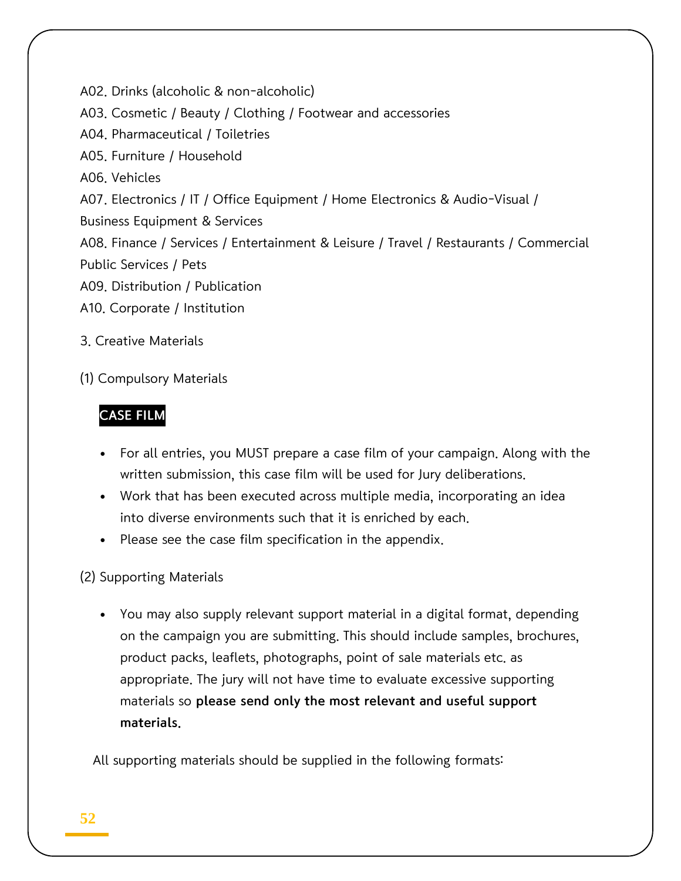A02. Drinks (alcoholic & non-alcoholic)
A03. Cosmetic / Beauty / Clothing / Footwear and accessories
A04. Pharmaceutical / Toiletries
A05. Furniture / Household
A06. Vehicles
A07. Electronics / IT / Office Equipment / Home Electronics & Audio-Visual / Business Equipment & Services
A08. Finance / Services / Entertainment & Leisure / Travel / Restaurants / Commercial Public Services / Pets
A09. Distribution / Publication
A10. Corporate / Institution

3. Creative Materials

(1) Compulsory Materials

**CASE FILM**

- For all entries, you MUST prepare a case film of your campaign. Along with the written submission, this case film will be used for Jury deliberations.
- Work that has been executed across multiple media, incorporating an idea into diverse environments such that it is enriched by each.
- Please see the case film specification in the appendix.

(2) Supporting Materials

- You may also supply relevant support material in a digital format, depending on the campaign you are submitting. This should include samples, brochures, product packs, leaflets, photographs, point of sale materials etc. as appropriate. The jury will not have time to evaluate excessive supporting materials so **please send only the most relevant and useful support materials.**

All supporting materials should be supplied in the following formats: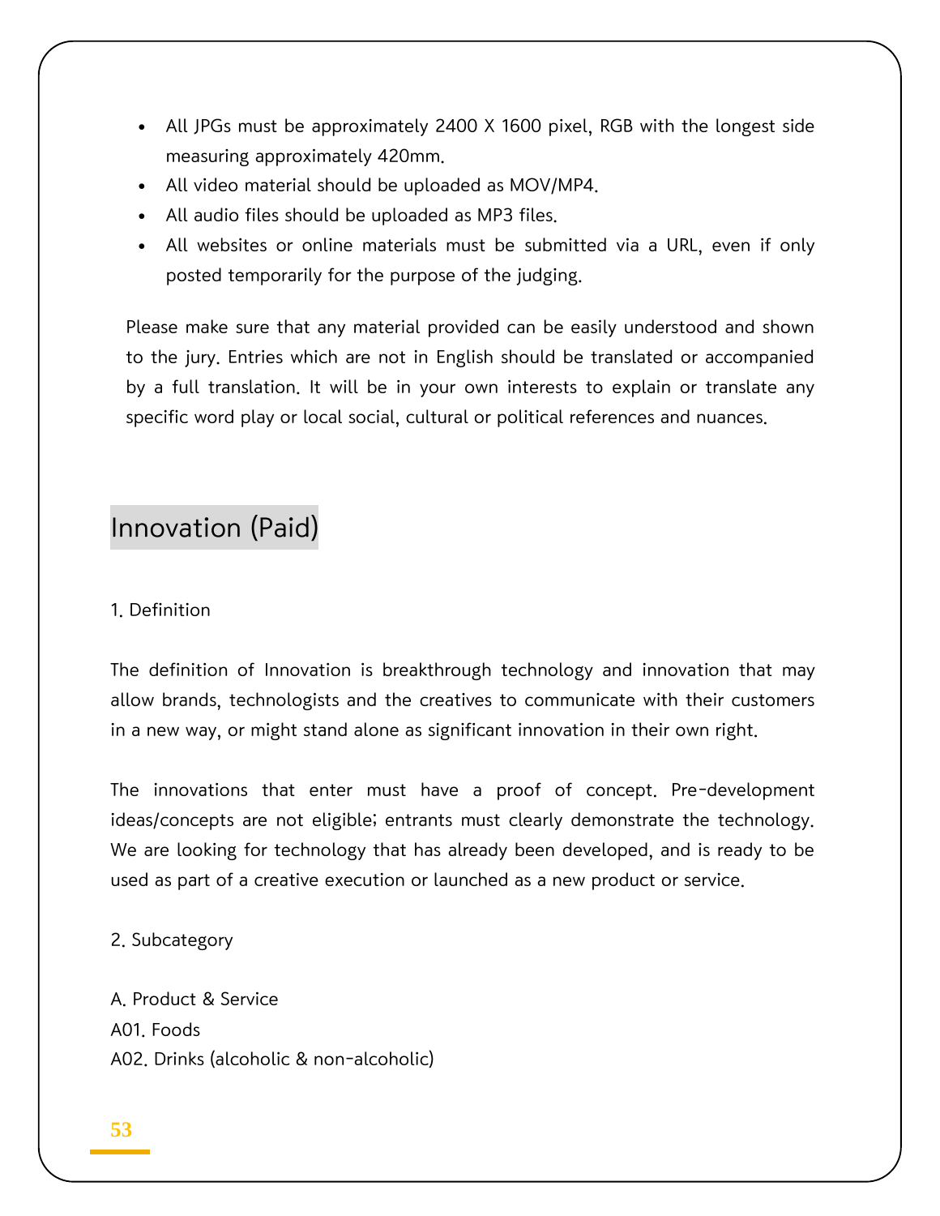- All JPGs must be approximately 2400 X 1600 pixel, RGB with the longest side measuring approximately 420mm.
- All video material should be uploaded as MOV/MP4.
- All audio files should be uploaded as MP3 files.
- All websites or online materials must be submitted via a URL, even if only posted temporarily for the purpose of the judging.

Please make sure that any material provided can be easily understood and shown to the jury. Entries which are not in English should be translated or accompanied by a full translation. It will be in your own interests to explain or translate any specific word play or local social, cultural or political references and nuances.

## Innovation (Paid)

1. Definition

The definition of Innovation is breakthrough technology and innovation that may allow brands, technologists and the creatives to communicate with their customers in a new way, or might stand alone as significant innovation in their own right.

The innovations that enter must have a proof of concept. Pre-development ideas/concepts are not eligible; entrants must clearly demonstrate the technology. We are looking for technology that has already been developed, and is ready to be used as part of a creative execution or launched as a new product or service.

2. Subcategory

A. Product & Service
A01. Foods
A02. Drinks (alcoholic & non-alcoholic)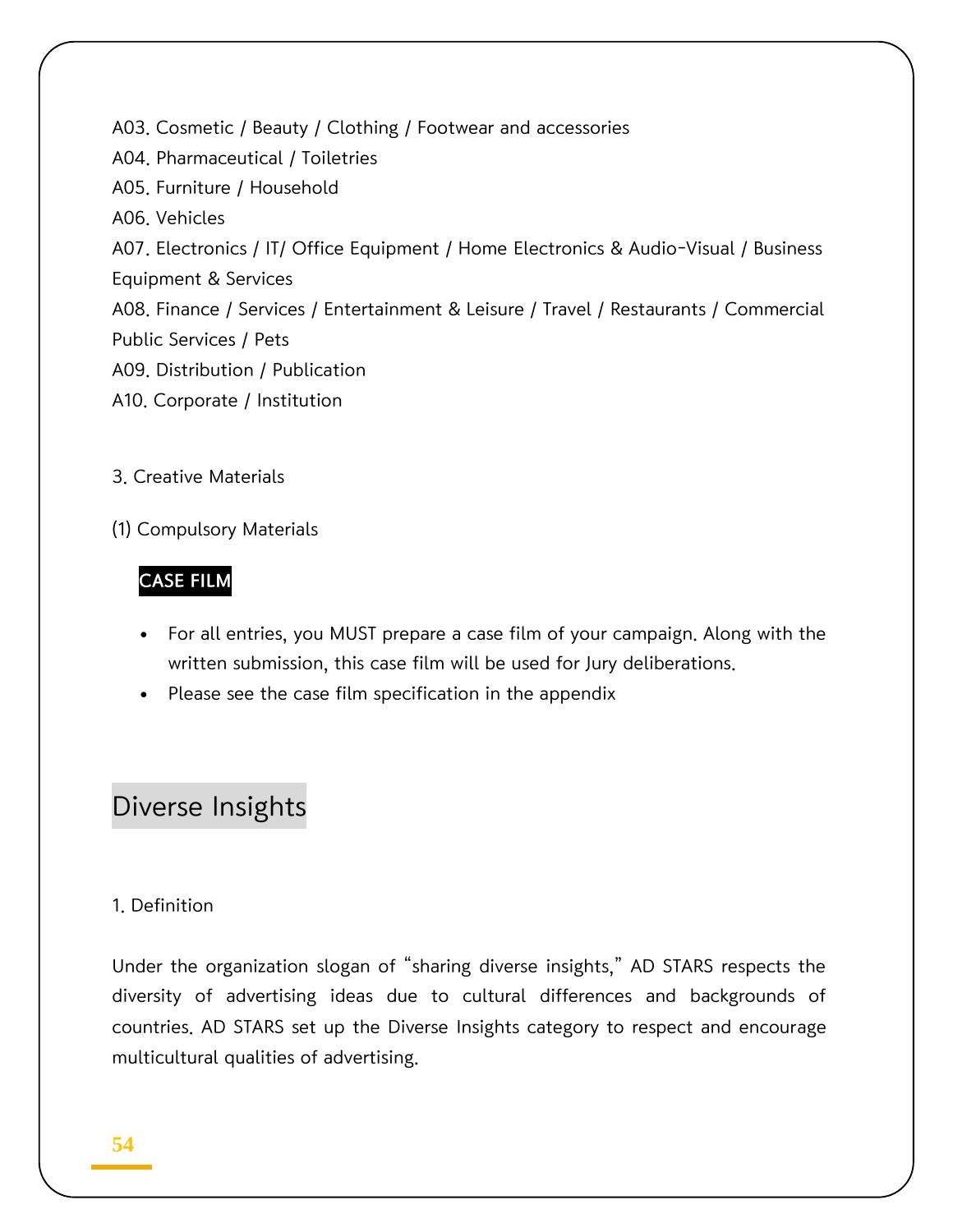A03. Cosmetic / Beauty / Clothing / Footwear and accessories
A04. Pharmaceutical / Toiletries
A05. Furniture / Household
A06. Vehicles
A07. Electronics / IT/ Office Equipment / Home Electronics & Audio-Visual / Business Equipment & Services
A08. Finance / Services / Entertainment & Leisure / Travel / Restaurants / Commercial Public Services / Pets
A09. Distribution / Publication
A10. Corporate / Institution

3. Creative Materials

(1) Compulsory Materials

**CASE FILM**

- For all entries, you MUST prepare a case film of your campaign. Along with the written submission, this case film will be used for Jury deliberations.
- Please see the case film specification in the appendix

## Diverse Insights

1. Definition

Under the organization slogan of "sharing diverse insights," AD STARS respects the diversity of advertising ideas due to cultural differences and backgrounds of countries. AD STARS set up the Diverse Insights category to respect and encourage multicultural qualities of advertising.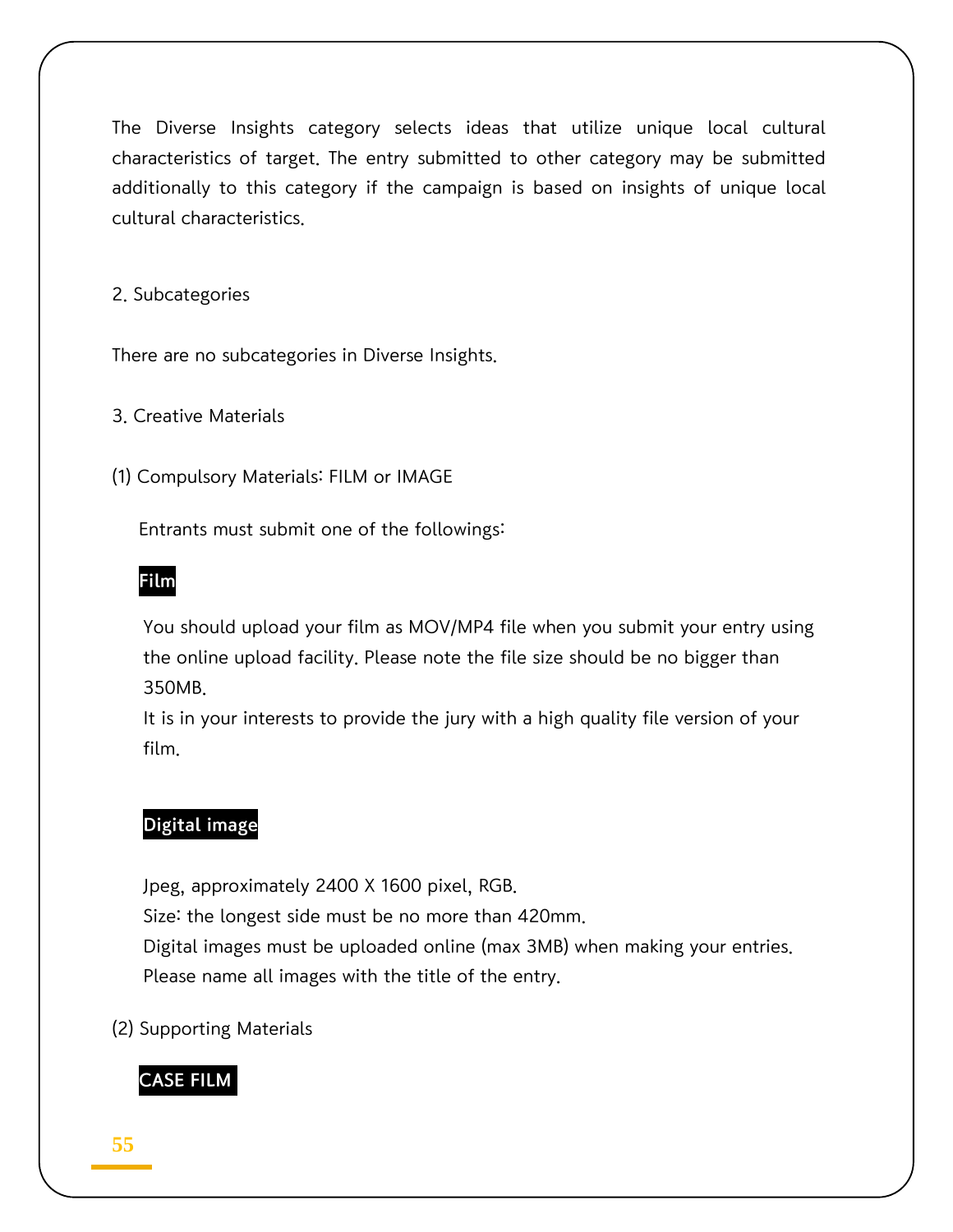The Diverse Insights category selects ideas that utilize unique local cultural characteristics of target. The entry submitted to other category may be submitted additionally to this category if the campaign is based on insights of unique local cultural characteristics.

2. Subcategories

There are no subcategories in Diverse Insights.

3. Creative Materials

(1) Compulsory Materials: FILM or IMAGE

Entrants must submit one of the followings:

**Film**

You should upload your film as MOV/MP4 file when you submit your entry using the online upload facility. Please note the file size should be no bigger than 350MB.
It is in your interests to provide the jury with a high quality file version of your film.

**Digital image**

Jpeg, approximately 2400 X 1600 pixel, RGB.
Size: the longest side must be no more than 420mm.
Digital images must be uploaded online (max 3MB) when making your entries.
Please name all images with the title of the entry.

(2) Supporting Materials

**CASE FILM**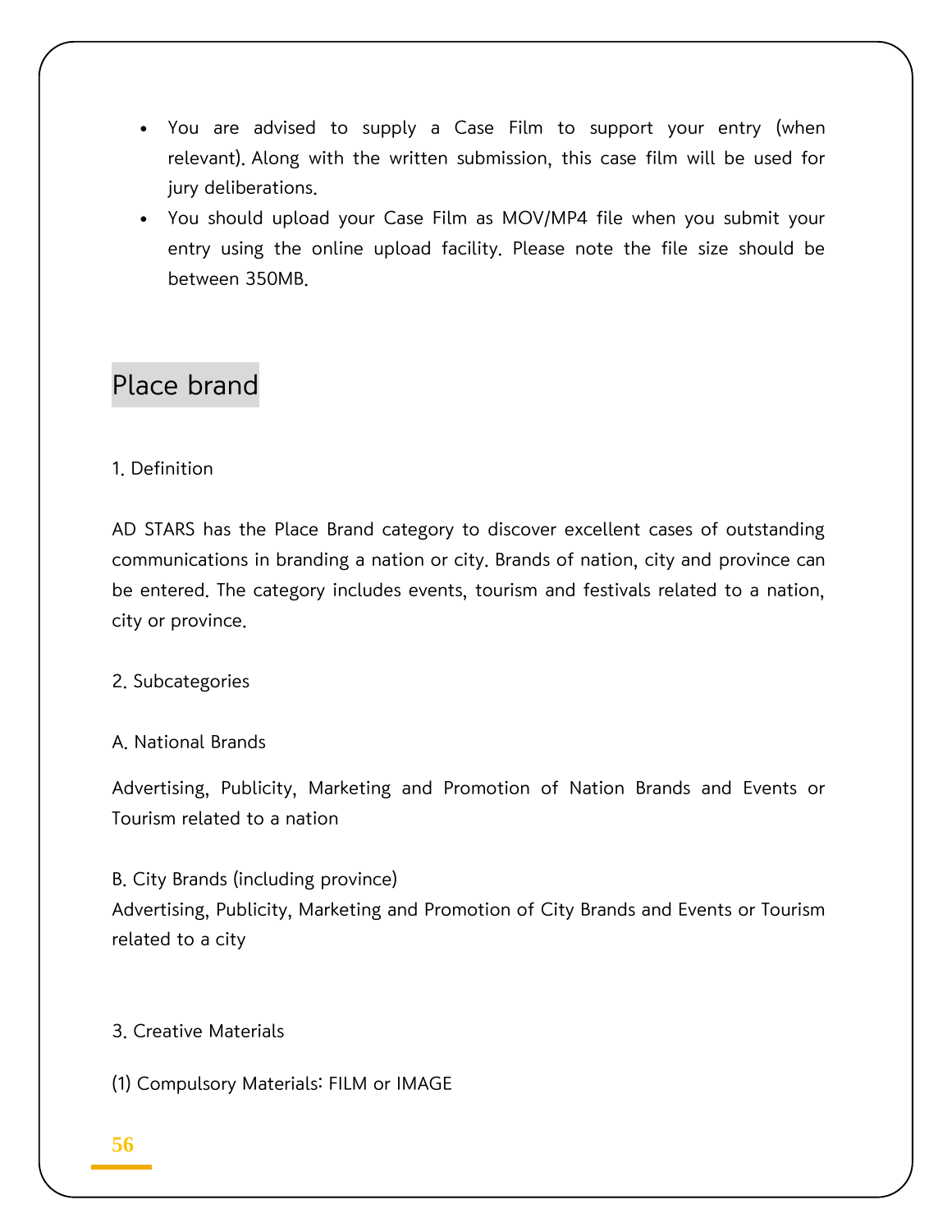- You are advised to supply a Case Film to support your entry (when relevant). Along with the written submission, this case film will be used for jury deliberations.
- You should upload your Case Film as MOV/MP4 file when you submit your entry using the online upload facility. Please note the file size should be between 350MB.

## Place brand

1. Definition

AD STARS has the Place Brand category to discover excellent cases of outstanding communications in branding a nation or city. Brands of nation, city and province can be entered. The category includes events, tourism and festivals related to a nation, city or province.

2. Subcategories

A. National Brands

Advertising, Publicity, Marketing and Promotion of Nation Brands and Events or Tourism related to a nation

B. City Brands (including province)
Advertising, Publicity, Marketing and Promotion of City Brands and Events or Tourism related to a city

3. Creative Materials

(1) Compulsory Materials: FILM or IMAGE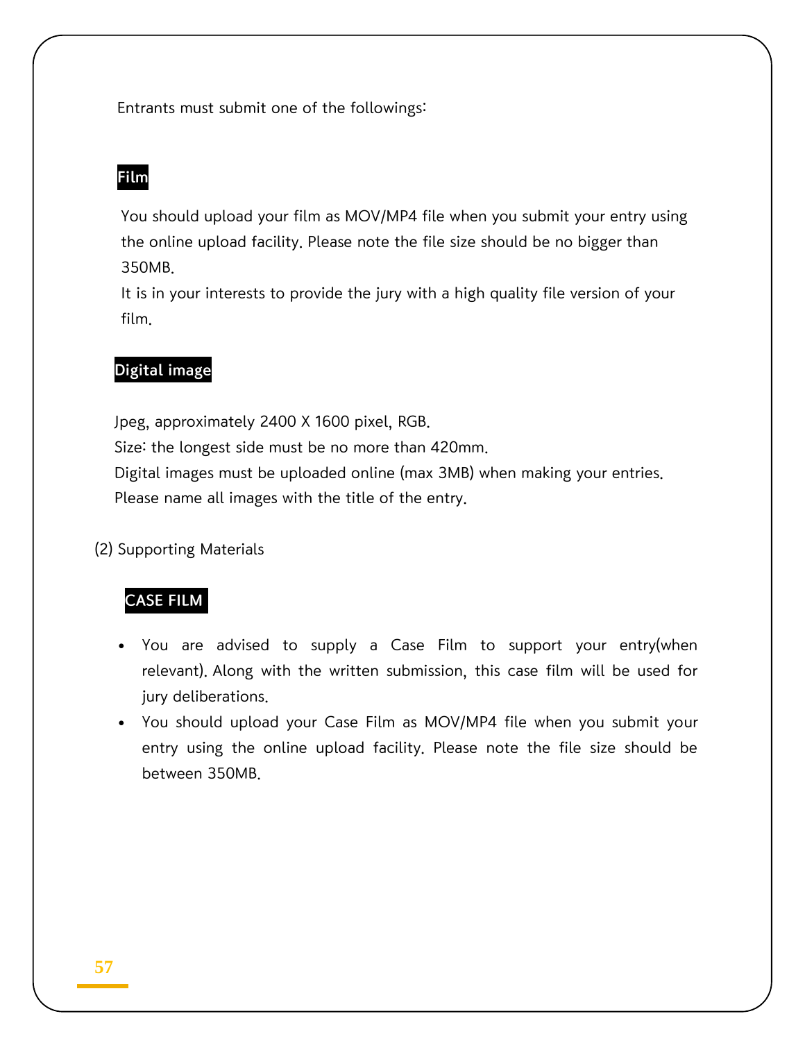Entrants must submit one of the followings:

**Film**

You should upload your film as MOV/MP4 file when you submit your entry using the online upload facility. Please note the file size should be no bigger than 350MB.
It is in your interests to provide the jury with a high quality file version of your film.

**Digital image**

Jpeg, approximately 2400 X 1600 pixel, RGB.
Size: the longest side must be no more than 420mm.
Digital images must be uploaded online (max 3MB) when making your entries.
Please name all images with the title of the entry.

(2) Supporting Materials

**CASE FILM**

- You are advised to supply a Case Film to support your entry(when relevant). Along with the written submission, this case film will be used for jury deliberations.
- You should upload your Case Film as MOV/MP4 file when you submit your entry using the online upload facility. Please note the file size should be between 350MB.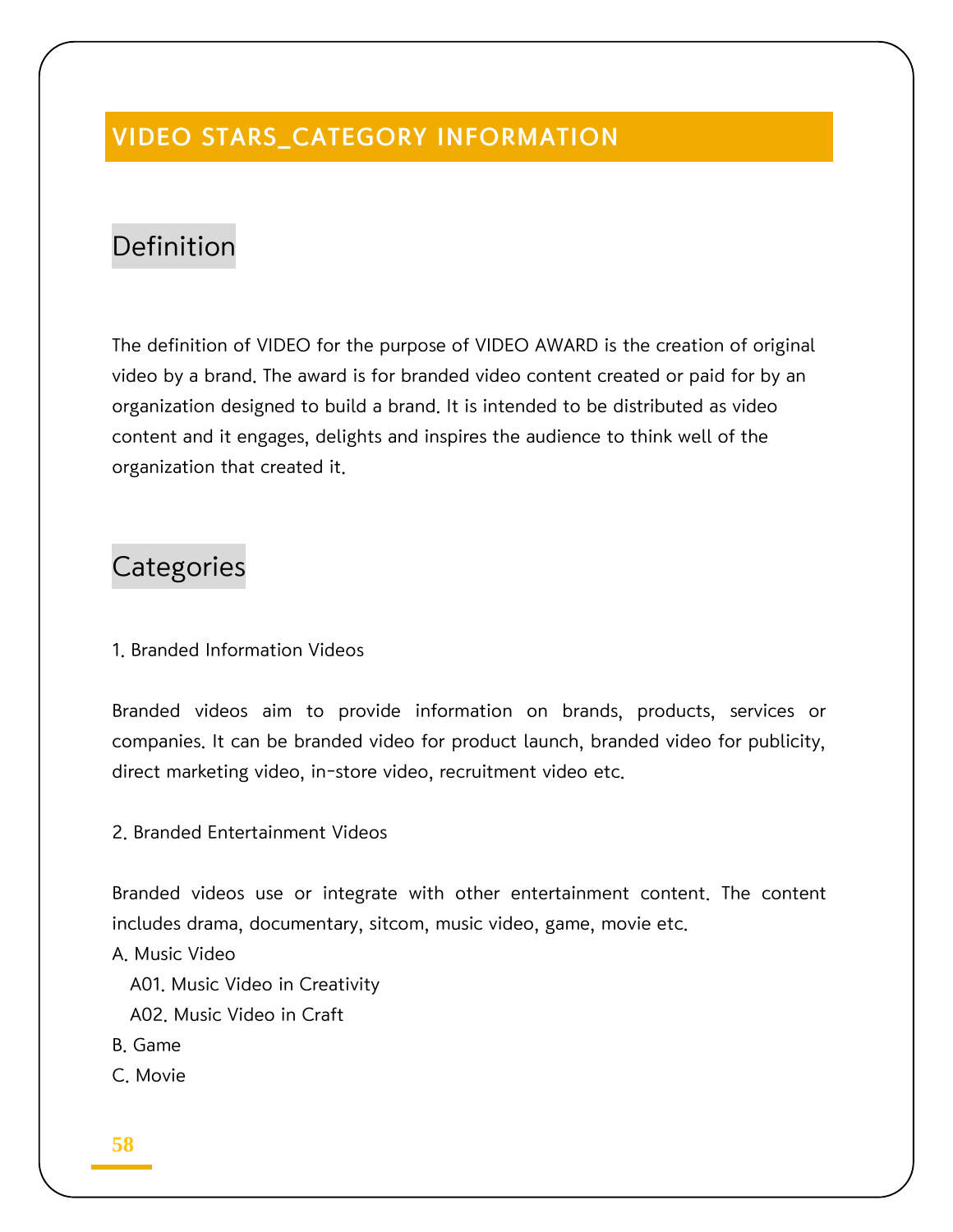# VIDEO STARS_CATEGORY INFORMATION

## Definition

The definition of VIDEO for the purpose of VIDEO AWARD is the creation of original video by a brand. The award is for branded video content created or paid for by an organization designed to build a brand. It is intended to be distributed as video content and it engages, delights and inspires the audience to think well of the organization that created it.

## Categories

1. Branded Information Videos

Branded videos aim to provide information on brands, products, services or companies. It can be branded video for product launch, branded video for publicity, direct marketing video, in-store video, recruitment video etc.

2. Branded Entertainment Videos

Branded videos use or integrate with other entertainment content. The content includes drama, documentary, sitcom, music video, game, movie etc.

A. Music Video
- A01. Music Video in Creativity
- A02. Music Video in Craft

B. Game

C. Movie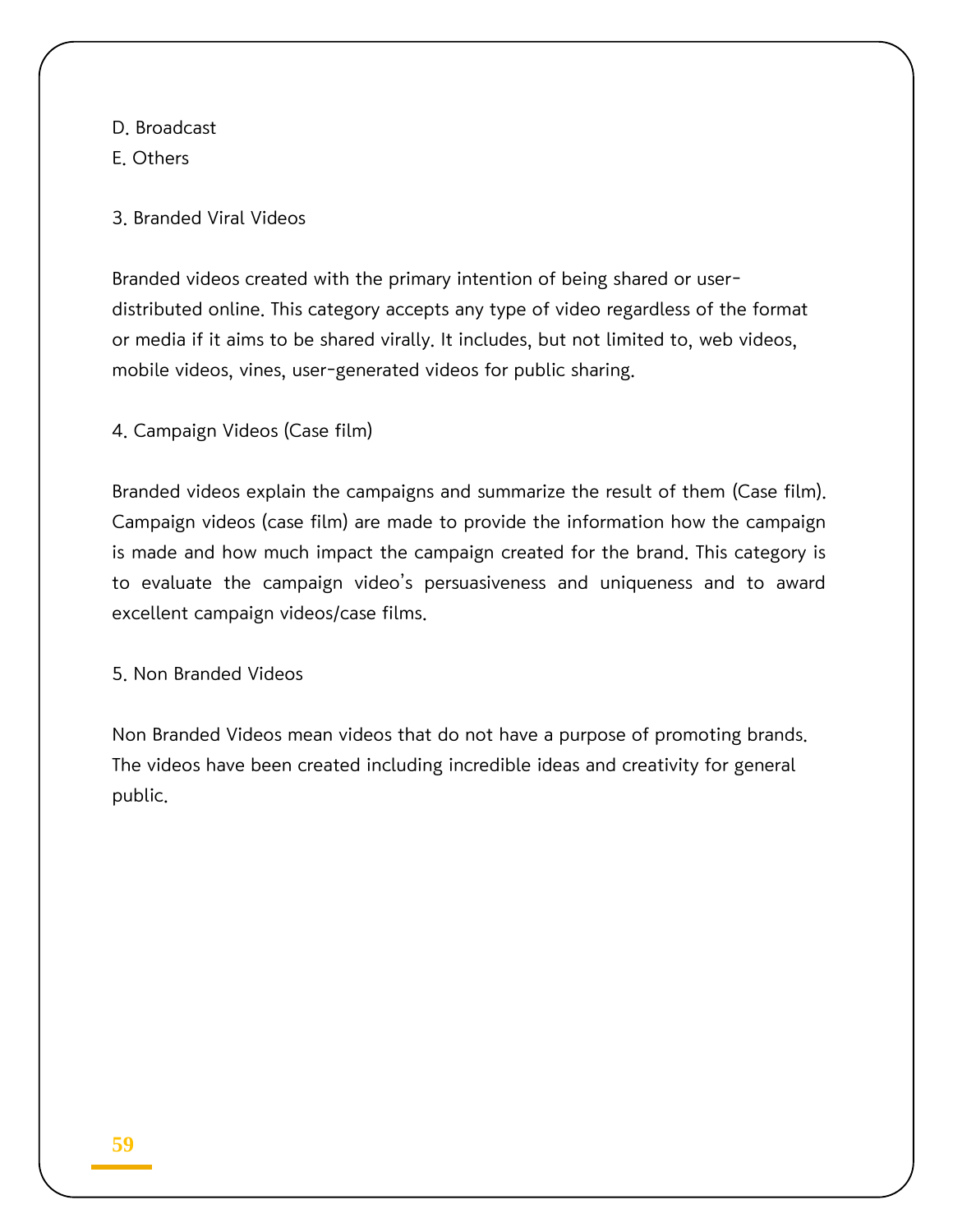D. Broadcast
E. Others

3. Branded Viral Videos

Branded videos created with the primary intention of being shared or user-distributed online. This category accepts any type of video regardless of the format or media if it aims to be shared virally. It includes, but not limited to, web videos, mobile videos, vines, user-generated videos for public sharing.

4. Campaign Videos (Case film)

Branded videos explain the campaigns and summarize the result of them (Case film). Campaign videos (case film) are made to provide the information how the campaign is made and how much impact the campaign created for the brand. This category is to evaluate the campaign video's persuasiveness and uniqueness and to award excellent campaign videos/case films.

5. Non Branded Videos

Non Branded Videos mean videos that do not have a purpose of promoting brands. The videos have been created including incredible ideas and creativity for general public.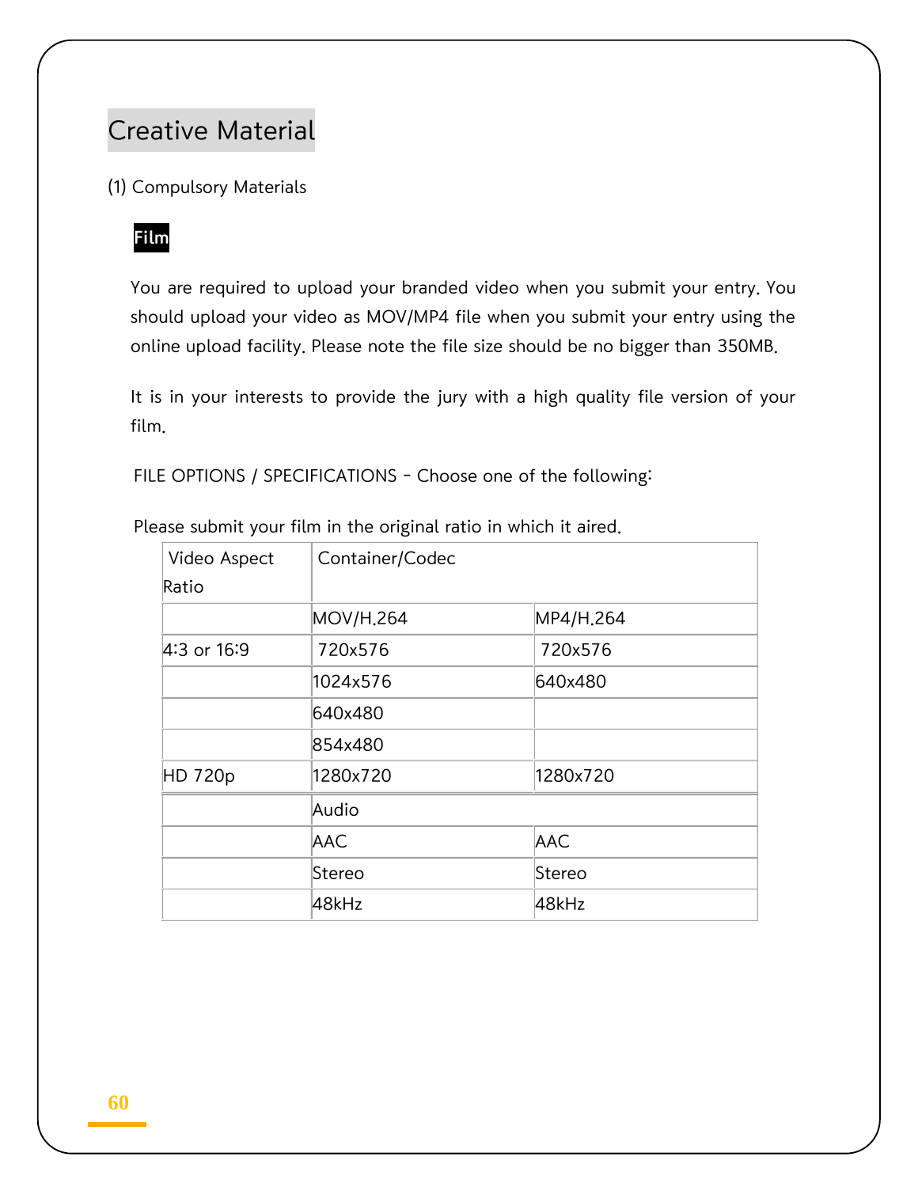## Creative Material

(1) Compulsory Materials

**Film**

You are required to upload your branded video when you submit your entry. You should upload your video as MOV/MP4 file when you submit your entry using the online upload facility. Please note the file size should be no bigger than 350MB.

It is in your interests to provide the jury with a high quality file version of your film.

FILE OPTIONS / SPECIFICATIONS - Choose one of the following:

Please submit your film in the original ratio in which it aired.

| Video Aspect Ratio | Container/Codec | |
|---|---|---|
| | MOV/H.264 | MP4/H.264 |
| 4:3 or 16:9 | 720x576 | 720x576 |
| | 1024x576 | 640x480 |
| | 640x480 | |
| | 854x480 | |
| HD 720p | 1280x720 | 1280x720 |
| | Audio | |
| | AAC | AAC |
| | Stereo | Stereo |
| | 48kHz | 48kHz |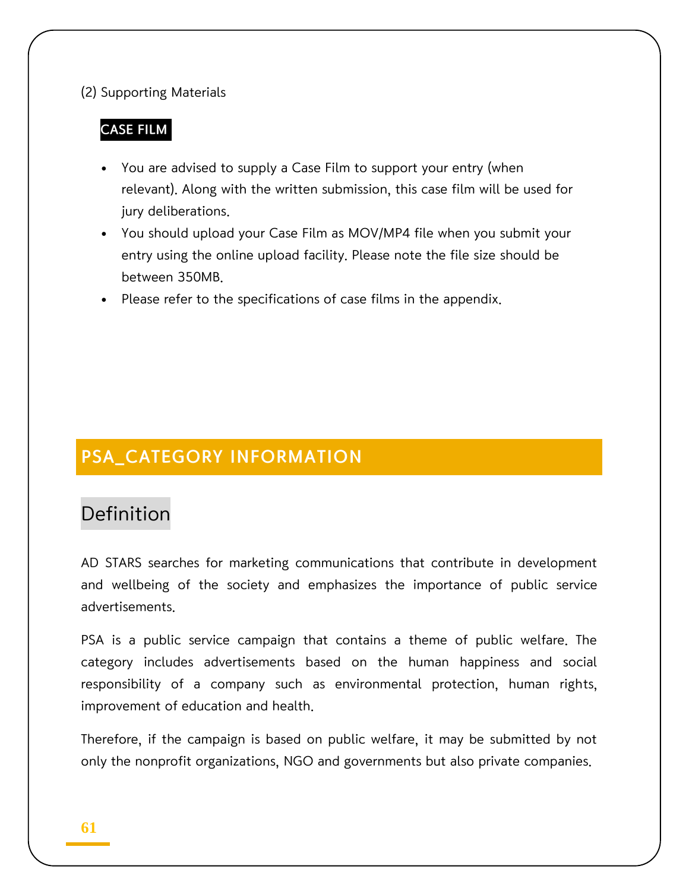(2) Supporting Materials

**CASE FILM**

- You are advised to supply a Case Film to support your entry (when relevant). Along with the written submission, this case film will be used for jury deliberations.
- You should upload your Case Film as MOV/MP4 file when you submit your entry using the online upload facility. Please note the file size should be between 350MB.
- Please refer to the specifications of case films in the appendix.

## PSA_CATEGORY INFORMATION

### Definition

AD STARS searches for marketing communications that contribute in development and wellbeing of the society and emphasizes the importance of public service advertisements.

PSA is a public service campaign that contains a theme of public welfare. The category includes advertisements based on the human happiness and social responsibility of a company such as environmental protection, human rights, improvement of education and health.

Therefore, if the campaign is based on public welfare, it may be submitted by not only the nonprofit organizations, NGO and governments but also private companies.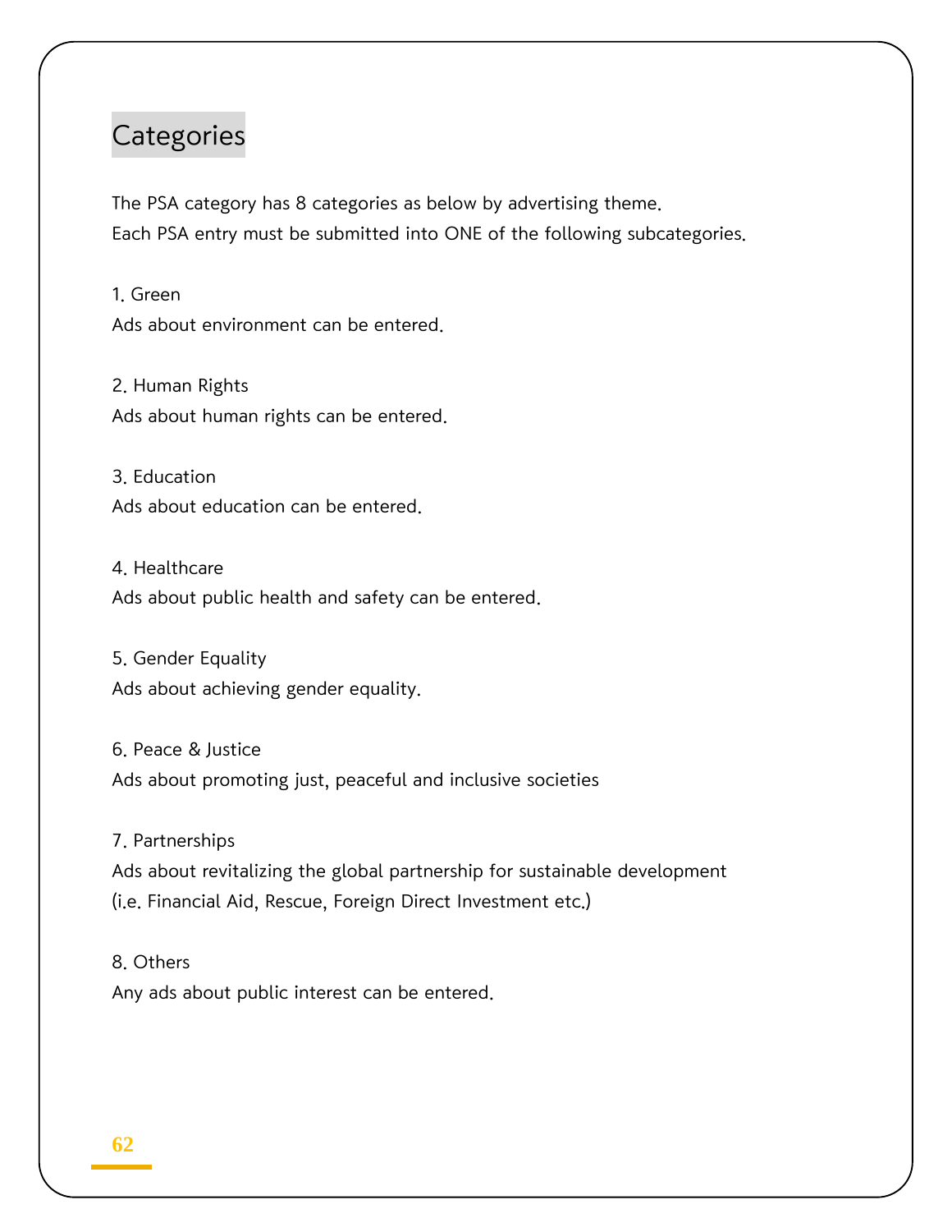## Categories

The PSA category has 8 categories as below by advertising theme.
Each PSA entry must be submitted into ONE of the following subcategories.

1. Green
Ads about environment can be entered.

2. Human Rights
Ads about human rights can be entered.

3. Education
Ads about education can be entered.

4. Healthcare
Ads about public health and safety can be entered.

5. Gender Equality
Ads about achieving gender equality.

6. Peace & Justice
Ads about promoting just, peaceful and inclusive societies

7. Partnerships
Ads about revitalizing the global partnership for sustainable development
(i.e. Financial Aid, Rescue, Foreign Direct Investment etc.)

8. Others
Any ads about public interest can be entered.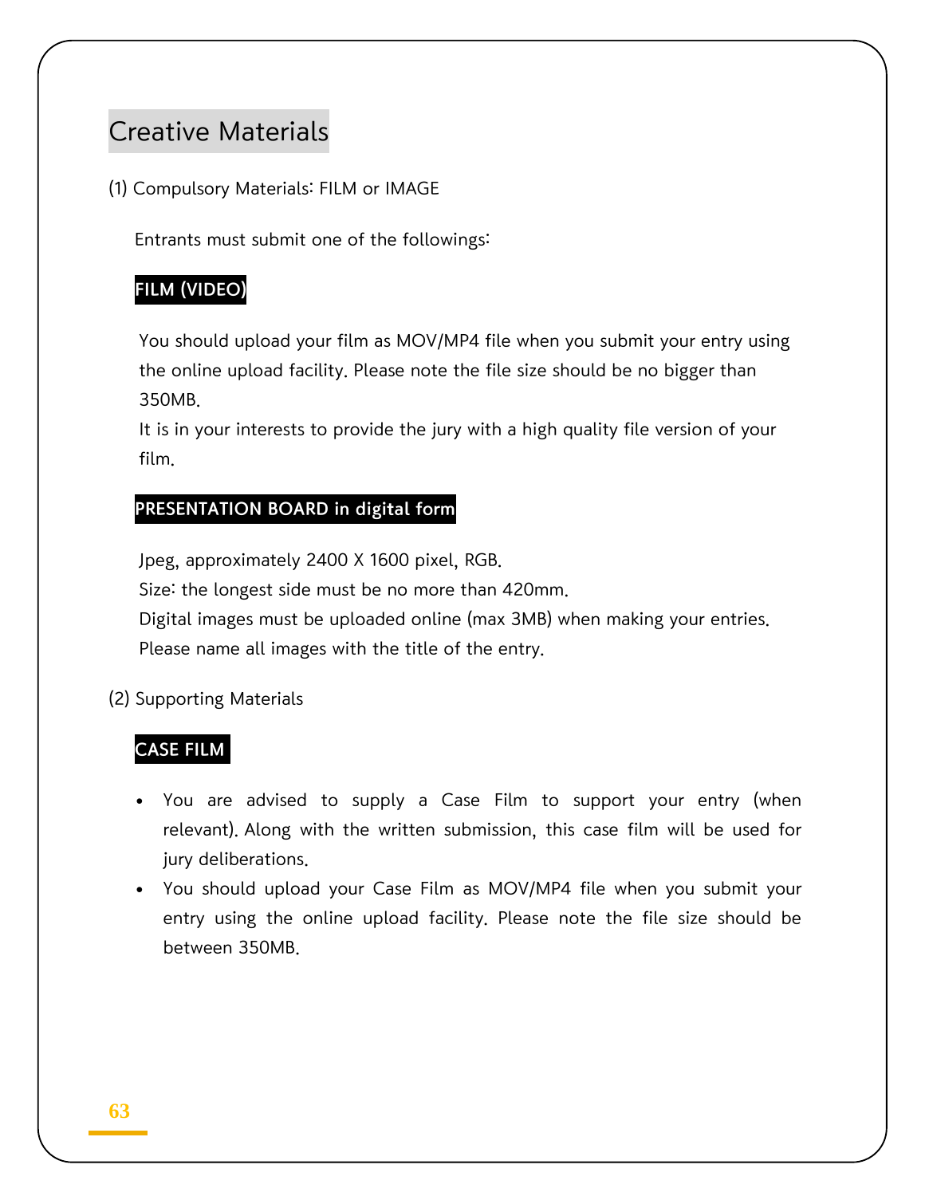## Creative Materials

(1) Compulsory Materials: FILM or IMAGE

Entrants must submit one of the followings:

**FILM (VIDEO)**

You should upload your film as MOV/MP4 file when you submit your entry using the online upload facility. Please note the file size should be no bigger than 350MB.
It is in your interests to provide the jury with a high quality file version of your film.

**PRESENTATION BOARD in digital form**

Jpeg, approximately 2400 X 1600 pixel, RGB.
Size: the longest side must be no more than 420mm.
Digital images must be uploaded online (max 3MB) when making your entries.
Please name all images with the title of the entry.

(2) Supporting Materials

**CASE FILM**

- You are advised to supply a Case Film to support your entry (when relevant). Along with the written submission, this case film will be used for jury deliberations.
- You should upload your Case Film as MOV/MP4 file when you submit your entry using the online upload facility. Please note the file size should be between 350MB.